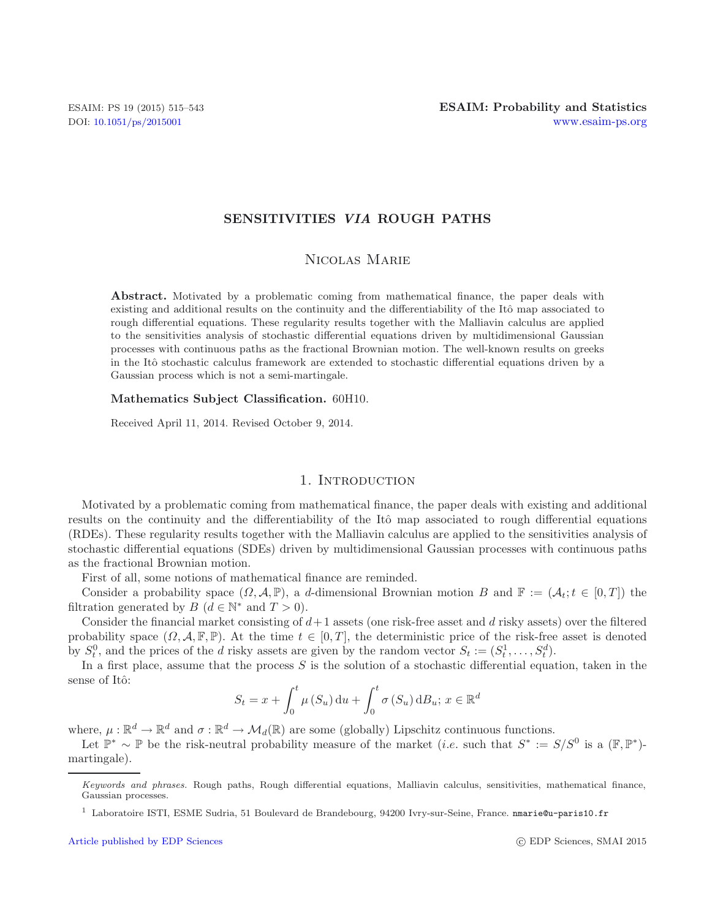# SENSITIVITIES *VIA* ROUGH PATHS

Nicolas Marie[1]

**Abstract.** Motivated by a problematic coming from mathematical finance, the paper deals with existing and additional results on the continuity and the differentiability of the Itô map associated to rough differential equations. These regularity results together with the Malliavin calculus are applied to the sensitivities analysis of stochastic differential equations driven by multidimensional Gaussian processes with continuous paths as the fractional Brownian motion. The well-known results on greeks in the Itô stochastic calculus framework are extended to stochastic differential equations driven by a Gaussian process which is not a semi-martingale.

**Mathematics Subject Classification.** 60H10.

Received April 11, 2014. Revised October 9, 2014.

## 1. Introduction

Motivated by a problematic coming from mathematical finance, the paper deals with existing and additional results on the continuity and the differentiability of the Itô map associated to rough differential equations (RDEs). These regularity results together with the Malliavin calculus are applied to the sensitivities analysis of stochastic differential equations (SDEs) driven by multidimensional Gaussian processes with continuous paths as the fractional Brownian motion.

First of all, some notions of mathematical finance are reminded.

Consider a probability space $(\Omega, \mathcal{A}, \mathbb{P})$, a $d$-dimensional Brownian motion $B$ and $\mathbb{F} := (\mathcal{A}_t; t \in [0,T])$ the filtration generated by $B$ ($d \in \mathbb{N}^*$ and $T > 0$).

Consider the financial market consisting of $d+1$ assets (one risk-free asset and $d$ risky assets) over the filtered probability space $(\Omega, \mathcal{A}, \mathbb{F}, \mathbb{P})$. At the time $t \in [0,T]$, the deterministic price of the risk-free asset is denoted by $S_t^0$, and the prices of the $d$ risky assets are given by the random vector $S_t := (S_t^1, \dots, S_t^d)$.

In a first place, assume that the process $S$ is the solution of a stochastic differential equation, taken in the sense of Itô:

$$S_t = x + \int_0^t \mu(S_u)\,\mathrm{d}u + \int_0^t \sigma(S_u)\,\mathrm{d}B_u;\ x \in \mathbb{R}^d$$

where, $\mu : \mathbb{R}^d \to \mathbb{R}^d$ and $\sigma : \mathbb{R}^d \to \mathcal{M}_d(\mathbb{R})$ are some (globally) Lipschitz continuous functions.

Let $\mathbb{P}^* \sim \mathbb{P}$ be the risk-neutral probability measure of the market (*i.e.* such that $S^* := S/S^0$ is a $(\mathbb{F}, \mathbb{P}^*)$-martingale).

*Keywords and phrases.* Rough paths, Rough differential equations, Malliavin calculus, sensitivities, mathematical finance, Gaussian processes.

[1] Laboratoire ISTI, ESME Sudria, 51 Boulevard de Brandebourg, 94200 Ivry-sur-Seine, France. nmarie@u-paris10.fr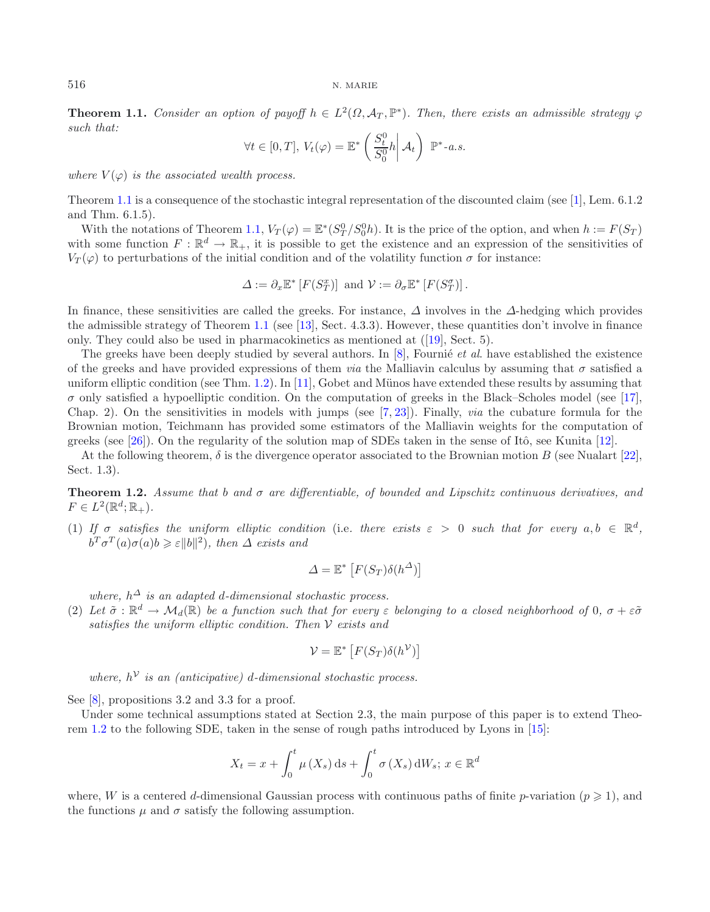**Theorem 1.1.** *Consider an option of payoff $h \in L^2(\Omega, \mathcal{A}_T, \mathbb{P}^*)$. Then, there exists an admissible strategy $\varphi$ such that:*

$$\forall t \in [0,T],\ V_t(\varphi) = \mathbb{E}^*\left(\left.\frac{S_t^0}{S_0^0}h\right| \mathcal{A}_t\right)\ \mathbb{P}^*\text{-a.s.}$$

*where $V(\varphi)$ is the associated wealth process.*

Theorem 1.1 is a consequence of the stochastic integral representation of the discounted claim (see [1], Lem. 6.1.2 and Thm. 6.1.5).

With the notations of Theorem 1.1, $V_T(\varphi) = \mathbb{E}^*(S_T^0/S_0^0 h)$. It is the price of the option, and when $h := F(S_T)$ with some function $F : \mathbb{R}^d \to \mathbb{R}_+$, it is possible to get the existence and an expression of the sensitivities of $V_T(\varphi)$ to perturbations of the initial condition and of the volatility function $\sigma$ for instance:

$$\varDelta := \partial_x \mathbb{E}^*\left[F(S_T^x)\right] \text{ and } \mathcal{V} := \partial_\sigma \mathbb{E}^*\left[F(S_T^\sigma)\right].$$

In finance, these sensitivities are called the greeks. For instance, $\varDelta$ involves in the $\varDelta$-hedging which provides the admissible strategy of Theorem 1.1 (see [13], Sect. 4.3.3). However, these quantities don't involve in finance only. They could also be used in pharmacokinetics as mentioned at ([19], Sect. 5).

The greeks have been deeply studied by several authors. In [8], Fournié *et al.* have established the existence of the greeks and have provided expressions of them *via* the Malliavin calculus by assuming that $\sigma$ satisfied a uniform elliptic condition (see Thm. 1.2). In [11], Gobet and Münos have extended these results by assuming that $\sigma$ only satisfied a hypoelliptic condition. On the computation of greeks in the Black–Scholes model (see [17], Chap. 2). On the sensitivities in models with jumps (see [7, 23]). Finally, *via* the cubature formula for the Brownian motion, Teichmann has provided some estimators of the Malliavin weights for the computation of greeks (see [26]). On the regularity of the solution map of SDEs taken in the sense of Itô, see Kunita [12].

At the following theorem, $\delta$ is the divergence operator associated to the Brownian motion $B$ (see Nualart [22], Sect. 1.3).

**Theorem 1.2.** *Assume that $b$ and $\sigma$ are differentiable, of bounded and Lipschitz continuous derivatives, and $F \in L^2(\mathbb{R}^d; \mathbb{R}_+)$.*

(1) *If $\sigma$ satisfies the uniform elliptic condition (i.e. there exists $\varepsilon > 0$ such that for every $a, b \in \mathbb{R}^d$, $b^T\sigma^T(a)\sigma(a)b \geqslant \varepsilon\|b\|^2$), then $\varDelta$ exists and*

$$\varDelta = \mathbb{E}^*\left[F(S_T)\delta(h^\varDelta)\right]$$

*where, $h^\varDelta$ is an adapted $d$-dimensional stochastic process.*

(2) *Let $\tilde{\sigma} : \mathbb{R}^d \to \mathcal{M}_d(\mathbb{R})$ be a function such that for every $\varepsilon$ belonging to a closed neighborhood of $0$, $\sigma + \varepsilon\tilde{\sigma}$ satisfies the uniform elliptic condition. Then $\mathcal{V}$ exists and*

$$\mathcal{V} = \mathbb{E}^*\left[F(S_T)\delta(h^\mathcal{V})\right]$$

*where, $h^\mathcal{V}$ is an (anticipative) $d$-dimensional stochastic process.*

See [8], propositions 3.2 and 3.3 for a proof.

Under some technical assumptions stated at Section 2.3, the main purpose of this paper is to extend Theorem 1.2 to the following SDE, taken in the sense of rough paths introduced by Lyons in [15]:

$$X_t = x + \int_0^t \mu(X_s)\,\mathrm{d}s + \int_0^t \sigma(X_s)\,\mathrm{d}W_s;\ x \in \mathbb{R}^d$$

where, $W$ is a centered $d$-dimensional Gaussian process with continuous paths of finite $p$-variation ($p \geqslant 1$), and the functions $\mu$ and $\sigma$ satisfy the following assumption.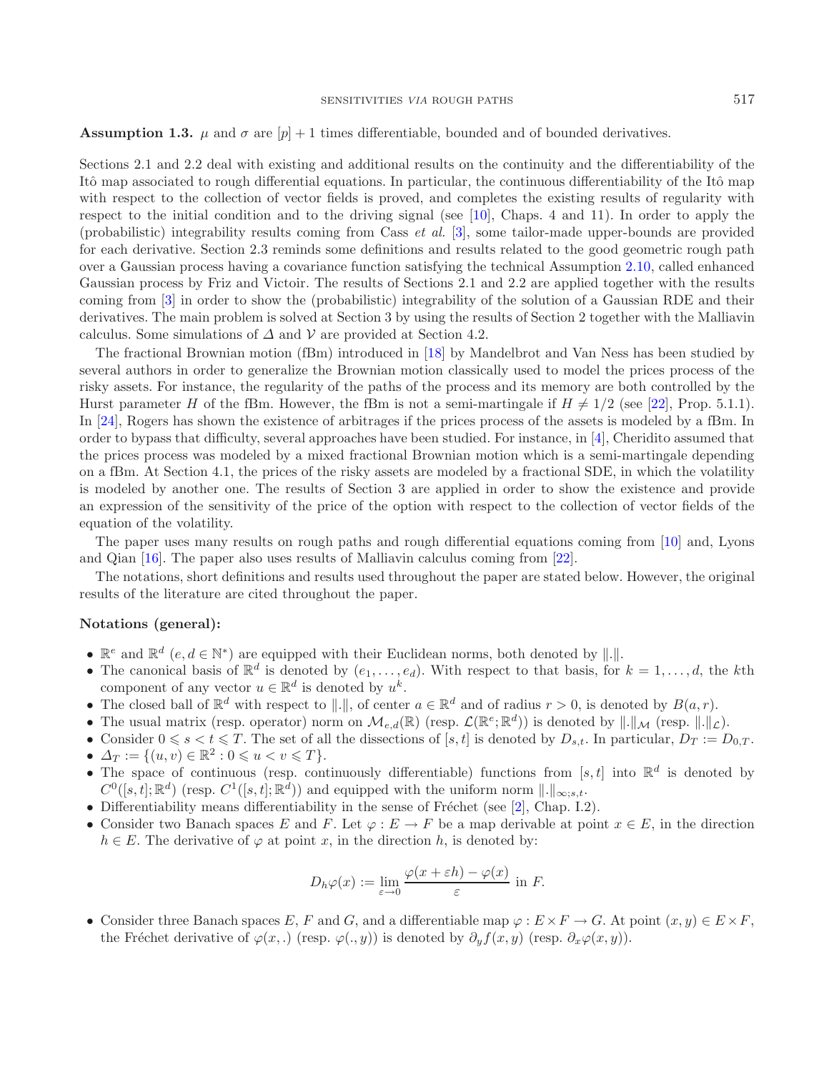**Assumption 1.3.** $\mu$ and $\sigma$ are $[p]+1$ times differentiable, bounded and of bounded derivatives.

Sections 2.1 and 2.2 deal with existing and additional results on the continuity and the differentiability of the Itô map associated to rough differential equations. In particular, the continuous differentiability of the Itô map with respect to the collection of vector fields is proved, and completes the existing results of regularity with respect to the initial condition and to the driving signal (see [10], Chaps. 4 and 11). In order to apply the (probabilistic) integrability results coming from Cass *et al.* [3], some tailor-made upper-bounds are provided for each derivative. Section 2.3 reminds some definitions and results related to the good geometric rough path over a Gaussian process having a covariance function satisfying the technical Assumption 2.10, called enhanced Gaussian process by Friz and Victoir. The results of Sections 2.1 and 2.2 are applied together with the results coming from [3] in order to show the (probabilistic) integrability of the solution of a Gaussian RDE and their derivatives. The main problem is solved at Section 3 by using the results of Section 2 together with the Malliavin calculus. Some simulations of $\Delta$ and $\mathcal{V}$ are provided at Section 4.2.

The fractional Brownian motion (fBm) introduced in [18] by Mandelbrot and Van Ness has been studied by several authors in order to generalize the Brownian motion classically used to model the prices process of the risky assets. For instance, the regularity of the paths of the process and its memory are both controlled by the Hurst parameter $H$ of the fBm. However, the fBm is not a semi-martingale if $H \neq 1/2$ (see [22], Prop. 5.1.1). In [24], Rogers has shown the existence of arbitrages if the prices process of the assets is modeled by a fBm. In order to bypass that difficulty, several approaches have been studied. For instance, in [4], Cheridito assumed that the prices process was modeled by a mixed fractional Brownian motion which is a semi-martingale depending on a fBm. At Section 4.1, the prices of the risky assets are modeled by a fractional SDE, in which the volatility is modeled by another one. The results of Section 3 are applied in order to show the existence and provide an expression of the sensitivity of the price of the option with respect to the collection of vector fields of the equation of the volatility.

The paper uses many results on rough paths and rough differential equations coming from [10] and, Lyons and Qian [16]. The paper also uses results of Malliavin calculus coming from [22].

The notations, short definitions and results used throughout the paper are stated below. However, the original results of the literature are cited throughout the paper.

**Notations (general):**

- $\mathbb{R}^e$ and $\mathbb{R}^d$ ($e, d \in \mathbb{N}^*$) are equipped with their Euclidean norms, both denoted by $\|.\|$.
- The canonical basis of $\mathbb{R}^d$ is denoted by $(e_1, \dots, e_d)$. With respect to that basis, for $k = 1, \dots, d$, the $k$th component of any vector $u \in \mathbb{R}^d$ is denoted by $u^k$.
- The closed ball of $\mathbb{R}^d$ with respect to $\|.\|$, of center $a \in \mathbb{R}^d$ and of radius $r > 0$, is denoted by $B(a, r)$.
- The usual matrix (resp. operator) norm on $\mathcal{M}_{e,d}(\mathbb{R})$ (resp. $\mathcal{L}(\mathbb{R}^e; \mathbb{R}^d)$) is denoted by $\|.\|_{\mathcal{M}}$ (resp. $\|.\|_{\mathcal{L}}$).
- Consider $0 \leqslant s < t \leqslant T$. The set of all the dissections of $[s, t]$ is denoted by $D_{s,t}$. In particular, $D_T := D_{0,T}$.
- $\Delta_T := \{(u, v) \in \mathbb{R}^2 : 0 \leqslant u < v \leqslant T\}$.
- The space of continuous (resp. continuously differentiable) functions from $[s, t]$ into $\mathbb{R}^d$ is denoted by $C^0([s, t]; \mathbb{R}^d)$ (resp. $C^1([s, t]; \mathbb{R}^d)$) and equipped with the uniform norm $\|.\|_{\infty;s,t}$.
- Differentiability means differentiability in the sense of Fréchet (see [2], Chap. I.2).
- Consider two Banach spaces $E$ and $F$. Let $\varphi : E \to F$ be a map derivable at point $x \in E$, in the direction $h \in E$. The derivative of $\varphi$ at point $x$, in the direction $h$, is denoted by:

$$D_h\varphi(x) := \lim_{\varepsilon \to 0} \frac{\varphi(x + \varepsilon h) - \varphi(x)}{\varepsilon} \text{ in } F.$$

- Consider three Banach spaces $E$, $F$ and $G$, and a differentiable map $\varphi : E \times F \to G$. At point $(x, y) \in E \times F$, the Fréchet derivative of $\varphi(x, .)$ (resp. $\varphi(., y)$) is denoted by $\partial_y f(x, y)$ (resp. $\partial_x \varphi(x, y)$).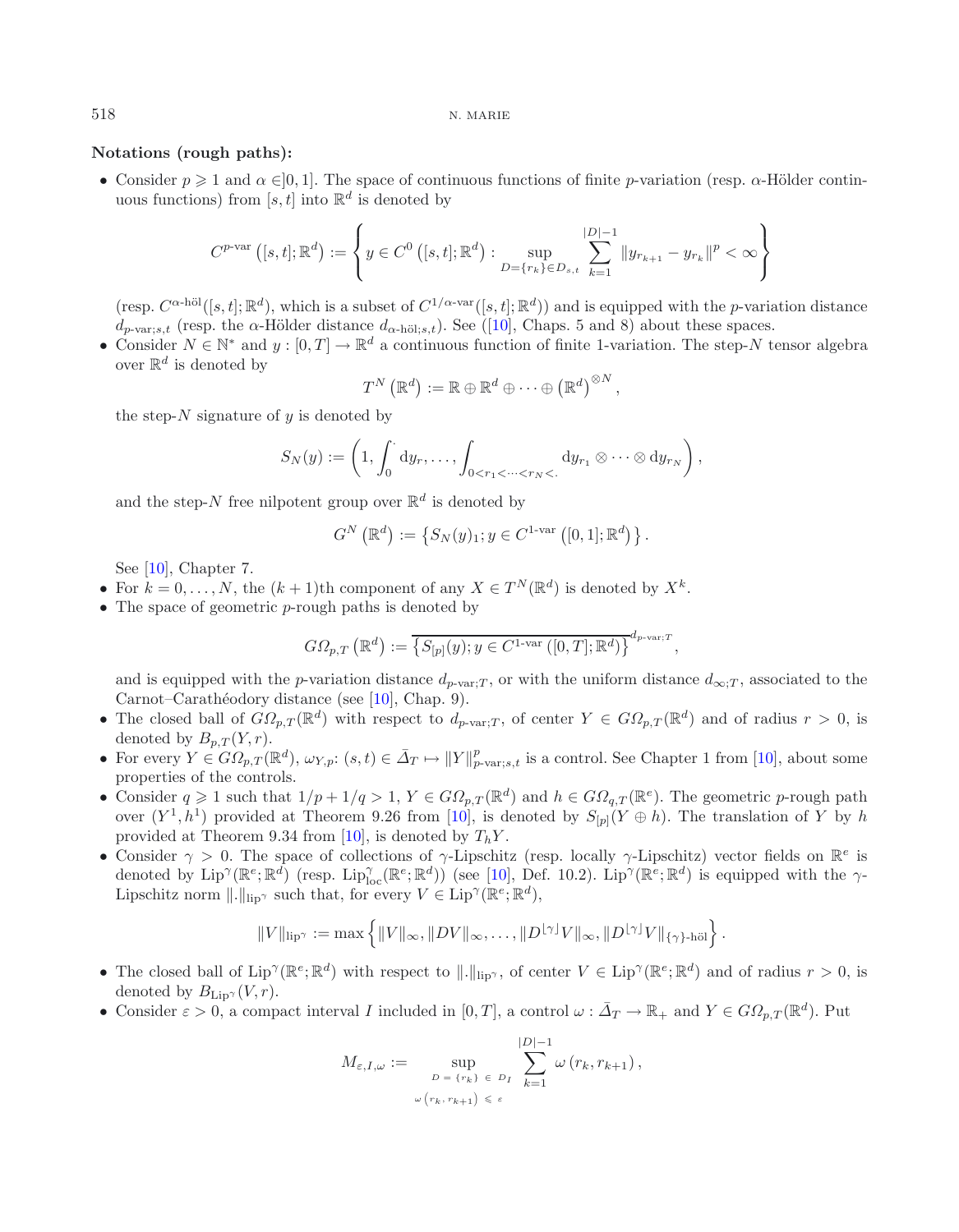**Notations (rough paths):**

- Consider $p \geqslant 1$ and $\alpha \in ]0,1]$. The space of continuous functions of finite $p$-variation (resp. $\alpha$-Hölder continuous functions) from $[s,t]$ into $\mathbb{R}^d$ is denoted by

$$C^{p\text{-var}}\left([s,t];\mathbb{R}^d\right) := \left\{ y \in C^0\left([s,t];\mathbb{R}^d\right) : \sup_{D=\{r_k\}\in D_{s,t}} \sum_{k=1}^{|D|-1} \|y_{r_{k+1}} - y_{r_k}\|^p < \infty \right\}$$

(resp. $C^{\alpha\text{-höl}}([s,t];\mathbb{R}^d)$, which is a subset of $C^{1/\alpha\text{-var}}([s,t];\mathbb{R}^d)$) and is equipped with the $p$-variation distance $d_{p\text{-var};s,t}$ (resp. the $\alpha$-Hölder distance $d_{\alpha\text{-höl};s,t}$). See ([10], Chaps. 5 and 8) about these spaces.

- Consider $N \in \mathbb{N}^*$ and $y : [0,T] \to \mathbb{R}^d$ a continuous function of finite 1-variation. The step-$N$ tensor algebra over $\mathbb{R}^d$ is denoted by

$$T^N\left(\mathbb{R}^d\right) := \mathbb{R} \oplus \mathbb{R}^d \oplus \cdots \oplus \left(\mathbb{R}^d\right)^{\otimes N},$$

the step-$N$ signature of $y$ is denoted by

$$S_N(y) := \left(1, \int_0^{\cdot} \mathrm{d}y_r, \ldots, \int_{0<r_1<\cdots<r_N<\cdot} \mathrm{d}y_{r_1} \otimes \cdots \otimes \mathrm{d}y_{r_N}\right),$$

and the step-$N$ free nilpotent group over $\mathbb{R}^d$ is denoted by

$$G^N\left(\mathbb{R}^d\right) := \left\{S_N(y)_1; y \in C^{1\text{-var}}\left([0,1];\mathbb{R}^d\right)\right\}.$$

See [10], Chapter 7.

- For $k = 0, \ldots, N$, the $(k+1)$th component of any $X \in T^N(\mathbb{R}^d)$ is denoted by $X^k$.
- The space of geometric $p$-rough paths is denoted by

$$G\Omega_{p,T}\left(\mathbb{R}^d\right) := \overline{\left\{S_{[p]}(y); y \in C^{1\text{-var}}\left([0,T];\mathbb{R}^d\right)\right\}}^{d_{p\text{-var};T}},$$

and is equipped with the $p$-variation distance $d_{p\text{-var};T}$, or with the uniform distance $d_{\infty;T}$, associated to the Carnot–Carathéodory distance (see [10], Chap. 9).

- The closed ball of $G\Omega_{p,T}(\mathbb{R}^d)$ with respect to $d_{p\text{-var};T}$, of center $Y \in G\Omega_{p,T}(\mathbb{R}^d)$ and of radius $r > 0$, is denoted by $B_{p,T}(Y,r)$.
- For every $Y \in G\Omega_{p,T}(\mathbb{R}^d)$, $\omega_{Y,p}$: $(s,t) \in \bar{\Delta}_T \mapsto \|Y\|^p_{p\text{-var};s,t}$ is a control. See Chapter 1 from [10], about some properties of the controls.
- Consider $q \geqslant 1$ such that $1/p + 1/q > 1$, $Y \in G\Omega_{p,T}(\mathbb{R}^d)$ and $h \in G\Omega_{q,T}(\mathbb{R}^e)$. The geometric $p$-rough path over $(Y^1, h^1)$ provided at Theorem 9.26 from [10], is denoted by $S_{[p]}(Y \oplus h)$. The translation of $Y$ by $h$ provided at Theorem 9.34 from [10], is denoted by $T_h Y$.
- Consider $\gamma > 0$. The space of collections of $\gamma$-Lipschitz (resp. locally $\gamma$-Lipschitz) vector fields on $\mathbb{R}^e$ is denoted by $\text{Lip}^\gamma(\mathbb{R}^e;\mathbb{R}^d)$ (resp. $\text{Lip}^\gamma_{\text{loc}}(\mathbb{R}^e;\mathbb{R}^d)$) (see [10], Def. 10.2). $\text{Lip}^\gamma(\mathbb{R}^e;\mathbb{R}^d)$ is equipped with the $\gamma$-Lipschitz norm $\|.\|_{\text{lip}^\gamma}$ such that, for every $V \in \text{Lip}^\gamma(\mathbb{R}^e;\mathbb{R}^d)$,

$$\|V\|_{\text{lip}^\gamma} := \max\left\{\|V\|_\infty, \|DV\|_\infty, \ldots, \|D^{\lfloor\gamma\rfloor}V\|_\infty, \|D^{\lfloor\gamma\rfloor}V\|_{\{\gamma\}\text{-höl}}\right\}.$$

- The closed ball of $\text{Lip}^\gamma(\mathbb{R}^e;\mathbb{R}^d)$ with respect to $\|.\|_{\text{lip}^\gamma}$, of center $V \in \text{Lip}^\gamma(\mathbb{R}^e;\mathbb{R}^d)$ and of radius $r > 0$, is denoted by $B_{\text{Lip}^\gamma}(V,r)$.
- Consider $\varepsilon > 0$, a compact interval $I$ included in $[0,T]$, a control $\omega : \bar{\Delta}_T \to \mathbb{R}_+$ and $Y \in G\Omega_{p,T}(\mathbb{R}^d)$. Put

$$M_{\varepsilon,I,\omega} := \sup_{\substack{D = \{r_k\} \in D_I \\ \omega(r_k, r_{k+1}) \leqslant \varepsilon}} \sum_{k=1}^{|D|-1} \omega\left(r_k, r_{k+1}\right),$$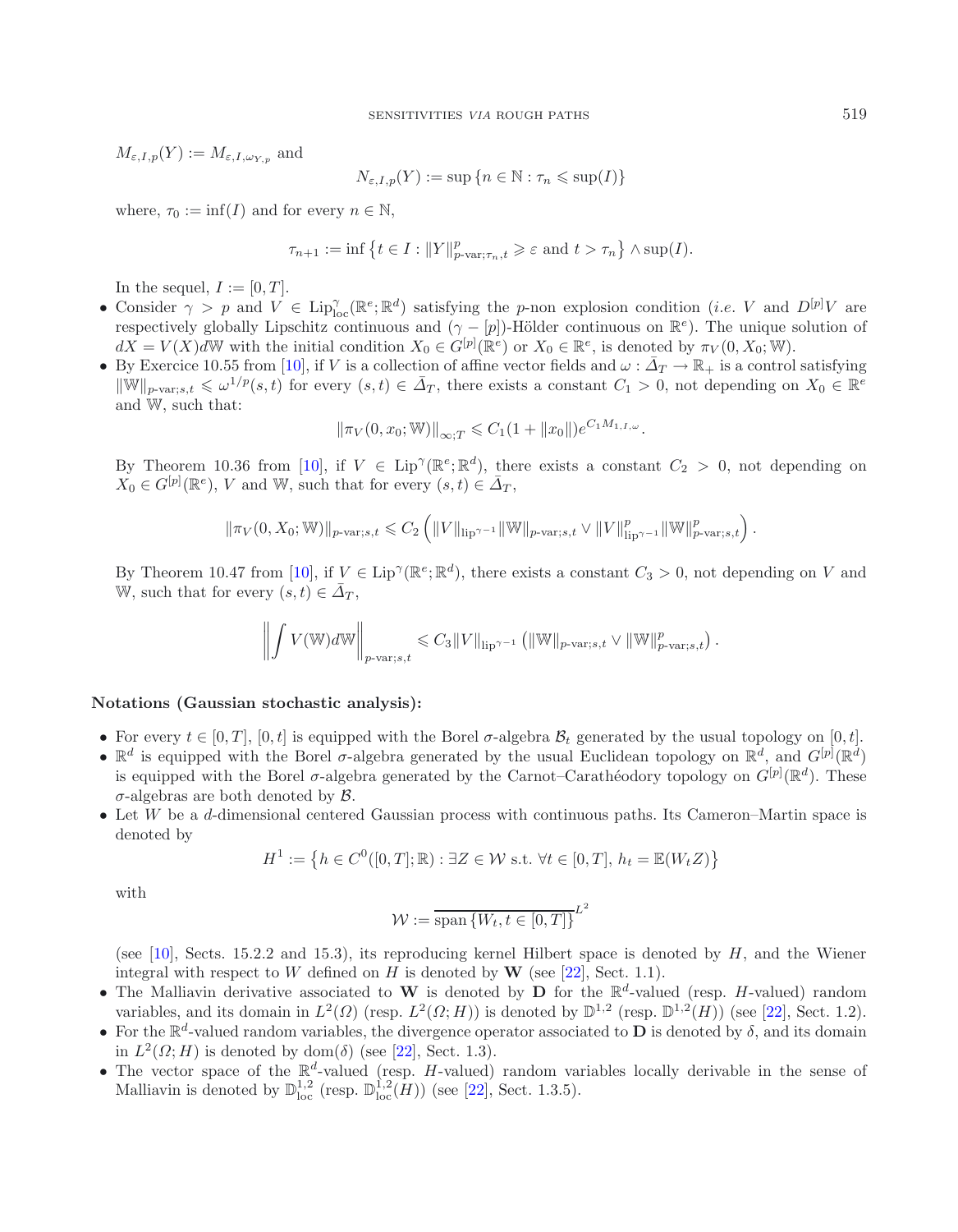$M_{\varepsilon,I,p}(Y) := M_{\varepsilon,I,\omega_{Y,p}}$ and

$$N_{\varepsilon,I,p}(Y) := \sup\{n \in \mathbb{N} : \tau_n \leqslant \sup(I)\}$$

where, $\tau_0 := \inf(I)$ and for every $n \in \mathbb{N}$,

$$\tau_{n+1} := \inf\left\{t \in I : \|Y\|^p_{p\text{-var};\tau_n,t} \geqslant \varepsilon \text{ and } t > \tau_n\right\} \wedge \sup(I).$$

In the sequel, $I := [0,T]$.

- Consider $\gamma > p$ and $V \in \mathrm{Lip}^{\gamma}_{\mathrm{loc}}(\mathbb{R}^e;\mathbb{R}^d)$ satisfying the $p$-non explosion condition (*i.e.* $V$ and $D^{[p]}V$ are respectively globally Lipschitz continuous and $(\gamma - [p])$-Hölder continuous on $\mathbb{R}^e$). The unique solution of $dX = V(X)d\mathbb{W}$ with the initial condition $X_0 \in G^{[p]}(\mathbb{R}^e)$ or $X_0 \in \mathbb{R}^e$, is denoted by $\pi_V(0, X_0; \mathbb{W})$.
- By Exercice 10.55 from [10], if $V$ is a collection of affine vector fields and $\omega : \bar{\Delta}_T \rightarrow \mathbb{R}_+$ is a control satisfying $\|\mathbb{W}\|_{p\text{-var};s,t} \leqslant \omega^{1/p}(s,t)$ for every $(s,t) \in \bar{\Delta}_T$, there exists a constant $C_1 > 0$, not depending on $X_0 \in \mathbb{R}^e$ and $\mathbb{W}$, such that:

$$\|\pi_V(0, x_0; \mathbb{W})\|_{\infty;T} \leqslant C_1(1 + \|x_0\|)e^{C_1 M_{1,I,\omega}}.$$

By Theorem 10.36 from [10], if $V \in \mathrm{Lip}^{\gamma}(\mathbb{R}^e;\mathbb{R}^d)$, there exists a constant $C_2 > 0$, not depending on $X_0 \in G^{[p]}(\mathbb{R}^e)$, $V$ and $\mathbb{W}$, such that for every $(s,t) \in \bar{\Delta}_T$,

$$\|\pi_V(0, X_0; \mathbb{W})\|_{p\text{-var};s,t} \leqslant C_2\left(\|V\|_{\mathrm{lip}^{\gamma-1}}\|\mathbb{W}\|_{p\text{-var};s,t} \vee \|V\|^p_{\mathrm{lip}^{\gamma-1}}\|\mathbb{W}\|^p_{p\text{-var};s,t}\right).$$

By Theorem 10.47 from [10], if $V \in \mathrm{Lip}^{\gamma}(\mathbb{R}^e;\mathbb{R}^d)$, there exists a constant $C_3 > 0$, not depending on $V$ and $\mathbb{W}$, such that for every $(s,t) \in \bar{\Delta}_T$,

$$\left\|\int V(\mathbb{W})d\mathbb{W}\right\|_{p\text{-var};s,t} \leqslant C_3\|V\|_{\mathrm{lip}^{\gamma-1}}\left(\|\mathbb{W}\|_{p\text{-var};s,t} \vee \|\mathbb{W}\|^p_{p\text{-var};s,t}\right).$$

**Notations (Gaussian stochastic analysis):**

- For every $t \in [0,T]$, $[0,t]$ is equipped with the Borel $\sigma$-algebra $\mathcal{B}_t$ generated by the usual topology on $[0,t]$.
- $\mathbb{R}^d$ is equipped with the Borel $\sigma$-algebra generated by the usual Euclidean topology on $\mathbb{R}^d$, and $G^{[p]}(\mathbb{R}^d)$ is equipped with the Borel $\sigma$-algebra generated by the Carnot–Carathéodory topology on $G^{[p]}(\mathbb{R}^d)$. These $\sigma$-algebras are both denoted by $\mathcal{B}$.
- Let $W$ be a $d$-dimensional centered Gaussian process with continuous paths. Its Cameron–Martin space is denoted by

$$H^1 := \left\{h \in C^0([0,T];\mathbb{R}) : \exists Z \in \mathcal{W} \text{ s.t. } \forall t \in [0,T],\ h_t = \mathbb{E}(W_t Z)\right\}$$

with

$$\mathcal{W} := \overline{\mathrm{span}\left\{W_t, t \in [0,T]\right\}}^{L^2}$$

(see [10], Sects. 15.2.2 and 15.3), its reproducing kernel Hilbert space is denoted by $H$, and the Wiener integral with respect to $W$ defined on $H$ is denoted by $\mathbf{W}$ (see [22], Sect. 1.1).
- The Malliavin derivative associated to $\mathbf{W}$ is denoted by $\mathbf{D}$ for the $\mathbb{R}^d$-valued (resp. $H$-valued) random variables, and its domain in $L^2(\Omega)$ (resp. $L^2(\Omega;H)$) is denoted by $\mathbb{D}^{1,2}$ (resp. $\mathbb{D}^{1,2}(H)$) (see [22], Sect. 1.2).
- For the $\mathbb{R}^d$-valued random variables, the divergence operator associated to $\mathbf{D}$ is denoted by $\delta$, and its domain in $L^2(\Omega;H)$ is denoted by $\mathrm{dom}(\delta)$ (see [22], Sect. 1.3).
- The vector space of the $\mathbb{R}^d$-valued (resp. $H$-valued) random variables locally derivable in the sense of Malliavin is denoted by $\mathbb{D}^{1,2}_{\mathrm{loc}}$ (resp. $\mathbb{D}^{1,2}_{\mathrm{loc}}(H)$) (see [22], Sect. 1.3.5).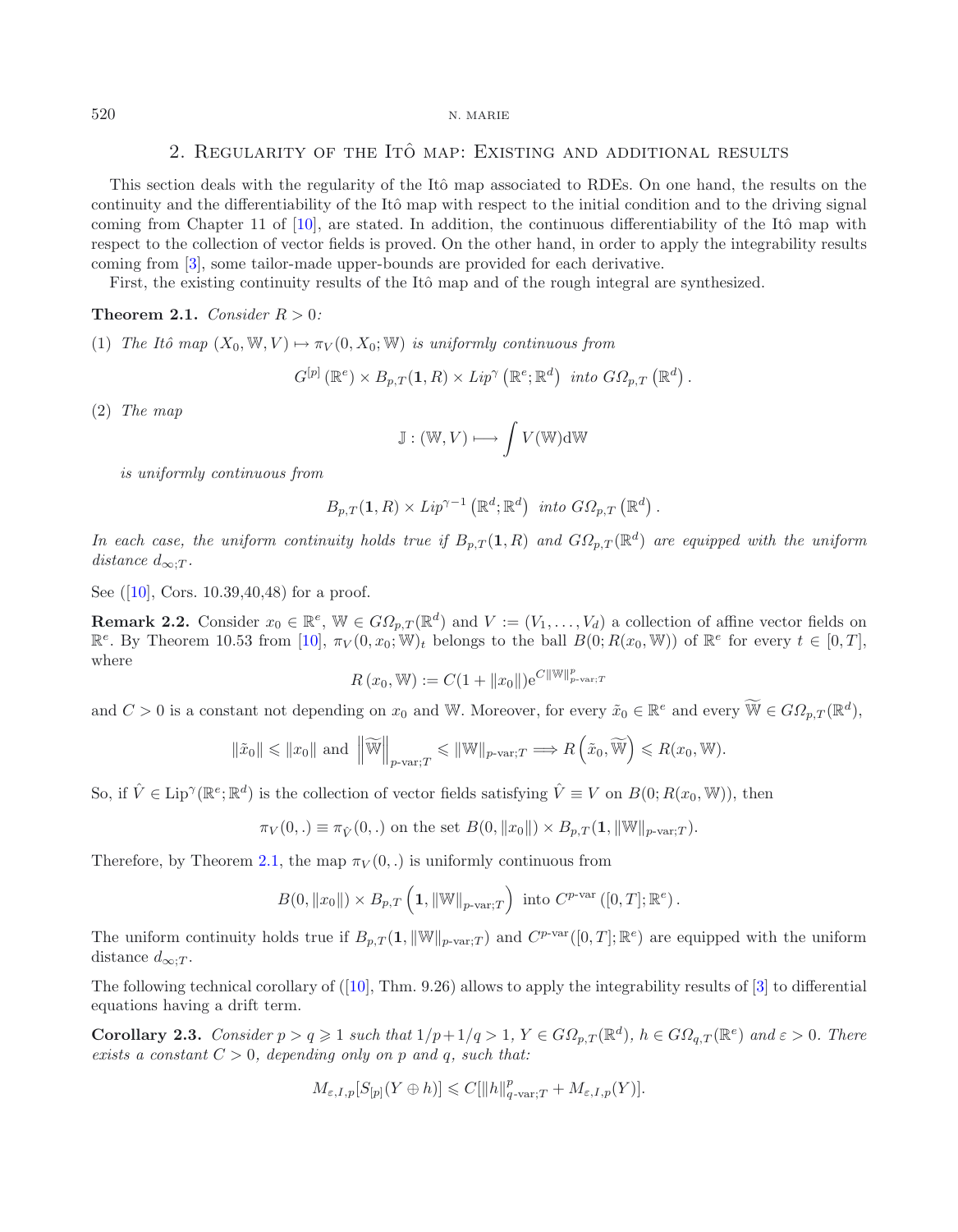## 2. Regularity of the Itô map: Existing and additional results

This section deals with the regularity of the Itô map associated to RDEs. On one hand, the results on the continuity and the differentiability of the Itô map with respect to the initial condition and to the driving signal coming from Chapter 11 of [10], are stated. In addition, the continuous differentiability of the Itô map with respect to the collection of vector fields is proved. On the other hand, in order to apply the integrability results coming from [3], some tailor-made upper-bounds are provided for each derivative.

First, the existing continuity results of the Itô map and of the rough integral are synthesized.

**Theorem 2.1.** *Consider $R > 0$:*

(1) *The Itô map $(X_0, \mathbb{W}, V) \mapsto \pi_V(0, X_0; \mathbb{W})$ is uniformly continuous from*

$$G^{[p]}\left(\mathbb{R}^e\right) \times B_{p,T}(\mathbf{1}, R) \times Lip^{\gamma}\left(\mathbb{R}^e; \mathbb{R}^d\right) \text{ into } G\Omega_{p,T}\left(\mathbb{R}^d\right).$$

(2) *The map*

$$\mathbb{J} : (\mathbb{W}, V) \longmapsto \int V(\mathbb{W})\mathrm{d}\mathbb{W}$$

*is uniformly continuous from*

$$B_{p,T}(\mathbf{1}, R) \times Lip^{\gamma-1}\left(\mathbb{R}^d; \mathbb{R}^d\right) \text{ into } G\Omega_{p,T}\left(\mathbb{R}^d\right).$$

*In each case, the uniform continuity holds true if $B_{p,T}(\mathbf{1}, R)$ and $G\Omega_{p,T}(\mathbb{R}^d)$ are equipped with the uniform distance $d_{\infty;T}$.*

See ([10], Cors. 10.39,40,48) for a proof.

**Remark 2.2.** Consider $x_0 \in \mathbb{R}^e$, $\mathbb{W} \in G\Omega_{p,T}(\mathbb{R}^d)$ and $V := (V_1, \dots, V_d)$ a collection of affine vector fields on $\mathbb{R}^e$. By Theorem 10.53 from [10], $\pi_V(0, x_0; \mathbb{W})_t$ belongs to the ball $B(0; R(x_0, \mathbb{W}))$ of $\mathbb{R}^e$ for every $t \in [0, T]$, where

$$R\left(x_0, \mathbb{W}\right) := C(1 + \|x_0\|)\mathrm{e}^{C\|\mathbb{W}\|^p_{p\text{-var};T}}$$

and $C > 0$ is a constant not depending on $x_0$ and $\mathbb{W}$. Moreover, for every $\tilde{x}_0 \in \mathbb{R}^e$ and every $\widetilde{\mathbb{W}} \in G\Omega_{p,T}(\mathbb{R}^d)$,

$$\|\tilde{x}_0\| \leqslant \|x_0\| \text{ and } \left\|\widetilde{\mathbb{W}}\right\|_{p\text{-var};T} \leqslant \|\mathbb{W}\|_{p\text{-var};T} \Longrightarrow R\left(\tilde{x}_0, \widetilde{\mathbb{W}}\right) \leqslant R(x_0, \mathbb{W}).$$

So, if $\hat{V} \in \mathrm{Lip}^{\gamma}(\mathbb{R}^e; \mathbb{R}^d)$ is the collection of vector fields satisfying $\hat{V} \equiv V$ on $B(0; R(x_0, \mathbb{W}))$, then

$$\pi_V(0, .) \equiv \pi_{\hat{V}}(0, .) \text{ on the set } B(0, \|x_0\|) \times B_{p,T}(\mathbf{1}, \|\mathbb{W}\|_{p\text{-var};T}).$$

Therefore, by Theorem 2.1, the map $\pi_V(0, .)$ is uniformly continuous from

$$B(0, \|x_0\|) \times B_{p,T}\left(\mathbf{1}, \|\mathbb{W}\|_{p\text{-var};T}\right) \text{ into } C^{p\text{-var}}\left([0, T]; \mathbb{R}^e\right).$$

The uniform continuity holds true if $B_{p,T}(\mathbf{1}, \|\mathbb{W}\|_{p\text{-var};T})$ and $C^{p\text{-var}}([0, T]; \mathbb{R}^e)$ are equipped with the uniform distance $d_{\infty;T}$.

The following technical corollary of ([10], Thm. 9.26) allows to apply the integrability results of [3] to differential equations having a drift term.

**Corollary 2.3.** *Consider $p > q \geqslant 1$ such that $1/p + 1/q > 1$, $Y \in G\Omega_{p,T}(\mathbb{R}^d)$, $h \in G\Omega_{q,T}(\mathbb{R}^e)$ and $\varepsilon > 0$. There exists a constant $C > 0$, depending only on $p$ and $q$, such that:*

$$M_{\varepsilon,I,p}[S_{[p]}(Y \oplus h)] \leqslant C[\|h\|^p_{q\text{-var};T} + M_{\varepsilon,I,p}(Y)].$$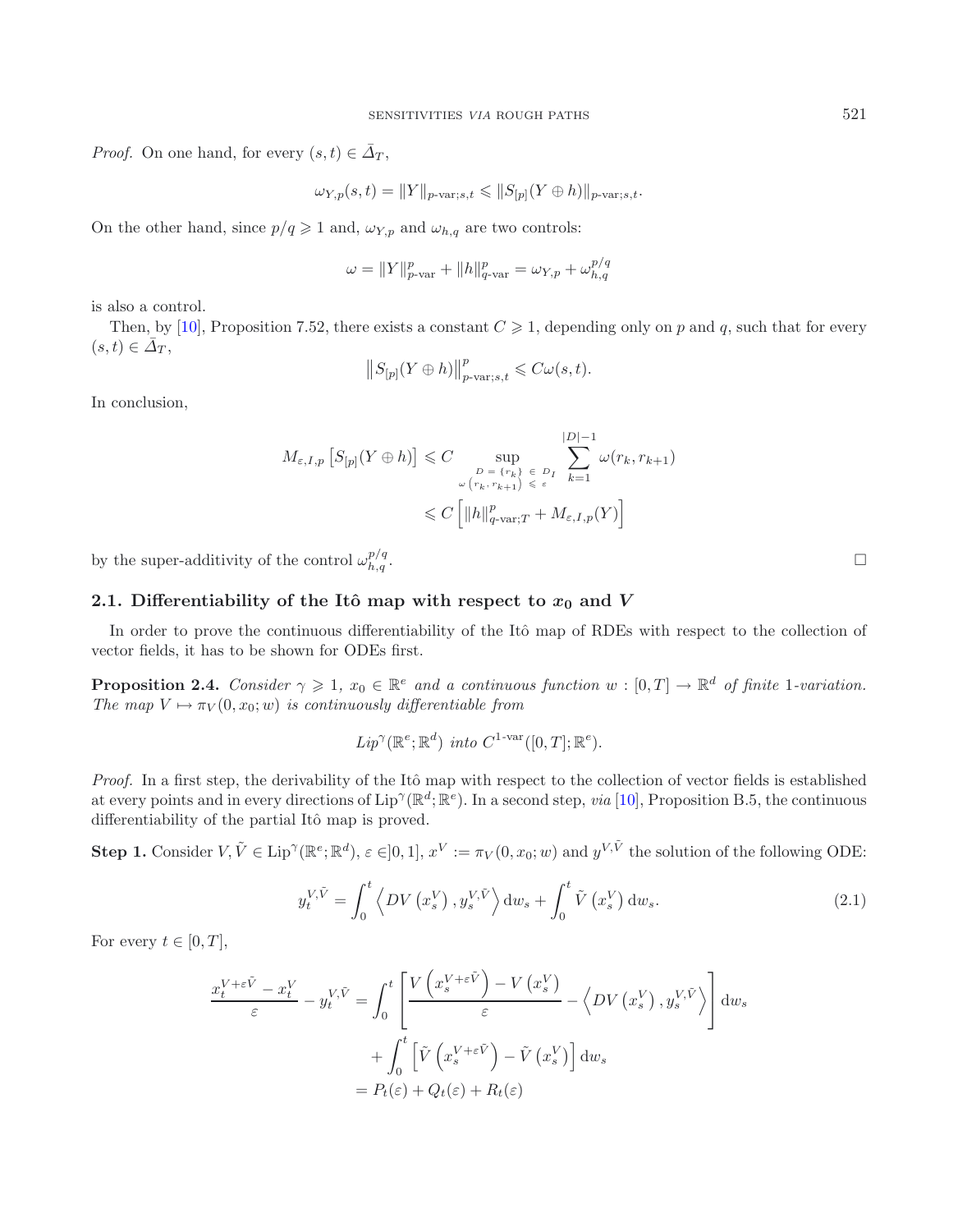*Proof.* On one hand, for every $(s,t) \in \bar{\Delta}_T$,

$$\omega_{Y,p}(s,t) = \|Y\|_{p\text{-var};s,t} \leqslant \|S_{[p]}(Y \oplus h)\|_{p\text{-var};s,t}.$$

On the other hand, since $p/q \geqslant 1$ and, $\omega_{Y,p}$ and $\omega_{h,q}$ are two controls:

$$\omega = \|Y\|^p_{p\text{-var}} + \|h\|^p_{q\text{-var}} = \omega_{Y,p} + \omega_{h,q}^{p/q}$$

is also a control.

Then, by [10], Proposition 7.52, there exists a constant $C \geqslant 1$, depending only on $p$ and $q$, such that for every $(s,t) \in \bar{\Delta}_T$,

$$\left\|S_{[p]}(Y \oplus h)\right\|^p_{p\text{-var};s,t} \leqslant C\omega(s,t).$$

In conclusion,

$$\begin{aligned}
M_{\varepsilon,I,p}\left[S_{[p]}(Y \oplus h)\right] &\leqslant C \sup_{\substack{D = \{r_k\} \in D_I \\ \omega(r_k, r_{k+1}) \leqslant \varepsilon}} \sum_{k=1}^{|D|-1} \omega(r_k, r_{k+1}) \\
&\leqslant C\left[\|h\|^p_{q\text{-var};T} + M_{\varepsilon,I,p}(Y)\right]
\end{aligned}$$

by the super-additivity of the control $\omega_{h,q}^{p/q}$. $\square$

### 2.1. Differentiability of the Itô map with respect to $x_0$ and $V$

In order to prove the continuous differentiability of the Itô map of RDEs with respect to the collection of vector fields, it has to be shown for ODEs first.

**Proposition 2.4.** *Consider $\gamma \geqslant 1$, $x_0 \in \mathbb{R}^e$ and a continuous function $w : [0,T] \to \mathbb{R}^d$ of finite 1-variation. The map $V \mapsto \pi_V(0, x_0; w)$ is continuously differentiable from*

$$Lip^\gamma(\mathbb{R}^e; \mathbb{R}^d) \text{ into } C^{1\text{-var}}([0,T]; \mathbb{R}^e).$$

*Proof.* In a first step, the derivability of the Itô map with respect to the collection of vector fields is established at every points and in every directions of $\text{Lip}^\gamma(\mathbb{R}^d; \mathbb{R}^e)$. In a second step, *via* [10], Proposition B.5, the continuous differentiability of the partial Itô map is proved.

**Step 1.** Consider $V, \tilde{V} \in \text{Lip}^\gamma(\mathbb{R}^e; \mathbb{R}^d)$, $\varepsilon \in ]0,1]$, $x^V := \pi_V(0, x_0; w)$ and $y^{V,\tilde{V}}$ the solution of the following ODE:

$$y_t^{V,\tilde{V}} = \int_0^t \left\langle DV\left(x_s^V\right), y_s^{V,\tilde{V}}\right\rangle \mathrm{d}w_s + \int_0^t \tilde{V}\left(x_s^V\right) \mathrm{d}w_s. \tag{2.1}$$

For every $t \in [0,T]$,

$$\begin{aligned}
\frac{x_t^{V+\varepsilon\tilde{V}} - x_t^V}{\varepsilon} - y_t^{V,\tilde{V}} &= \int_0^t \left[\frac{V\left(x_s^{V+\varepsilon\tilde{V}}\right) - V\left(x_s^V\right)}{\varepsilon} - \left\langle DV\left(x_s^V\right), y_s^{V,\tilde{V}}\right\rangle\right] \mathrm{d}w_s \\
&\quad + \int_0^t \left[\tilde{V}\left(x_s^{V+\varepsilon\tilde{V}}\right) - \tilde{V}\left(x_s^V\right)\right] \mathrm{d}w_s \\
&= P_t(\varepsilon) + Q_t(\varepsilon) + R_t(\varepsilon)
\end{aligned}$$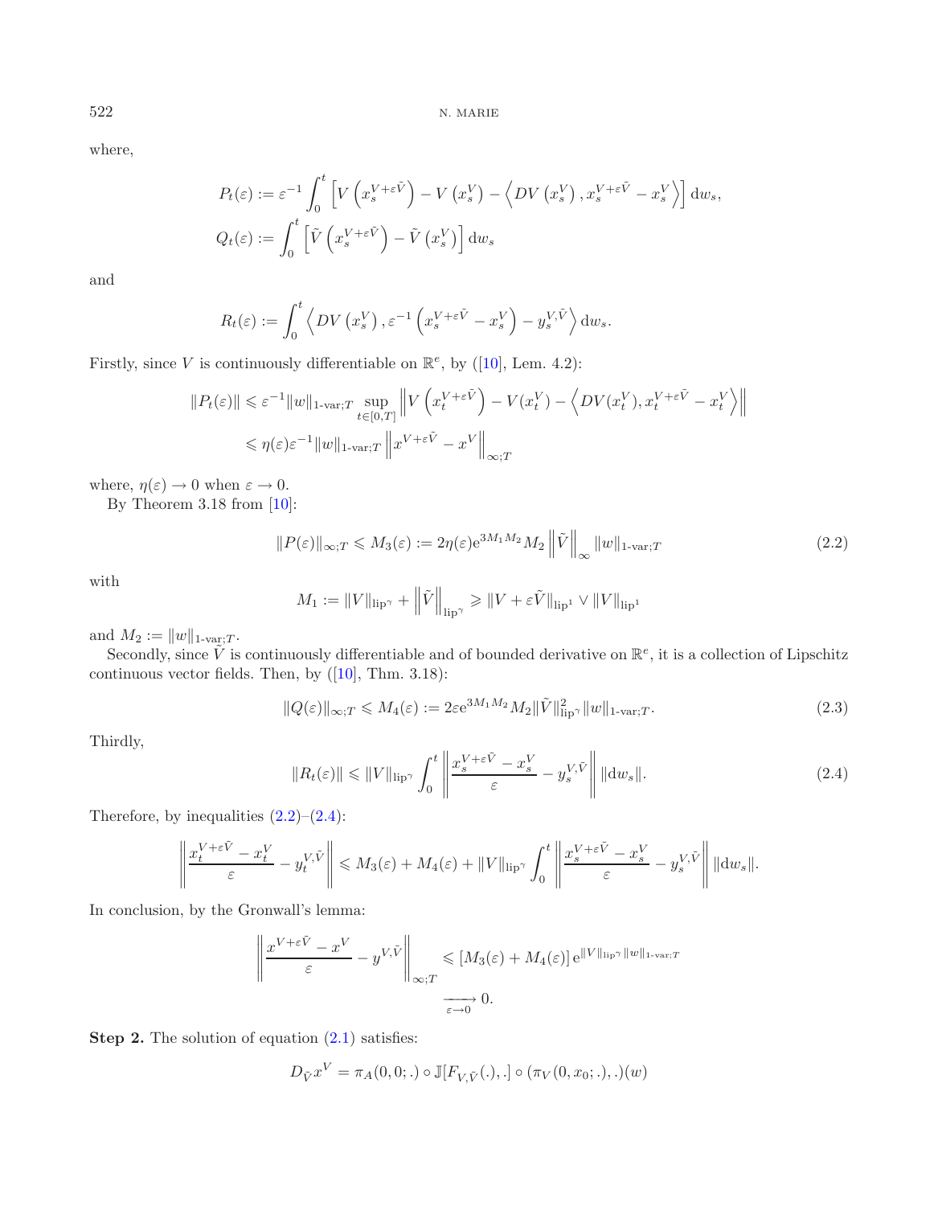where,

$$P_t(\varepsilon) := \varepsilon^{-1} \int_0^t \left[ V\left(x_s^{V+\varepsilon\tilde{V}}\right) - V\left(x_s^V\right) - \left\langle DV\left(x_s^V\right), x_s^{V+\varepsilon\tilde{V}} - x_s^V \right\rangle \right] \mathrm{d}w_s,$$

$$Q_t(\varepsilon) := \int_0^t \left[ \tilde{V}\left(x_s^{V+\varepsilon\tilde{V}}\right) - \tilde{V}\left(x_s^V\right) \right] \mathrm{d}w_s$$

and

$$R_t(\varepsilon) := \int_0^t \left\langle DV\left(x_s^V\right), \varepsilon^{-1}\left(x_s^{V+\varepsilon\tilde{V}} - x_s^V\right) - y_s^{V,\tilde{V}} \right\rangle \mathrm{d}w_s.$$

Firstly, since $V$ is continuously differentiable on $\mathbb{R}^e$, by ([10], Lem. 4.2):

$$\begin{aligned}
\|P_t(\varepsilon)\| &\leqslant \varepsilon^{-1}\|w\|_{1\text{-var};T} \sup_{t\in[0,T]} \left\| V\left(x_t^{V+\varepsilon\tilde{V}}\right) - V(x_t^V) - \left\langle DV(x_t^V), x_t^{V+\varepsilon\tilde{V}} - x_t^V \right\rangle \right\| \\
&\leqslant \eta(\varepsilon)\varepsilon^{-1}\|w\|_{1\text{-var};T} \left\| x^{V+\varepsilon\tilde{V}} - x^V \right\|_{\infty;T}
\end{aligned}$$

where, $\eta(\varepsilon) \to 0$ when $\varepsilon \to 0$.

By Theorem 3.18 from [10]:

$$\|P(\varepsilon)\|_{\infty;T} \leqslant M_3(\varepsilon) := 2\eta(\varepsilon)\mathrm{e}^{3M_1M_2}M_2 \left\|\tilde{V}\right\|_\infty \|w\|_{1\text{-var};T} \tag{2.2}$$

with

$$M_1 := \|V\|_{\mathrm{lip}^\gamma} + \left\|\tilde{V}\right\|_{\mathrm{lip}^\gamma} \geqslant \|V + \varepsilon\tilde{V}\|_{\mathrm{lip}^1} \vee \|V\|_{\mathrm{lip}^1}$$

and $M_2 := \|w\|_{1\text{-var};T}$.

Secondly, since $\tilde{V}$ is continuously differentiable and of bounded derivative on $\mathbb{R}^e$, it is a collection of Lipschitz continuous vector fields. Then, by ([10], Thm. 3.18):

$$\|Q(\varepsilon)\|_{\infty;T} \leqslant M_4(\varepsilon) := 2\varepsilon\mathrm{e}^{3M_1M_2}M_2\|\tilde{V}\|^2_{\mathrm{lip}^\gamma}\|w\|_{1\text{-var};T}. \tag{2.3}$$

Thirdly,

$$\|R_t(\varepsilon)\| \leqslant \|V\|_{\mathrm{lip}^\gamma} \int_0^t \left\| \frac{x_s^{V+\varepsilon\tilde{V}} - x_s^V}{\varepsilon} - y_s^{V,\tilde{V}} \right\| \|\mathrm{d}w_s\|. \tag{2.4}$$

Therefore, by inequalities (2.2)–(2.4):

$$\left\| \frac{x_t^{V+\varepsilon\tilde{V}} - x_t^V}{\varepsilon} - y_t^{V,\tilde{V}} \right\| \leqslant M_3(\varepsilon) + M_4(\varepsilon) + \|V\|_{\mathrm{lip}^\gamma} \int_0^t \left\| \frac{x_s^{V+\varepsilon\tilde{V}} - x_s^V}{\varepsilon} - y_s^{V,\tilde{V}} \right\| \|\mathrm{d}w_s\|.$$

In conclusion, by the Gronwall's lemma:

$$\left\| \frac{x^{V+\varepsilon\tilde{V}} - x^V}{\varepsilon} - y^{V,\tilde{V}} \right\|_{\infty;T} \leqslant [M_3(\varepsilon) + M_4(\varepsilon)]\,\mathrm{e}^{\|V\|_{\mathrm{lip}^\gamma}\|w\|_{1\text{-var};T}} \xrightarrow[\varepsilon\to 0]{} 0.$$

**Step 2.** The solution of equation (2.1) satisfies:

$$D_{\tilde{V}}x^V = \pi_A(0,0;.) \circ \mathbb{J}[F_{V,\tilde{V}}(.),.] \circ (\pi_V(0,x_0;.),.)(w)$$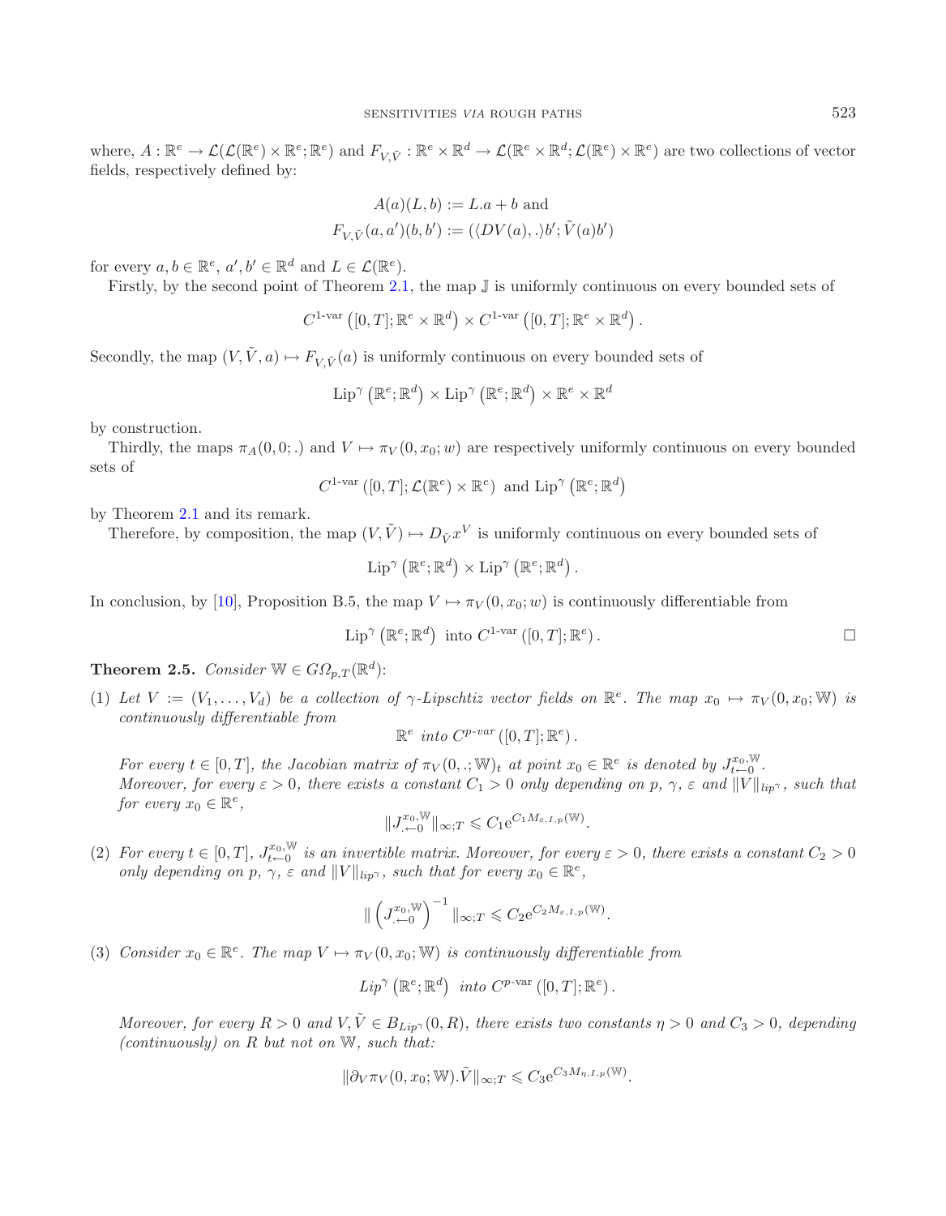where, $A : \mathbb{R}^e \to \mathcal{L}(\mathcal{L}(\mathbb{R}^e) \times \mathbb{R}^e; \mathbb{R}^e)$ and $F_{V,\tilde{V}} : \mathbb{R}^e \times \mathbb{R}^d \to \mathcal{L}(\mathbb{R}^e \times \mathbb{R}^d; \mathcal{L}(\mathbb{R}^e) \times \mathbb{R}^e)$ are two collections of vector fields, respectively defined by:

$$A(a)(L, b) := L.a + b \text{ and}$$
$$F_{V,\tilde{V}}(a, a')(b, b') := (\langle DV(a), .\rangle b'; \tilde{V}(a)b')$$

for every $a, b \in \mathbb{R}^e$, $a', b' \in \mathbb{R}^d$ and $L \in \mathcal{L}(\mathbb{R}^e)$.

Firstly, by the second point of Theorem 2.1, the map $\mathbb{J}$ is uniformly continuous on every bounded sets of

$$C^{1\text{-var}}\left([0,T]; \mathbb{R}^e \times \mathbb{R}^d\right) \times C^{1\text{-var}}\left([0,T]; \mathbb{R}^e \times \mathbb{R}^d\right).$$

Secondly, the map $(V, \tilde{V}, a) \mapsto F_{V,\tilde{V}}(a)$ is uniformly continuous on every bounded sets of

$$\text{Lip}^{\gamma}\left(\mathbb{R}^e; \mathbb{R}^d\right) \times \text{Lip}^{\gamma}\left(\mathbb{R}^e; \mathbb{R}^d\right) \times \mathbb{R}^e \times \mathbb{R}^d$$

by construction.

Thirdly, the maps $\pi_A(0, 0; .)$ and $V \mapsto \pi_V(0, x_0; w)$ are respectively uniformly continuous on every bounded sets of

$$C^{1\text{-var}}\left([0,T]; \mathcal{L}(\mathbb{R}^e) \times \mathbb{R}^e\right) \text{ and } \text{Lip}^{\gamma}\left(\mathbb{R}^e; \mathbb{R}^d\right)$$

by Theorem 2.1 and its remark.

Therefore, by composition, the map $(V, \tilde{V}) \mapsto D_{\tilde{V}} x^V$ is uniformly continuous on every bounded sets of

$$\text{Lip}^{\gamma}\left(\mathbb{R}^e; \mathbb{R}^d\right) \times \text{Lip}^{\gamma}\left(\mathbb{R}^e; \mathbb{R}^d\right).$$

In conclusion, by [10], Proposition B.5, the map $V \mapsto \pi_V(0, x_0; w)$ is continuously differentiable from

$$\text{Lip}^{\gamma}\left(\mathbb{R}^e; \mathbb{R}^d\right) \text{ into } C^{1\text{-var}}\left([0,T]; \mathbb{R}^e\right). \qquad \square$$

**Theorem 2.5.** *Consider $\mathbb{W} \in G\Omega_{p,T}(\mathbb{R}^d)$:*

(1) *Let $V := (V_1, \dots, V_d)$ be a collection of $\gamma$-Lipschtiz vector fields on $\mathbb{R}^e$. The map $x_0 \mapsto \pi_V(0, x_0; \mathbb{W})$ is continuously differentiable from*

$$\mathbb{R}^e \text{ into } C^{p\text{-var}}\left([0,T]; \mathbb{R}^e\right).$$

*For every $t \in [0,T]$, the Jacobian matrix of $\pi_V(0, .; \mathbb{W})_t$ at point $x_0 \in \mathbb{R}^e$ is denoted by $J^{x_0,\mathbb{W}}_{t \leftarrow 0}$. Moreover, for every $\varepsilon > 0$, there exists a constant $C_1 > 0$ only depending on $p$, $\gamma$, $\varepsilon$ and $\|V\|_{lip^{\gamma}}$, such that for every $x_0 \in \mathbb{R}^e$,*

$$\|J^{x_0,\mathbb{W}}_{.\leftarrow 0}\|_{\infty;T} \leqslant C_1 \mathrm{e}^{C_1 M_{\varepsilon,I,p}(\mathbb{W})}.$$

(2) *For every $t \in [0,T]$, $J^{x_0,\mathbb{W}}_{t\leftarrow 0}$ is an invertible matrix. Moreover, for every $\varepsilon > 0$, there exists a constant $C_2 > 0$ only depending on $p$, $\gamma$, $\varepsilon$ and $\|V\|_{lip^{\gamma}}$, such that for every $x_0 \in \mathbb{R}^e$,*

$$\|\left(J^{x_0,\mathbb{W}}_{.\leftarrow 0}\right)^{-1}\|_{\infty;T} \leqslant C_2 \mathrm{e}^{C_2 M_{\varepsilon,I,p}(\mathbb{W})}.$$

(3) *Consider $x_0 \in \mathbb{R}^e$. The map $V \mapsto \pi_V(0, x_0; \mathbb{W})$ is continuously differentiable from*

$$Lip^{\gamma}\left(\mathbb{R}^e; \mathbb{R}^d\right) \text{ into } C^{p\text{-var}}\left([0,T]; \mathbb{R}^e\right).$$

*Moreover, for every $R > 0$ and $V, \tilde{V} \in B_{Lip^{\gamma}}(0, R)$, there exists two constants $\eta > 0$ and $C_3 > 0$, depending (continuously) on $R$ but not on $\mathbb{W}$, such that:*

$$\|\partial_V \pi_V(0, x_0; \mathbb{W}).\tilde{V}\|_{\infty;T} \leqslant C_3 \mathrm{e}^{C_3 M_{\eta,I,p}(\mathbb{W})}.$$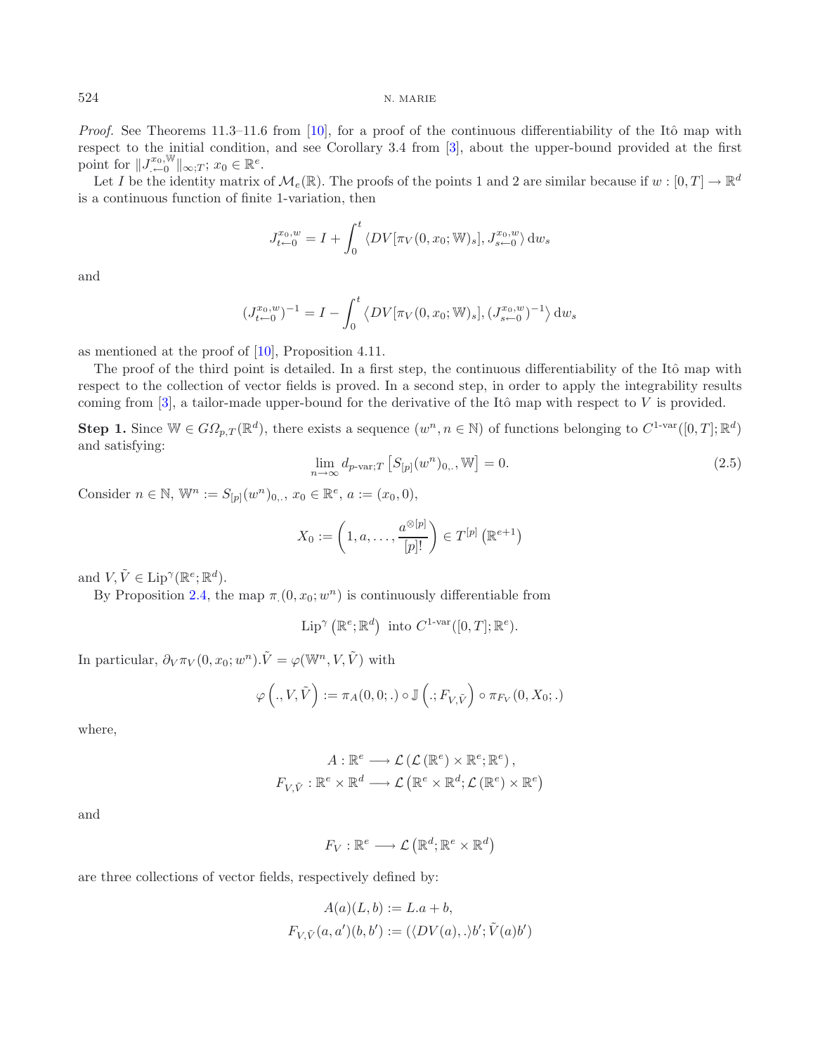*Proof.* See Theorems 11.3–11.6 from [10], for a proof of the continuous differentiability of the Itô map with respect to the initial condition, and see Corollary 3.4 from [3], about the upper-bound provided at the first point for $\|J^{x_0,\mathbb{W}}_{.\leftarrow 0}\|_{\infty;T}$; $x_0 \in \mathbb{R}^e$.

Let $I$ be the identity matrix of $\mathcal{M}_e(\mathbb{R})$. The proofs of the points 1 and 2 are similar because if $w : [0,T] \to \mathbb{R}^d$ is a continuous function of finite 1-variation, then

$$J^{x_0,w}_{t\leftarrow 0} = I + \int_0^t \left\langle DV[\pi_V(0,x_0;\mathbb{W})_s], J^{x_0,w}_{s\leftarrow 0}\right\rangle \mathrm{d}w_s$$

and

$$(J^{x_0,w}_{t\leftarrow 0})^{-1} = I - \int_0^t \left\langle DV[\pi_V(0,x_0;\mathbb{W})_s], (J^{x_0,w}_{s\leftarrow 0})^{-1}\right\rangle \mathrm{d}w_s$$

as mentioned at the proof of [10], Proposition 4.11.

The proof of the third point is detailed. In a first step, the continuous differentiability of the Itô map with respect to the collection of vector fields is proved. In a second step, in order to apply the integrability results coming from [3], a tailor-made upper-bound for the derivative of the Itô map with respect to $V$ is provided.

**Step 1.** Since $\mathbb{W} \in G\Omega_{p,T}(\mathbb{R}^d)$, there exists a sequence $(w^n, n \in \mathbb{N})$ of functions belonging to $C^{1\text{-var}}([0,T];\mathbb{R}^d)$ and satisfying:

$$\lim_{n\to\infty} d_{p\text{-var};T}\left[S_{[p]}(w^n)_{0,.}, \mathbb{W}\right] = 0. \tag{2.5}$$

Consider $n \in \mathbb{N}$, $\mathbb{W}^n := S_{[p]}(w^n)_{0,.}$, $x_0 \in \mathbb{R}^e$, $a := (x_0, 0)$,

$$X_0 := \left(1, a, \dots, \frac{a^{\otimes [p]}}{[p]!}\right) \in T^{[p]}\left(\mathbb{R}^{e+1}\right)$$

and $V, \tilde{V} \in \mathrm{Lip}^\gamma(\mathbb{R}^e;\mathbb{R}^d)$.

By Proposition 2.4, the map $\pi_.(0,x_0;w^n)$ is continuously differentiable from

$$\mathrm{Lip}^\gamma\left(\mathbb{R}^e;\mathbb{R}^d\right) \text{ into } C^{1\text{-var}}([0,T];\mathbb{R}^e).$$

In particular, $\partial_V \pi_V(0,x_0;w^n).\tilde{V} = \varphi(\mathbb{W}^n, V, \tilde{V})$ with

$$\varphi\left(.,V,\tilde{V}\right) := \pi_A(0,0;.) \circ \mathbb{J}\left(.;F_{V,\tilde{V}}\right) \circ \pi_{F_V}(0,X_0;.)$$

where,

$$A : \mathbb{R}^e \longrightarrow \mathcal{L}\left(\mathcal{L}\left(\mathbb{R}^e\right) \times \mathbb{R}^e;\mathbb{R}^e\right),$$
$$F_{V,\tilde{V}} : \mathbb{R}^e \times \mathbb{R}^d \longrightarrow \mathcal{L}\left(\mathbb{R}^e \times \mathbb{R}^d;\mathcal{L}\left(\mathbb{R}^e\right) \times \mathbb{R}^e\right)$$

and

$$F_V : \mathbb{R}^e \longrightarrow \mathcal{L}\left(\mathbb{R}^d;\mathbb{R}^e \times \mathbb{R}^d\right)$$

are three collections of vector fields, respectively defined by:

$$A(a)(L,b) := L.a + b,$$
$$F_{V,\tilde{V}}(a,a')(b,b') := (\langle DV(a),.\rangle b';\tilde{V}(a)b')$$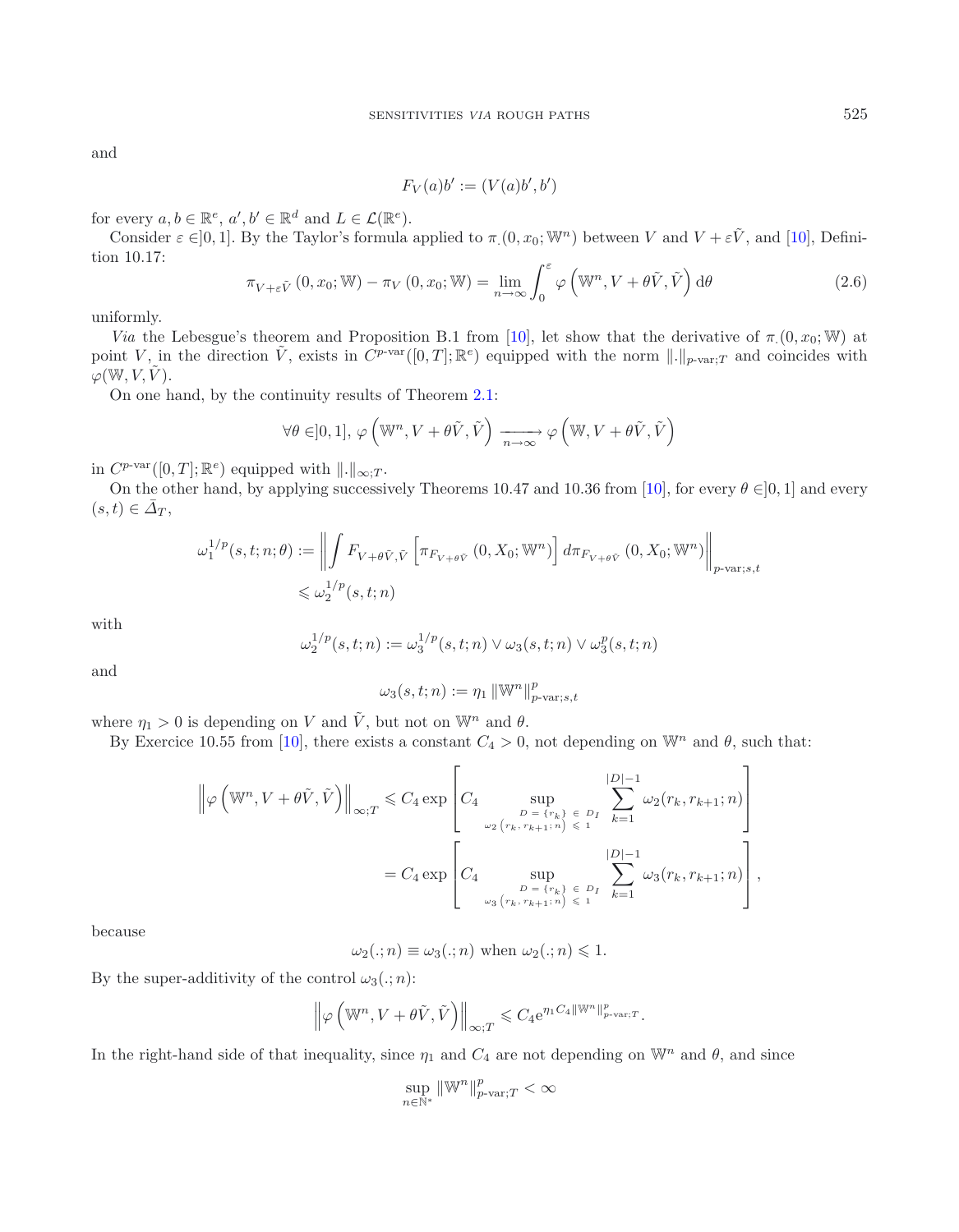and

$$F_V(a)b' := (V(a)b', b')$$

for every $a, b \in \mathbb{R}^e$, $a', b' \in \mathbb{R}^d$ and $L \in \mathcal{L}(\mathbb{R}^e)$.

Consider $\varepsilon \in ]0,1]$. By the Taylor's formula applied to $\pi_.(0, x_0; \mathbb{W}^n)$ between $V$ and $V + \varepsilon\tilde{V}$, and [10], Definition 10.17:

$$\pi_{V+\varepsilon\tilde{V}}(0, x_0; \mathbb{W}) - \pi_V(0, x_0; \mathbb{W}) = \lim_{n\to\infty} \int_0^\varepsilon \varphi\left(\mathbb{W}^n, V + \theta\tilde{V}, \tilde{V}\right) \mathrm{d}\theta \tag{2.6}$$

uniformly.

*Via* the Lebesgue's theorem and Proposition B.1 from [10], let show that the derivative of $\pi_.(0, x_0; \mathbb{W})$ at point $V$, in the direction $\tilde{V}$, exists in $C^{p\text{-var}}([0,T]; \mathbb{R}^e)$ equipped with the norm $\|.\|_{p\text{-var};T}$ and coincides with $\varphi(\mathbb{W}, V, \tilde{V})$.

On one hand, by the continuity results of Theorem 2.1:

$$\forall \theta \in ]0,1],\ \varphi\left(\mathbb{W}^n, V + \theta\tilde{V}, \tilde{V}\right) \xrightarrow[n\to\infty]{} \varphi\left(\mathbb{W}, V + \theta\tilde{V}, \tilde{V}\right)$$

in $C^{p\text{-var}}([0,T]; \mathbb{R}^e)$ equipped with $\|.\|_{\infty;T}$.

On the other hand, by applying successively Theorems 10.47 and 10.36 from [10], for every $\theta \in ]0,1]$ and every $(s,t) \in \bar{\Delta}_T$,

$$\begin{aligned}
\omega_1^{1/p}(s,t;n;\theta) &:= \left\| \int F_{V+\theta\tilde{V},\tilde{V}} \left[\pi_{F_{V+\theta\tilde{V}}}(0, X_0; \mathbb{W}^n)\right] d\pi_{F_{V+\theta\tilde{V}}}(0, X_0; \mathbb{W}^n) \right\|_{p\text{-var};s,t} \\
&\leqslant \omega_2^{1/p}(s,t;n)
\end{aligned}$$

with

$$\omega_2^{1/p}(s,t;n) := \omega_3^{1/p}(s,t;n) \vee \omega_3(s,t;n) \vee \omega_3^p(s,t;n)$$

and

$$\omega_3(s,t;n) := \eta_1 \|\mathbb{W}^n\|_{p\text{-var};s,t}^p$$

where $\eta_1 > 0$ is depending on $V$ and $\tilde{V}$, but not on $\mathbb{W}^n$ and $\theta$.

By Exercice 10.55 from [10], there exists a constant $C_4 > 0$, not depending on $\mathbb{W}^n$ and $\theta$, such that:

$$\begin{aligned}
\left\|\varphi\left(\mathbb{W}^n, V + \theta\tilde{V}, \tilde{V}\right)\right\|_{\infty;T} &\leqslant C_4 \exp\left[C_4 \sup_{\substack{D = \{r_k\} \in D_I \\ \omega_2(r_k, r_{k+1}; n) \leqslant 1}} \sum_{k=1}^{|D|-1} \omega_2(r_k, r_{k+1}; n)\right] \\
&= C_4 \exp\left[C_4 \sup_{\substack{D = \{r_k\} \in D_I \\ \omega_3(r_k, r_{k+1}; n) \leqslant 1}} \sum_{k=1}^{|D|-1} \omega_3(r_k, r_{k+1}; n)\right],
\end{aligned}$$

because

$$\omega_2(.;n) \equiv \omega_3(.;n) \text{ when } \omega_2(.;n) \leqslant 1.$$

By the super-additivity of the control $\omega_3(.;n)$:

$$\left\|\varphi\left(\mathbb{W}^n, V + \theta\tilde{V}, \tilde{V}\right)\right\|_{\infty;T} \leqslant C_4 \mathrm{e}^{\eta_1 C_4 \|\mathbb{W}^n\|_{p\text{-var};T}^p}.$$

In the right-hand side of that inequality, since $\eta_1$ and $C_4$ are not depending on $\mathbb{W}^n$ and $\theta$, and since

$$\sup_{n\in\mathbb{N}^*} \|\mathbb{W}^n\|_{p\text{-var};T}^p < \infty$$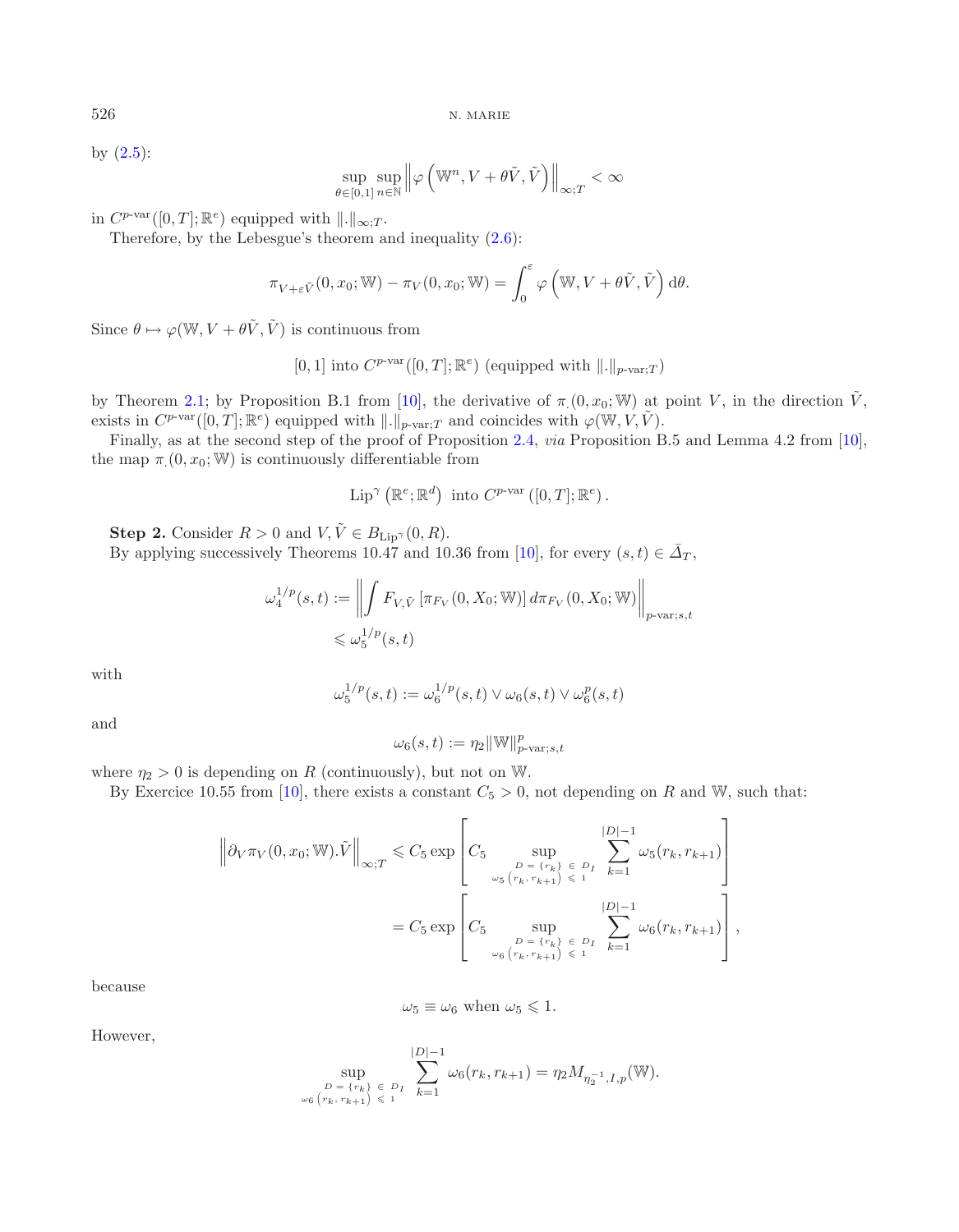by (2.5):

$$\sup_{\theta \in [0,1]} \sup_{n \in \mathbb{N}} \left\| \varphi\left(\mathbb{W}^n, V + \theta \tilde{V}, \tilde{V}\right) \right\|_{\infty;T} < \infty$$

in $C^{p\text{-var}}([0,T];\mathbb{R}^e)$ equipped with $\|.\|_{\infty;T}$.

Therefore, by the Lebesgue's theorem and inequality (2.6):

$$\pi_{V+\varepsilon\tilde{V}}(0,x_0;\mathbb{W}) - \pi_V(0,x_0;\mathbb{W}) = \int_0^{\varepsilon} \varphi\left(\mathbb{W}, V + \theta\tilde{V}, \tilde{V}\right) \mathrm{d}\theta.$$

Since $\theta \mapsto \varphi(\mathbb{W}, V + \theta\tilde{V}, \tilde{V})$ is continuous from

$$[0,1] \text{ into } C^{p\text{-var}}([0,T];\mathbb{R}^e) \text{ (equipped with } \|.\|_{p\text{-var};T})$$

by Theorem 2.1; by Proposition B.1 from [10], the derivative of $\pi_{.}(0,x_0;\mathbb{W})$ at point $V$, in the direction $\tilde{V}$, exists in $C^{p\text{-var}}([0,T];\mathbb{R}^e)$ equipped with $\|.\|_{p\text{-var};T}$ and coincides with $\varphi(\mathbb{W},V,\tilde{V})$.

Finally, as at the second step of the proof of Proposition 2.4, *via* Proposition B.5 and Lemma 4.2 from [10], the map $\pi_{.}(0,x_0;\mathbb{W})$ is continuously differentiable from

$$\text{Lip}^{\gamma}\left(\mathbb{R}^e;\mathbb{R}^d\right) \text{ into } C^{p\text{-var}}\left([0,T];\mathbb{R}^e\right).$$

**Step 2.** Consider $R > 0$ and $V, \tilde{V} \in B_{\text{Lip}^{\gamma}}(0,R)$.

By applying successively Theorems 10.47 and 10.36 from [10], for every $(s,t) \in \bar{\Delta}_T$,

$$\begin{aligned}\omega_4^{1/p}(s,t) &:= \left\| \int F_{V,\tilde{V}}\left[\pi_{F_V}(0,X_0;\mathbb{W})\right] d\pi_{F_V}(0,X_0;\mathbb{W}) \right\|_{p\text{-var};s,t} \\ &\leqslant \omega_5^{1/p}(s,t)\end{aligned}$$

with

$$\omega_5^{1/p}(s,t) := \omega_6^{1/p}(s,t) \vee \omega_6(s,t) \vee \omega_6^p(s,t)$$

and

$$\omega_6(s,t) := \eta_2 \|\mathbb{W}\|_{p\text{-var};s,t}^p$$

where $\eta_2 > 0$ is depending on $R$ (continuously), but not on $\mathbb{W}$.

By Exercice 10.55 from [10], there exists a constant $C_5 > 0$, not depending on $R$ and $\mathbb{W}$, such that:

$$\begin{aligned}\left\| \partial_V \pi_V(0,x_0;\mathbb{W}).\tilde{V} \right\|_{\infty;T} &\leqslant C_5 \exp\left[ C_5 \sup_{\substack{D = \{r_k\} \in D_I \\ \omega_5(r_k,r_{k+1}) \leqslant 1}} \sum_{k=1}^{|D|-1} \omega_5(r_k,r_{k+1}) \right] \\ &= C_5 \exp\left[ C_5 \sup_{\substack{D = \{r_k\} \in D_I \\ \omega_6(r_k,r_{k+1}) \leqslant 1}} \sum_{k=1}^{|D|-1} \omega_6(r_k,r_{k+1}) \right],\end{aligned}$$

because

$$\omega_5 \equiv \omega_6 \text{ when } \omega_5 \leqslant 1.$$

However,

$$\sup_{\substack{D = \{r_k\} \in D_I \\ \omega_6(r_k,r_{k+1}) \leqslant 1}} \sum_{k=1}^{|D|-1} \omega_6(r_k,r_{k+1}) = \eta_2 M_{\eta_2^{-1},I,p}(\mathbb{W}).$$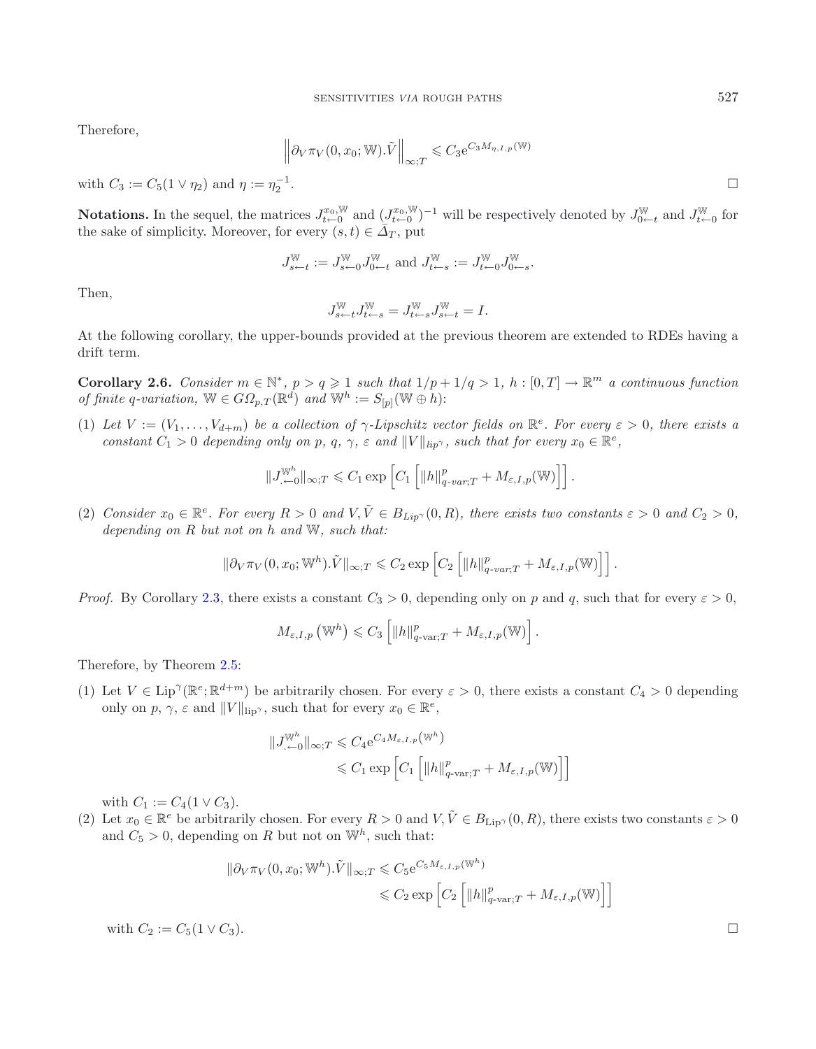Therefore,

$$\left\| \partial_V \pi_V(0, x_0; \mathbb{W}).\tilde{V} \right\|_{\infty;T} \leqslant C_3 e^{C_3 M_{\eta,I,p}(\mathbb{W})}$$

with $C_3 := C_5(1 \vee \eta_2)$ and $\eta := \eta_2^{-1}$. □

**Notations.** In the sequel, the matrices $J^{x_0,\mathbb{W}}_{t\leftarrow 0}$ and $(J^{x_0,\mathbb{W}}_{t\leftarrow 0})^{-1}$ will be respectively denoted by $J^{\mathbb{W}}_{0\leftarrow t}$ and $J^{\mathbb{W}}_{t\leftarrow 0}$ for the sake of simplicity. Moreover, for every $(s,t) \in \bar{\Delta}_T$, put

$$J^{\mathbb{W}}_{s\leftarrow t} := J^{\mathbb{W}}_{s\leftarrow 0} J^{\mathbb{W}}_{0\leftarrow t} \text{ and } J^{\mathbb{W}}_{t\leftarrow s} := J^{\mathbb{W}}_{t\leftarrow 0} J^{\mathbb{W}}_{0\leftarrow s}.$$

Then,

$$J^{\mathbb{W}}_{s\leftarrow t} J^{\mathbb{W}}_{t\leftarrow s} = J^{\mathbb{W}}_{t\leftarrow s} J^{\mathbb{W}}_{s\leftarrow t} = I.$$

At the following corollary, the upper-bounds provided at the previous theorem are extended to RDEs having a drift term.

**Corollary 2.6.** *Consider $m \in \mathbb{N}^*$, $p > q \geqslant 1$ such that $1/p + 1/q > 1$, $h : [0,T] \to \mathbb{R}^m$ a continuous function of finite $q$-variation, $\mathbb{W} \in G\Omega_{p,T}(\mathbb{R}^d)$ and $\mathbb{W}^h := S_{[p]}(\mathbb{W} \oplus h)$:*

(1) *Let $V := (V_1, \dots, V_{d+m})$ be a collection of $\gamma$-Lipschitz vector fields on $\mathbb{R}^e$. For every $\varepsilon > 0$, there exists a constant $C_1 > 0$ depending only on $p$, $q$, $\gamma$, $\varepsilon$ and $\|V\|_{lip^\gamma}$, such that for every $x_0 \in \mathbb{R}^e$,*

$$\|J^{\mathbb{W}^h}_{.\leftarrow 0}\|_{\infty;T} \leqslant C_1 \exp\left[C_1 \left[\|h\|^p_{q\text{-}var;T} + M_{\varepsilon,I,p}(\mathbb{W})\right]\right].$$

(2) *Consider $x_0 \in \mathbb{R}^e$. For every $R > 0$ and $V, \tilde{V} \in B_{Lip^\gamma}(0,R)$, there exists two constants $\varepsilon > 0$ and $C_2 > 0$, depending on $R$ but not on $h$ and $\mathbb{W}$, such that:*

$$\|\partial_V \pi_V(0, x_0; \mathbb{W}^h).\tilde{V}\|_{\infty;T} \leqslant C_2 \exp\left[C_2 \left[\|h\|^p_{q\text{-}var;T} + M_{\varepsilon,I,p}(\mathbb{W})\right]\right].$$

*Proof.* By Corollary 2.3, there exists a constant $C_3 > 0$, depending only on $p$ and $q$, such that for every $\varepsilon > 0$,

$$M_{\varepsilon,I,p}\left(\mathbb{W}^h\right) \leqslant C_3 \left[\|h\|^p_{q\text{-var};T} + M_{\varepsilon,I,p}(\mathbb{W})\right].$$

Therefore, by Theorem 2.5:

(1) Let $V \in \text{Lip}^\gamma(\mathbb{R}^e; \mathbb{R}^{d+m})$ be arbitrarily chosen. For every $\varepsilon > 0$, there exists a constant $C_4 > 0$ depending only on $p$, $\gamma$, $\varepsilon$ and $\|V\|_{\text{lip}^\gamma}$, such that for every $x_0 \in \mathbb{R}^e$,

$$\begin{aligned}
\|J^{\mathbb{W}^h}_{.\leftarrow 0}\|_{\infty;T} &\leqslant C_4 e^{C_4 M_{\varepsilon,I,p}(\mathbb{W}^h)} \\
&\leqslant C_1 \exp\left[C_1 \left[\|h\|^p_{q\text{-var};T} + M_{\varepsilon,I,p}(\mathbb{W})\right]\right]
\end{aligned}$$

with $C_1 := C_4(1 \vee C_3)$.

(2) Let $x_0 \in \mathbb{R}^e$ be arbitrarily chosen. For every $R > 0$ and $V, \tilde{V} \in B_{\text{Lip}^\gamma}(0,R)$, there exists two constants $\varepsilon > 0$ and $C_5 > 0$, depending on $R$ but not on $\mathbb{W}^h$, such that:

$$\begin{aligned}
\|\partial_V \pi_V(0, x_0; \mathbb{W}^h).\tilde{V}\|_{\infty;T} &\leqslant C_5 e^{C_5 M_{\varepsilon,I,p}(\mathbb{W}^h)} \\
&\leqslant C_2 \exp\left[C_2 \left[\|h\|^p_{q\text{-var};T} + M_{\varepsilon,I,p}(\mathbb{W})\right]\right]
\end{aligned}$$

with $C_2 := C_5(1 \vee C_3)$. □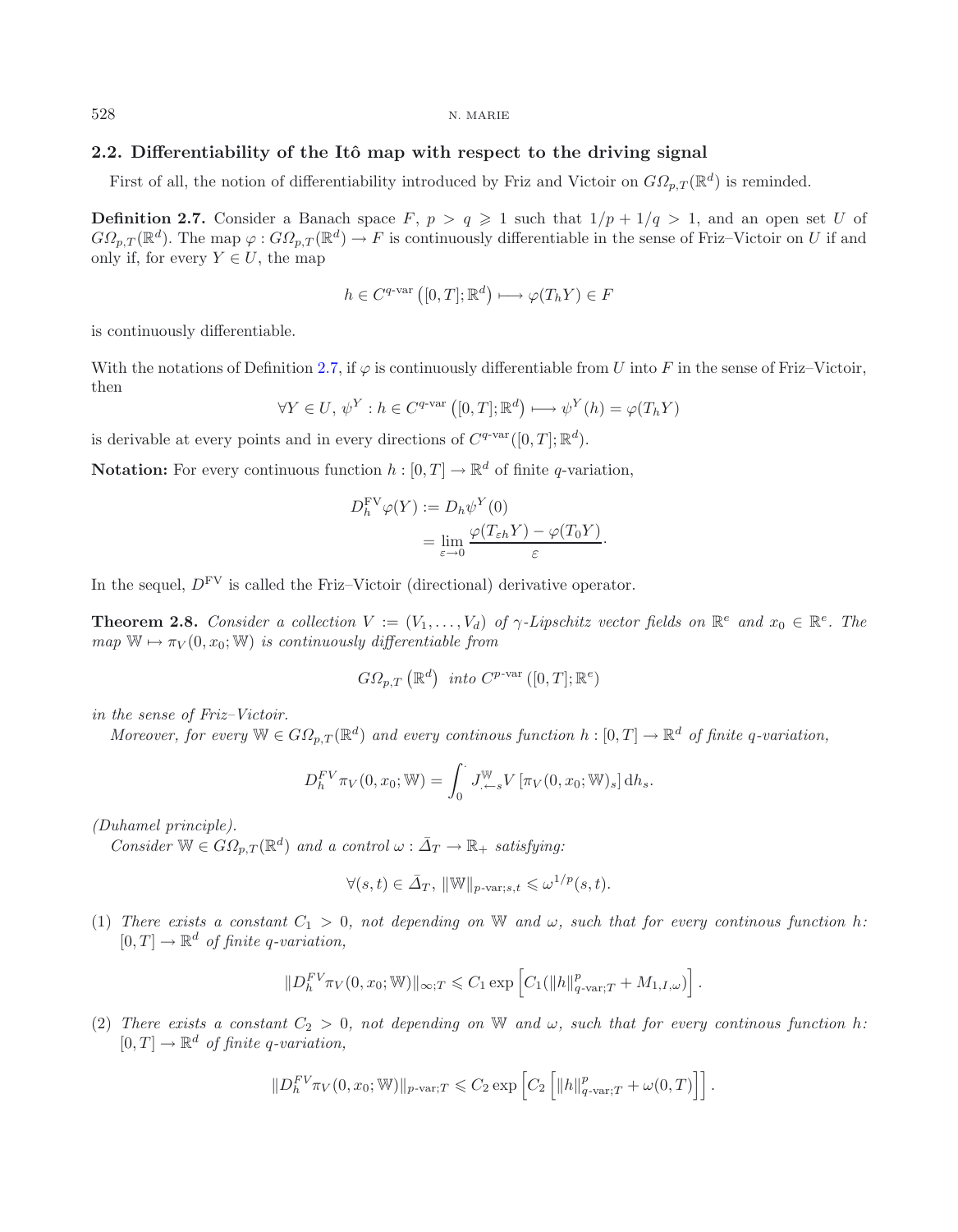### 2.2. Differentiability of the Itô map with respect to the driving signal

First of all, the notion of differentiability introduced by Friz and Victoir on $G\Omega_{p,T}(\mathbb{R}^d)$ is reminded.

**Definition 2.7.** Consider a Banach space $F$, $p > q \geqslant 1$ such that $1/p + 1/q > 1$, and an open set $U$ of $G\Omega_{p,T}(\mathbb{R}^d)$. The map $\varphi : G\Omega_{p,T}(\mathbb{R}^d) \rightarrow F$ is continuously differentiable in the sense of Friz–Victoir on $U$ if and only if, for every $Y \in U$, the map

$$h \in C^{q\text{-var}}\left([0,T];\mathbb{R}^d\right) \longmapsto \varphi(T_h Y) \in F$$

is continuously differentiable.

With the notations of Definition 2.7, if $\varphi$ is continuously differentiable from $U$ into $F$ in the sense of Friz–Victoir, then

$$\forall Y \in U,\ \psi^Y : h \in C^{q\text{-var}}\left([0,T];\mathbb{R}^d\right) \longmapsto \psi^Y(h) = \varphi(T_h Y)$$

is derivable at every points and in every directions of $C^{q\text{-var}}([0,T];\mathbb{R}^d)$.

**Notation:** For every continuous function $h : [0,T] \rightarrow \mathbb{R}^d$ of finite $q$-variation,

$$\begin{aligned} D_h^{\text{FV}}\varphi(Y) &:= D_h\psi^Y(0) \\ &= \lim_{\varepsilon \rightarrow 0} \frac{\varphi(T_{\varepsilon h}Y) - \varphi(T_0 Y)}{\varepsilon} \cdot \end{aligned}$$

In the sequel, $D^{\text{FV}}$ is called the Friz–Victoir (directional) derivative operator.

**Theorem 2.8.** *Consider a collection $V := (V_1, \dots, V_d)$ of $\gamma$-Lipschitz vector fields on $\mathbb{R}^e$ and $x_0 \in \mathbb{R}^e$. The map $\mathbb{W} \mapsto \pi_V(0, x_0; \mathbb{W})$ is continuously differentiable from*

$$G\Omega_{p,T}\left(\mathbb{R}^d\right) \text{ into } C^{p\text{-var}}\left([0,T];\mathbb{R}^e\right)$$

*in the sense of Friz–Victoir.*

*Moreover, for every $\mathbb{W} \in G\Omega_{p,T}(\mathbb{R}^d)$ and every continous function $h : [0,T] \rightarrow \mathbb{R}^d$ of finite $q$-variation,*

$$D_h^{FV}\pi_V(0, x_0; \mathbb{W}) = \int_0^{\cdot} J_{\cdot\leftarrow s}^{\mathbb{W}} V\left[\pi_V(0, x_0; \mathbb{W})_s\right] \mathrm{d}h_s.$$

*(Duhamel principle).*

*Consider $\mathbb{W} \in G\Omega_{p,T}(\mathbb{R}^d)$ and a control $\omega : \bar{\Delta}_T \rightarrow \mathbb{R}_+$ satisfying:*

$$\forall (s,t) \in \bar{\Delta}_T,\ \|\mathbb{W}\|_{p\text{-var};s,t} \leqslant \omega^{1/p}(s,t).$$

1. *There exists a constant $C_1 > 0$, not depending on $\mathbb{W}$ and $\omega$, such that for every continous function $h$: $[0,T] \rightarrow \mathbb{R}^d$ of finite $q$-variation,*

$$\|D_h^{FV}\pi_V(0, x_0; \mathbb{W})\|_{\infty;T} \leqslant C_1 \exp\left[C_1(\|h\|_{q\text{-var};T}^p + M_{1,I,\omega})\right].$$

2. *There exists a constant $C_2 > 0$, not depending on $\mathbb{W}$ and $\omega$, such that for every continous function $h$: $[0,T] \rightarrow \mathbb{R}^d$ of finite $q$-variation,*

$$\|D_h^{FV}\pi_V(0, x_0; \mathbb{W})\|_{p\text{-var};T} \leqslant C_2 \exp\left[C_2\left[\|h\|_{q\text{-var};T}^p + \omega(0,T)\right]\right].$$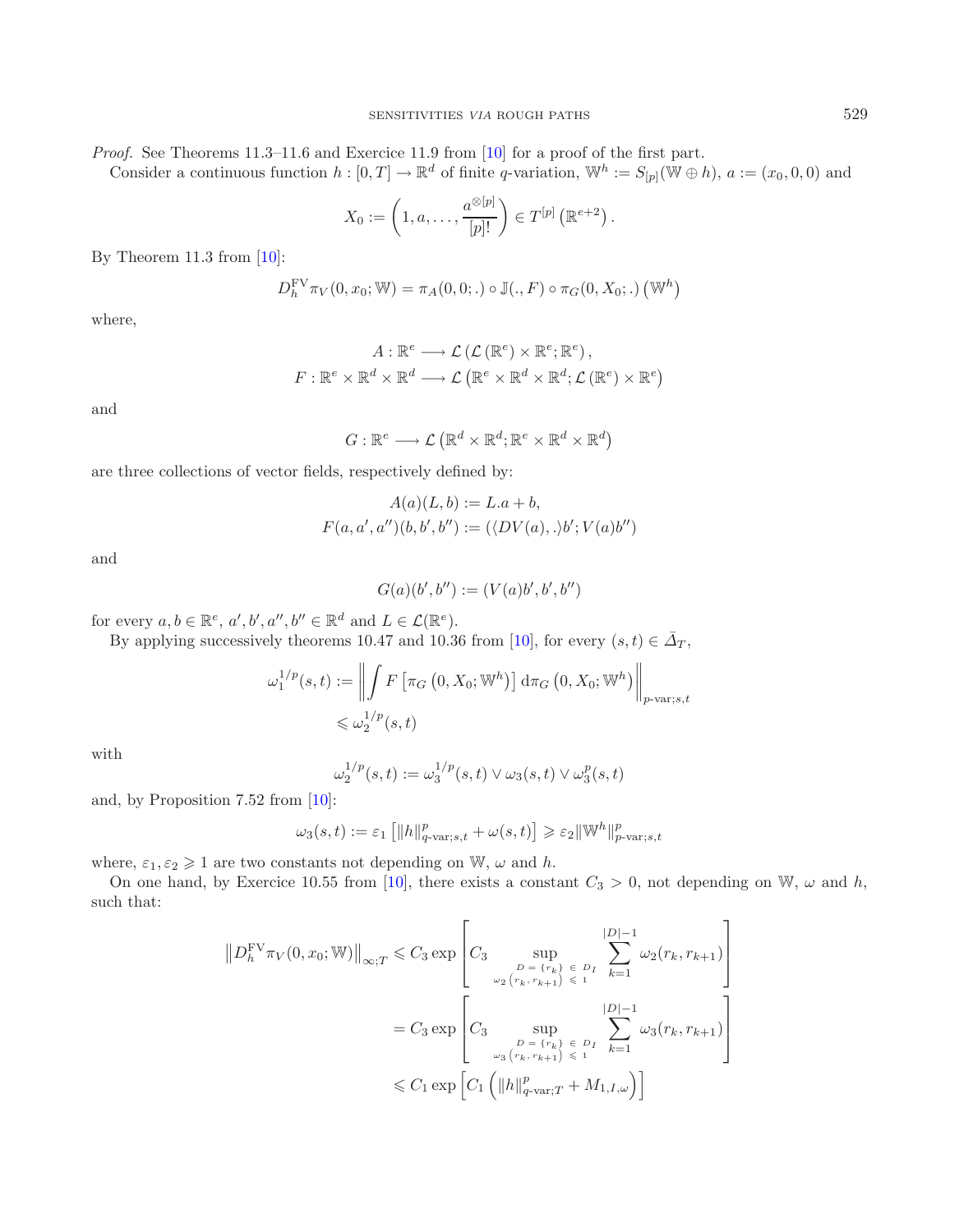*Proof.* See Theorems 11.3–11.6 and Exercice 11.9 from [10] for a proof of the first part.

Consider a continuous function $h : [0,T] \to \mathbb{R}^d$ of finite $q$-variation, $\mathbb{W}^h := S_{[p]}(\mathbb{W} \oplus h)$, $a := (x_0, 0, 0)$ and

$$X_0 := \left(1, a, \dots, \frac{a^{\otimes [p]}}{[p]!}\right) \in T^{[p]}\left(\mathbb{R}^{e+2}\right).$$

By Theorem 11.3 from [10]:

$$D_h^{\mathrm{FV}} \pi_V(0, x_0; \mathbb{W}) = \pi_A(0, 0; .) \circ \mathbb{J}(., F) \circ \pi_G(0, X_0; .)\left(\mathbb{W}^h\right)$$

where,

$$A : \mathbb{R}^e \longrightarrow \mathcal{L}\left(\mathcal{L}\left(\mathbb{R}^e\right) \times \mathbb{R}^e; \mathbb{R}^e\right),$$
$$F : \mathbb{R}^e \times \mathbb{R}^d \times \mathbb{R}^d \longrightarrow \mathcal{L}\left(\mathbb{R}^e \times \mathbb{R}^d \times \mathbb{R}^d; \mathcal{L}\left(\mathbb{R}^e\right) \times \mathbb{R}^e\right)$$

and

$$G : \mathbb{R}^e \longrightarrow \mathcal{L}\left(\mathbb{R}^d \times \mathbb{R}^d; \mathbb{R}^e \times \mathbb{R}^d \times \mathbb{R}^d\right)$$

are three collections of vector fields, respectively defined by:

$$A(a)(L, b) := L.a + b,$$
$$F(a, a', a'')(b, b', b'') := (\langle DV(a), . \rangle b'; V(a)b'')$$

and

$$G(a)(b', b'') := (V(a)b', b', b'')$$

for every $a, b \in \mathbb{R}^e$, $a', b', a'', b'' \in \mathbb{R}^d$ and $L \in \mathcal{L}(\mathbb{R}^e)$.

By applying successively theorems 10.47 and 10.36 from [10], for every $(s,t) \in \bar{\Delta}_T$,

$$\begin{aligned}
\omega_1^{1/p}(s,t) &:= \left\| \int F\left[\pi_G\left(0, X_0; \mathbb{W}^h\right)\right] \mathrm{d}\pi_G\left(0, X_0; \mathbb{W}^h\right) \right\|_{p\text{-var};s,t} \\
&\leqslant \omega_2^{1/p}(s,t)
\end{aligned}$$

with

$$\omega_2^{1/p}(s,t) := \omega_3^{1/p}(s,t) \vee \omega_3(s,t) \vee \omega_3^p(s,t)$$

and, by Proposition 7.52 from [10]:

$$\omega_3(s,t) := \varepsilon_1\left[\|h\|_{q\text{-var};s,t}^p + \omega(s,t)\right] \geqslant \varepsilon_2 \|\mathbb{W}^h\|_{p\text{-var};s,t}^p$$

where, $\varepsilon_1, \varepsilon_2 \geqslant 1$ are two constants not depending on $\mathbb{W}$, $\omega$ and $h$.

On one hand, by Exercice 10.55 from [10], there exists a constant $C_3 > 0$, not depending on $\mathbb{W}$, $\omega$ and $h$, such that:

$$\begin{aligned}
\left\|D_h^{\mathrm{FV}} \pi_V(0, x_0; \mathbb{W})\right\|_{\infty;T} &\leqslant C_3 \exp\left[C_3 \sup_{\substack{D = \{r_k\} \in D_I \\ \omega_2(r_k, r_{k+1}) \leqslant 1}} \sum_{k=1}^{|D|-1} \omega_2(r_k, r_{k+1})\right] \\
&= C_3 \exp\left[C_3 \sup_{\substack{D = \{r_k\} \in D_I \\ \omega_3(r_k, r_{k+1}) \leqslant 1}} \sum_{k=1}^{|D|-1} \omega_3(r_k, r_{k+1})\right] \\
&\leqslant C_1 \exp\left[C_1\left(\|h\|_{q\text{-var};T}^p + M_{1,I,\omega}\right)\right]
\end{aligned}$$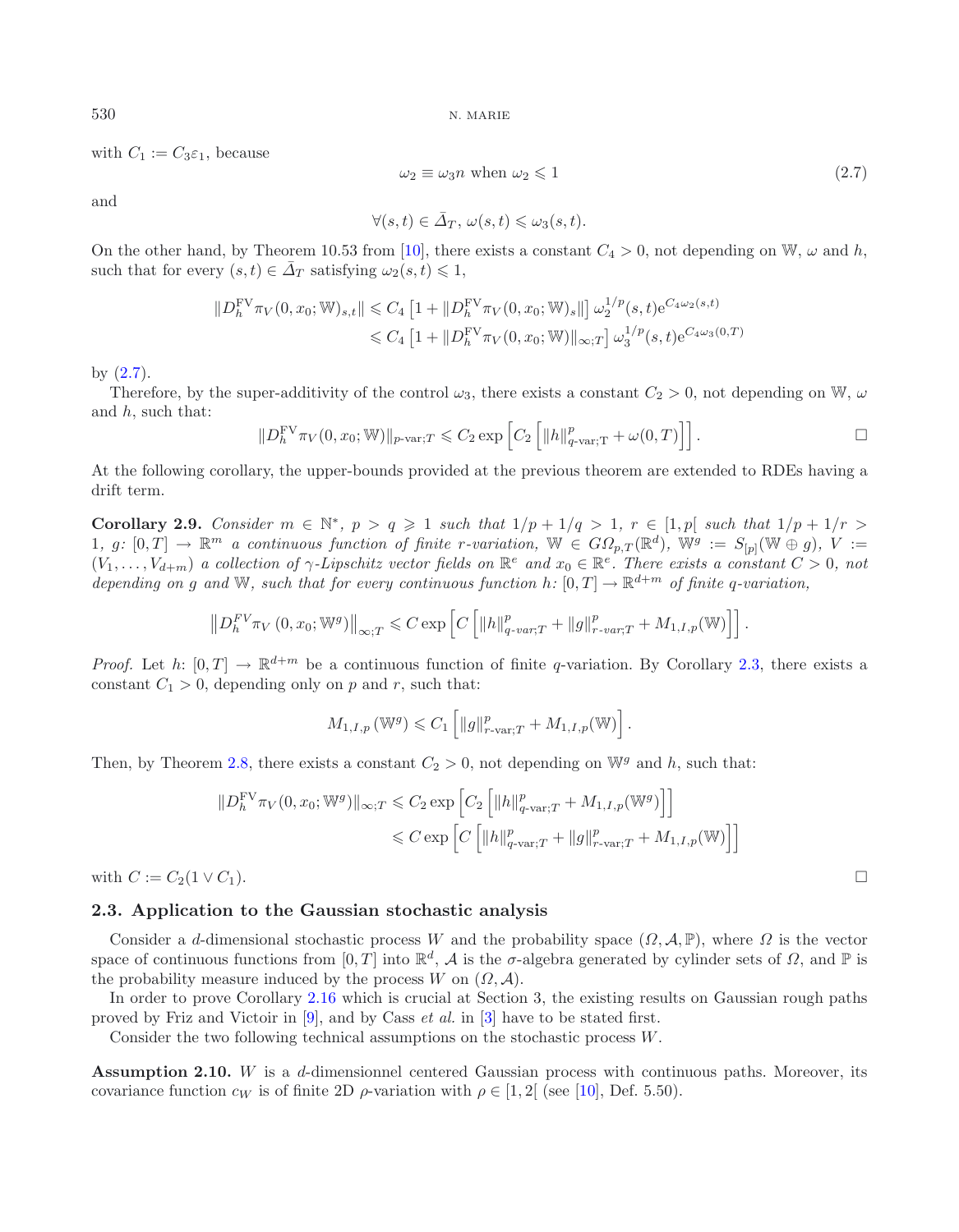with $C_1 := C_3\varepsilon_1$, because

$$\omega_2 \equiv \omega_3 n \text{ when } \omega_2 \leqslant 1 \tag{2.7}$$

and

$$\forall (s,t) \in \bar{\Delta}_T,\ \omega(s,t) \leqslant \omega_3(s,t).$$

On the other hand, by Theorem 10.53 from [10], there exists a constant $C_4 > 0$, not depending on $\mathbb{W}$, $\omega$ and $h$, such that for every $(s,t) \in \bar{\Delta}_T$ satisfying $\omega_2(s,t) \leqslant 1$,

$$\begin{aligned}
\|D_h^{\mathrm{FV}}\pi_V(0,x_0;\mathbb{W})_{s,t}\| &\leqslant C_4\left[1 + \|D_h^{\mathrm{FV}}\pi_V(0,x_0;\mathbb{W})_s\|\right]\omega_2^{1/p}(s,t)\mathrm{e}^{C_4\omega_2(s,t)}\\
&\leqslant C_4\left[1 + \|D_h^{\mathrm{FV}}\pi_V(0,x_0;\mathbb{W})\|_{\infty;T}\right]\omega_3^{1/p}(s,t)\mathrm{e}^{C_4\omega_3(0,T)}
\end{aligned}$$

by (2.7).

Therefore, by the super-additivity of the control $\omega_3$, there exists a constant $C_2 > 0$, not depending on $\mathbb{W}$, $\omega$ and $h$, such that:

$$\|D_h^{\mathrm{FV}}\pi_V(0,x_0;\mathbb{W})\|_{p\text{-var};T} \leqslant C_2 \exp\left[C_2\left[\|h\|_{q\text{-var};\mathrm{T}}^p + \omega(0,T)\right]\right].$$

□

At the following corollary, the upper-bounds provided at the previous theorem are extended to RDEs having a drift term.

**Corollary 2.9.** *Consider $m \in \mathbb{N}^*$, $p > q \geqslant 1$ such that $1/p + 1/q > 1$, $r \in [1,p[$ such that $1/p + 1/r > 1$, $g\colon [0,T] \to \mathbb{R}^m$ a continuous function of finite $r$-variation, $\mathbb{W} \in G\Omega_{p,T}(\mathbb{R}^d)$, $\mathbb{W}^g := S_{[p]}(\mathbb{W} \oplus g)$, $V := (V_1,\dots,V_{d+m})$ a collection of $\gamma$-Lipschitz vector fields on $\mathbb{R}^e$ and $x_0 \in \mathbb{R}^e$. There exists a constant $C > 0$, not depending on $g$ and $\mathbb{W}$, such that for every continuous function $h\colon [0,T] \to \mathbb{R}^{d+m}$ of finite $q$-variation,*

$$\left\|D_h^{FV}\pi_V\left(0,x_0;\mathbb{W}^g\right)\right\|_{\infty;T} \leqslant C\exp\left[C\left[\|h\|_{q\text{-}var;T}^p + \|g\|_{r\text{-}var;T}^p + M_{1,I,p}(\mathbb{W})\right]\right].$$

*Proof.* Let $h\colon [0,T] \to \mathbb{R}^{d+m}$ be a continuous function of finite $q$-variation. By Corollary 2.3, there exists a constant $C_1 > 0$, depending only on $p$ and $r$, such that:

$$M_{1,I,p}\left(\mathbb{W}^g\right) \leqslant C_1\left[\|g\|_{r\text{-var};T}^p + M_{1,I,p}(\mathbb{W})\right].$$

Then, by Theorem 2.8, there exists a constant $C_2 > 0$, not depending on $\mathbb{W}^g$ and $h$, such that:

$$\begin{aligned}
\|D_h^{\mathrm{FV}}\pi_V(0,x_0;\mathbb{W}^g)\|_{\infty;T} &\leqslant C_2\exp\left[C_2\left[\|h\|_{q\text{-var};T}^p + M_{1,I,p}(\mathbb{W}^g)\right]\right]\\
&\leqslant C\exp\left[C\left[\|h\|_{q\text{-var};T}^p + \|g\|_{r\text{-var};T}^p + M_{1,I,p}(\mathbb{W})\right]\right]
\end{aligned}$$

with $C := C_2(1 \vee C_1)$.

□

### 2.3. Application to the Gaussian stochastic analysis

Consider a $d$-dimensional stochastic process $W$ and the probability space $(\Omega,\mathcal{A},\mathbb{P})$, where $\Omega$ is the vector space of continuous functions from $[0,T]$ into $\mathbb{R}^d$, $\mathcal{A}$ is the $\sigma$-algebra generated by cylinder sets of $\Omega$, and $\mathbb{P}$ is the probability measure induced by the process $W$ on $(\Omega,\mathcal{A})$.

In order to prove Corollary 2.16 which is crucial at Section 3, the existing results on Gaussian rough paths proved by Friz and Victoir in [9], and by Cass *et al.* in [3] have to be stated first.

Consider the two following technical assumptions on the stochastic process $W$.

**Assumption 2.10.** $W$ is a $d$-dimensionnel centered Gaussian process with continuous paths. Moreover, its covariance function $c_W$ is of finite 2D $\rho$-variation with $\rho \in [1,2[$ (see [10], Def. 5.50).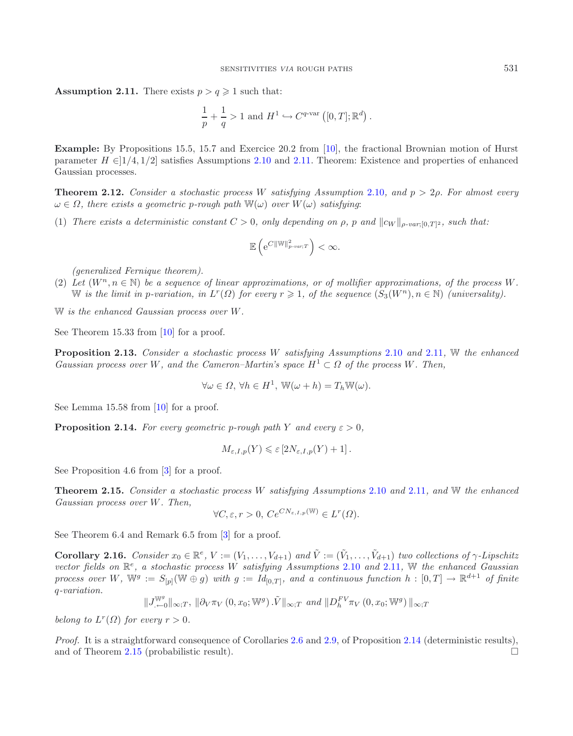**Assumption 2.11.** There exists $p > q \geqslant 1$ such that:

$$\frac{1}{p} + \frac{1}{q} > 1 \text{ and } H^1 \hookrightarrow C^{q\text{-var}}\left([0,T];\mathbb{R}^d\right).$$

**Example:** By Propositions 15.5, 15.7 and Exercice 20.2 from [10], the fractional Brownian motion of Hurst parameter $H \in ]1/4, 1/2]$ satisfies Assumptions 2.10 and 2.11. Theorem: Existence and properties of enhanced Gaussian processes.

**Theorem 2.12.** *Consider a stochastic process $W$ satisfying Assumption 2.10, and $p > 2\rho$. For almost every $\omega \in \Omega$, there exists a geometric $p$-rough path $\mathbb{W}(\omega)$ over $W(\omega)$ satisfying:*

(1) *There exists a deterministic constant $C > 0$, only depending on $\rho$, $p$ and $\|c_W\|_{\rho\text{-}var;[0,T]^2}$, such that:*

$$\mathbb{E}\left(\mathrm{e}^{C\|\mathbb{W}\|^2_{p\text{-}var;T}}\right) < \infty.$$

*(generalized Fernique theorem).*

(2) *Let $(W^n, n \in \mathbb{N})$ be a sequence of linear approximations, or of mollifier approximations, of the process $W$. $\mathbb{W}$ is the limit in $p$-variation, in $L^r(\Omega)$ for every $r \geqslant 1$, of the sequence $(S_3(W^n), n \in \mathbb{N})$ (universality).*

*$\mathbb{W}$ is the enhanced Gaussian process over $W$.*

See Theorem 15.33 from [10] for a proof.

**Proposition 2.13.** *Consider a stochastic process $W$ satisfying Assumptions 2.10 and 2.11, $\mathbb{W}$ the enhanced Gaussian process over $W$, and the Cameron–Martin's space $H^1 \subset \Omega$ of the process $W$. Then,*

$$\forall \omega \in \Omega,\, \forall h \in H^1,\, \mathbb{W}(\omega + h) = T_h\mathbb{W}(\omega).$$

See Lemma 15.58 from [10] for a proof.

**Proposition 2.14.** *For every geometric $p$-rough path $Y$ and every $\varepsilon > 0$,*

$$M_{\varepsilon,I,p}(Y) \leqslant \varepsilon\left[2N_{\varepsilon,I,p}(Y) + 1\right].$$

See Proposition 4.6 from [3] for a proof.

**Theorem 2.15.** *Consider a stochastic process $W$ satisfying Assumptions 2.10 and 2.11, and $\mathbb{W}$ the enhanced Gaussian process over $W$. Then,*

$$\forall C, \varepsilon, r > 0,\, Ce^{CN_{\varepsilon,I,p}(\mathbb{W})} \in L^r(\Omega).$$

See Theorem 6.4 and Remark 6.5 from [3] for a proof.

**Corollary 2.16.** *Consider $x_0 \in \mathbb{R}^e$, $V := (V_1, \ldots, V_{d+1})$ and $\tilde{V} := (\tilde{V}_1, \ldots, \tilde{V}_{d+1})$ two collections of $\gamma$-Lipschitz vector fields on $\mathbb{R}^e$, a stochastic process $W$ satisfying Assumptions 2.10 and 2.11, $\mathbb{W}$ the enhanced Gaussian process over $W$, $\mathbb{W}^g := S_{[p]}(\mathbb{W} \oplus g)$ with $g := Id_{[0,T]}$, and a continuous function $h : [0,T] \to \mathbb{R}^{d+1}$ of finite $q$-variation.*

$$\|J^{\mathbb{W}^g}_{.\leftarrow 0}\|_{\infty;T},\ \|\partial_V\pi_V\left(0, x_0; \mathbb{W}^g\right).\tilde{V}\|_{\infty;T} \text{ and } \|D^{FV}_h\pi_V\left(0, x_0; \mathbb{W}^g\right)\|_{\infty;T}$$

*belong to $L^r(\Omega)$ for every $r > 0$.*

*Proof.* It is a straightforward consequence of Corollaries 2.6 and 2.9, of Proposition 2.14 (deterministic results), and of Theorem 2.15 (probabilistic result). □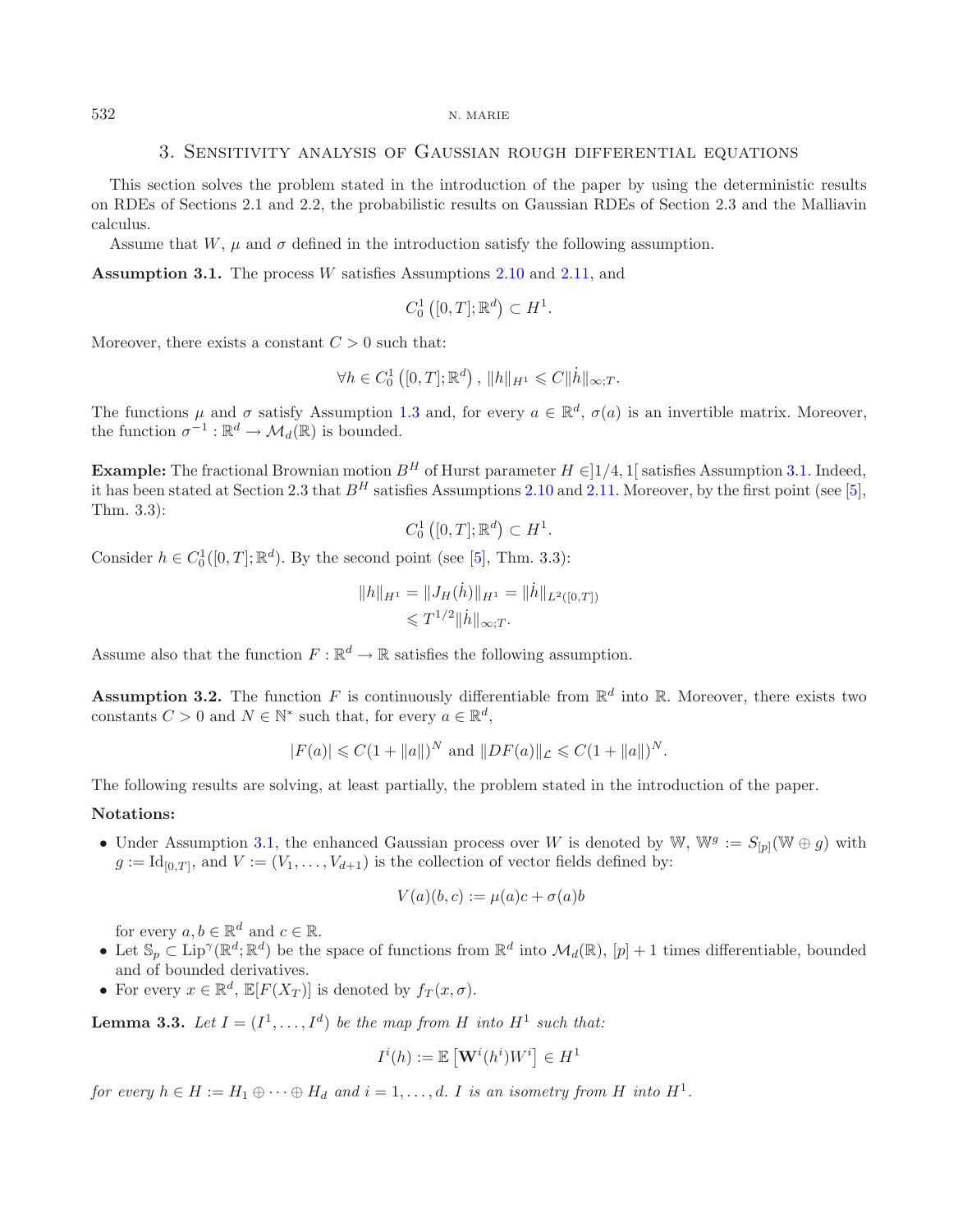## 3. Sensitivity analysis of Gaussian rough differential equations

This section solves the problem stated in the introduction of the paper by using the deterministic results on RDEs of Sections 2.1 and 2.2, the probabilistic results on Gaussian RDEs of Section 2.3 and the Malliavin calculus.

Assume that $W$, $\mu$ and $\sigma$ defined in the introduction satisfy the following assumption.

**Assumption 3.1.** The process $W$ satisfies Assumptions 2.10 and 2.11, and

$$C_0^1\left([0,T];\mathbb{R}^d\right) \subset H^1.$$

Moreover, there exists a constant $C > 0$ such that:

$$\forall h \in C_0^1\left([0,T];\mathbb{R}^d\right),\ \|h\|_{H^1} \leqslant C\|\dot{h}\|_{\infty;T}.$$

The functions $\mu$ and $\sigma$ satisfy Assumption 1.3 and, for every $a \in \mathbb{R}^d$, $\sigma(a)$ is an invertible matrix. Moreover, the function $\sigma^{-1} : \mathbb{R}^d \rightarrow \mathcal{M}_d(\mathbb{R})$ is bounded.

**Example:** The fractional Brownian motion $B^H$ of Hurst parameter $H \in ]1/4,1[$ satisfies Assumption 3.1. Indeed, it has been stated at Section 2.3 that $B^H$ satisfies Assumptions 2.10 and 2.11. Moreover, by the first point (see [5], Thm. 3.3):

$$C_0^1\left([0,T];\mathbb{R}^d\right) \subset H^1.$$

Consider $h \in C_0^1([0,T];\mathbb{R}^d)$. By the second point (see [5], Thm. 3.3):

$$\begin{aligned}\|h\|_{H^1} &= \|J_H(\dot{h})\|_{H^1} = \|\dot{h}\|_{L^2([0,T])}\\ &\leqslant T^{1/2}\|\dot{h}\|_{\infty;T}.\end{aligned}$$

Assume also that the function $F : \mathbb{R}^d \rightarrow \mathbb{R}$ satisfies the following assumption.

**Assumption 3.2.** The function $F$ is continuously differentiable from $\mathbb{R}^d$ into $\mathbb{R}$. Moreover, there exists two constants $C > 0$ and $N \in \mathbb{N}^*$ such that, for every $a \in \mathbb{R}^d$,

$$|F(a)| \leqslant C(1+\|a\|)^N \text{ and } \|DF(a)\|_{\mathcal{L}} \leqslant C(1+\|a\|)^N.$$

The following results are solving, at least partially, the problem stated in the introduction of the paper.

**Notations:**

- Under Assumption 3.1, the enhanced Gaussian process over $W$ is denoted by $\mathbb{W}$, $\mathbb{W}^g := S_{[p]}(\mathbb{W}\oplus g)$ with $g := \mathrm{Id}_{[0,T]}$, and $V := (V_1,\dots,V_{d+1})$ is the collection of vector fields defined by:

$$V(a)(b,c) := \mu(a)c + \sigma(a)b$$

  for every $a,b \in \mathbb{R}^d$ and $c \in \mathbb{R}$.
- Let $\mathbb{S}_p \subset \mathrm{Lip}^{\gamma}(\mathbb{R}^d;\mathbb{R}^d)$ be the space of functions from $\mathbb{R}^d$ into $\mathcal{M}_d(\mathbb{R})$, $[p]+1$ times differentiable, bounded and of bounded derivatives.
- For every $x \in \mathbb{R}^d$, $\mathbb{E}[F(X_T)]$ is denoted by $f_T(x,\sigma)$.

**Lemma 3.3.** *Let $I = (I^1,\dots,I^d)$ be the map from $H$ into $H^1$ such that:*

$$I^i(h) := \mathbb{E}\left[\mathbf{W}^i(h^i)W^i\right] \in H^1$$

*for every $h \in H := H_1 \oplus \dots \oplus H_d$ and $i = 1,\dots,d$. $I$ is an isometry from $H$ into $H^1$.*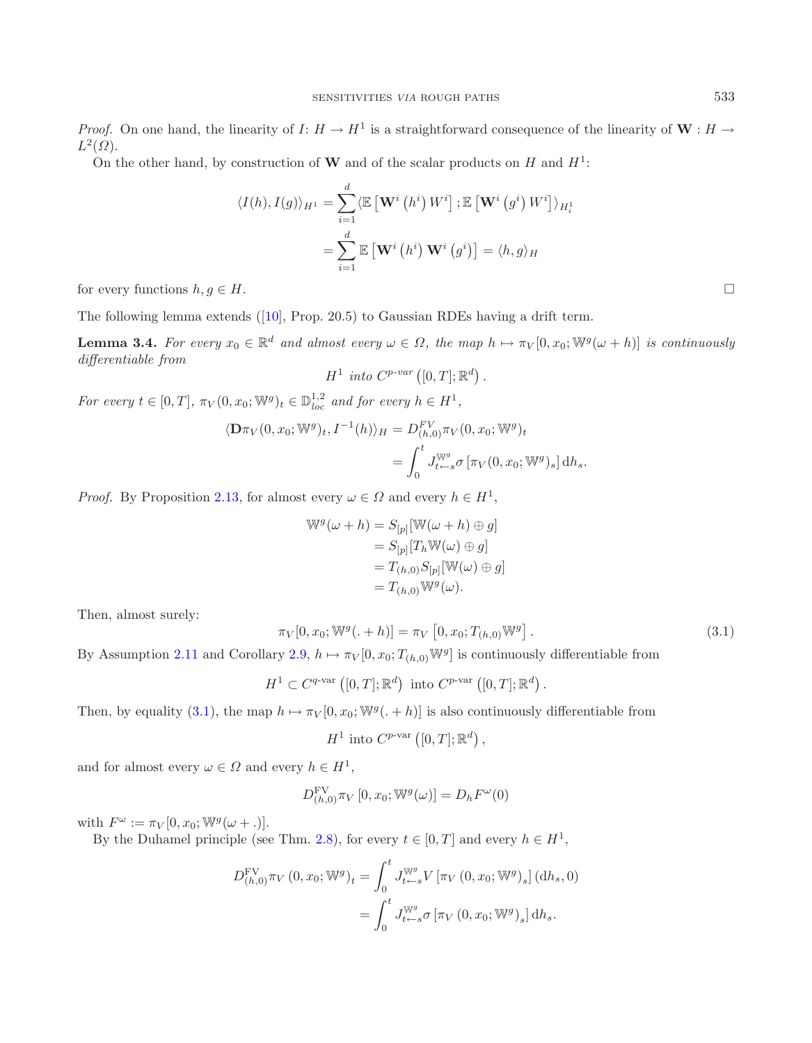*Proof.* On one hand, the linearity of $I\colon H \to H^1$ is a straightforward consequence of the linearity of $\mathbf{W} : H \to L^2(\Omega)$.

On the other hand, by construction of $\mathbf{W}$ and of the scalar products on $H$ and $H^1$:

$$\langle I(h), I(g)\rangle_{H^1} = \sum_{i=1}^{d} \langle \mathbb{E}\left[\mathbf{W}^i\left(h^i\right) W^i\right] ; \mathbb{E}\left[\mathbf{W}^i\left(g^i\right) W^i\right]\rangle_{H_i^1}$$

$$= \sum_{i=1}^{d} \mathbb{E}\left[\mathbf{W}^i\left(h^i\right) \mathbf{W}^i\left(g^i\right)\right] = \langle h, g\rangle_H$$

for every functions $h, g \in H$. □

The following lemma extends ([10], Prop. 20.5) to Gaussian RDEs having a drift term.

**Lemma 3.4.** *For every $x_0 \in \mathbb{R}^d$ and almost every $\omega \in \Omega$, the map $h \mapsto \pi_V[0, x_0; \mathbb{W}^g(\omega + h)]$ is continuously differentiable from*

$$H^1 \text{ into } C^{p\text{-}var}\left([0,T];\mathbb{R}^d\right).$$

*For every $t \in [0,T]$, $\pi_V(0, x_0; \mathbb{W}^g)_t \in \mathbb{D}^{1,2}_{loc}$ and for every $h \in H^1$,*

$$\langle \mathbf{D}\pi_V(0, x_0; \mathbb{W}^g)_t, I^{-1}(h)\rangle_H = D^{FV}_{(h,0)}\pi_V(0, x_0; \mathbb{W}^g)_t$$

$$= \int_0^t J^{\mathbb{W}^g}_{t\leftarrow s}\sigma\left[\pi_V(0, x_0; \mathbb{W}^g)_s\right] \mathrm{d}h_s.$$

*Proof.* By Proposition 2.13, for almost every $\omega \in \Omega$ and every $h \in H^1$,

$$\begin{aligned}
\mathbb{W}^g(\omega + h) &= S_{[p]}[\mathbb{W}(\omega + h) \oplus g] \\
&= S_{[p]}[T_h\mathbb{W}(\omega) \oplus g] \\
&= T_{(h,0)}S_{[p]}[\mathbb{W}(\omega) \oplus g] \\
&= T_{(h,0)}\mathbb{W}^g(\omega).
\end{aligned}$$

Then, almost surely:

$$\pi_V[0, x_0; \mathbb{W}^g(.+h)] = \pi_V\left[0, x_0; T_{(h,0)}\mathbb{W}^g\right]. \tag{3.1}$$

By Assumption 2.11 and Corollary 2.9, $h \mapsto \pi_V[0, x_0; T_{(h,0)}\mathbb{W}^g]$ is continuously differentiable from

$$H^1 \subset C^{q\text{-var}}\left([0,T];\mathbb{R}^d\right) \text{ into } C^{p\text{-var}}\left([0,T];\mathbb{R}^d\right).$$

Then, by equality (3.1), the map $h \mapsto \pi_V[0, x_0; \mathbb{W}^g(.+h)]$ is also continuously differentiable from

$$H^1 \text{ into } C^{p\text{-var}}\left([0,T];\mathbb{R}^d\right),$$

and for almost every $\omega \in \Omega$ and every $h \in H^1$,

$$D^{\mathrm{FV}}_{(h,0)}\pi_V\left[0, x_0; \mathbb{W}^g(\omega)\right] = D_h F^\omega(0)$$

with $F^\omega := \pi_V[0, x_0; \mathbb{W}^g(\omega + .)]$.

By the Duhamel principle (see Thm. 2.8), for every $t \in [0,T]$ and every $h \in H^1$,

$$\begin{aligned}
D^{\mathrm{FV}}_{(h,0)}\pi_V\left(0, x_0; \mathbb{W}^g\right)_t &= \int_0^t J^{\mathbb{W}^g}_{t\leftarrow s}V\left[\pi_V\left(0, x_0; \mathbb{W}^g\right)_s\right](\mathrm{d}h_s, 0) \\
&= \int_0^t J^{\mathbb{W}^g}_{t\leftarrow s}\sigma\left[\pi_V\left(0, x_0; \mathbb{W}^g\right)_s\right]\mathrm{d}h_s.
\end{aligned}$$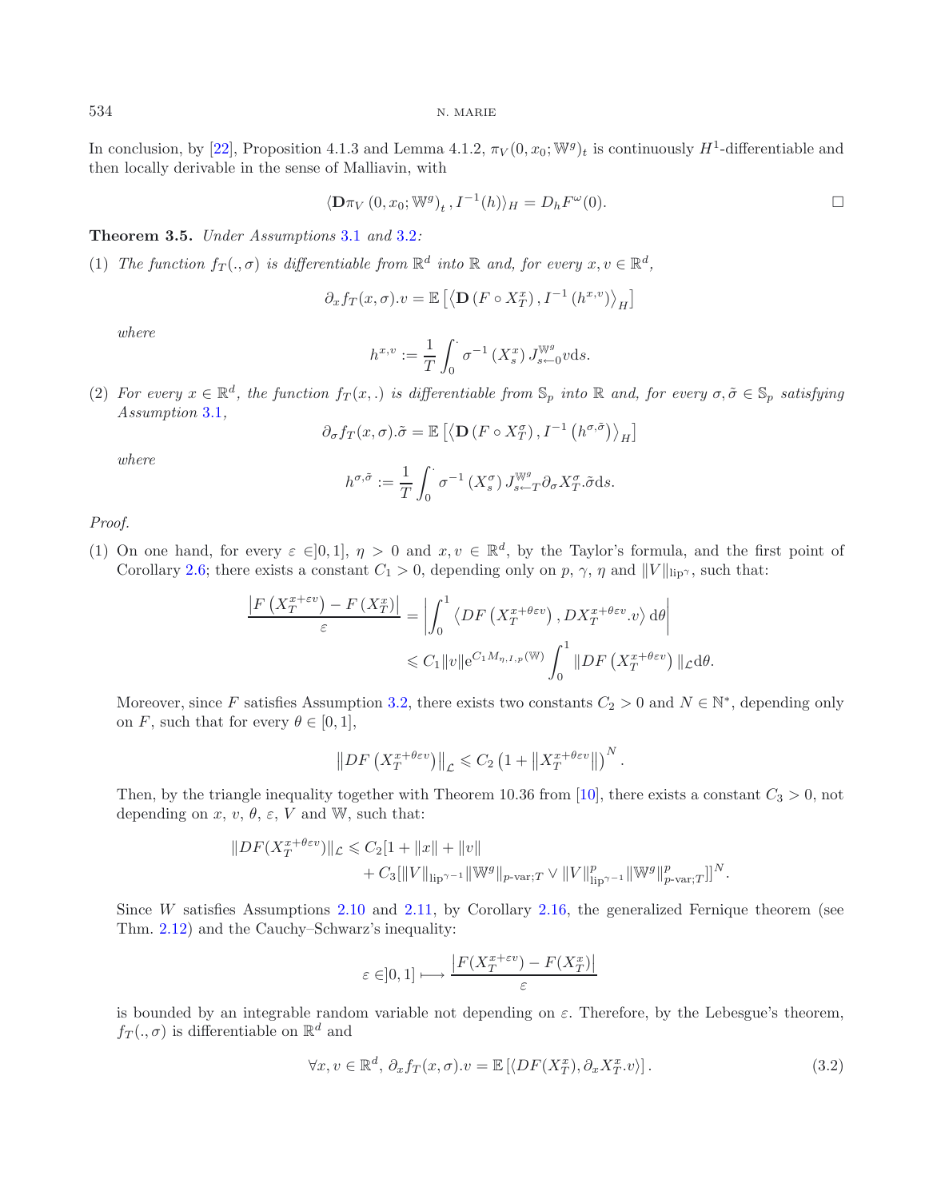In conclusion, by [22], Proposition 4.1.3 and Lemma 4.1.2, $\pi_V(0,x_0;\mathbb{W}^g)_t$ is continuously $H^1$-differentiable and then locally derivable in the sense of Malliavin, with

$$\langle \mathbf{D}\pi_V\left(0,x_0;\mathbb{W}^g\right)_t, I^{-1}(h)\rangle_H = D_h F^{\omega}(0). \qquad \square$$

**Theorem 3.5.** *Under Assumptions 3.1 and 3.2:*

(1) *The function $f_T(.,\sigma)$ is differentiable from $\mathbb{R}^d$ into $\mathbb{R}$ and, for every $x,v\in\mathbb{R}^d$,*

$$\partial_x f_T(x,\sigma).v = \mathbb{E}\left[\left\langle \mathbf{D}\left(F\circ X_T^x\right), I^{-1}\left(h^{x,v}\right)\right\rangle_H\right]$$

*where*

$$h^{x,v} := \frac{1}{T}\int_0^{\cdot} \sigma^{-1}\left(X_s^x\right) J_{s\leftarrow 0}^{\mathbb{W}^g} v\mathrm{d}s.$$

(2) *For every $x\in\mathbb{R}^d$, the function $f_T(x,.)$ is differentiable from $\mathbb{S}_p$ into $\mathbb{R}$ and, for every $\sigma,\tilde{\sigma}\in\mathbb{S}_p$ satisfying Assumption 3.1,*

$$\partial_\sigma f_T(x,\sigma).\tilde{\sigma} = \mathbb{E}\left[\left\langle \mathbf{D}\left(F\circ X_T^\sigma\right), I^{-1}\left(h^{\sigma,\tilde{\sigma}}\right)\right\rangle_H\right]$$

*where*

$$h^{\sigma,\tilde{\sigma}} := \frac{1}{T}\int_0^{\cdot} \sigma^{-1}\left(X_s^\sigma\right) J_{s\leftarrow T}^{\mathbb{W}^g} \partial_\sigma X_T^\sigma.\tilde{\sigma}\mathrm{d}s.$$

*Proof.*

(1) On one hand, for every $\varepsilon\in]0,1]$, $\eta>0$ and $x,v\in\mathbb{R}^d$, by the Taylor's formula, and the first point of Corollary 2.6; there exists a constant $C_1>0$, depending only on $p$, $\gamma$, $\eta$ and $\|V\|_{\mathrm{lip}^\gamma}$, such that:

$$\begin{aligned}\frac{\left|F\left(X_T^{x+\varepsilon v}\right)-F\left(X_T^x\right)\right|}{\varepsilon} &= \left|\int_0^1 \left\langle DF\left(X_T^{x+\theta\varepsilon v}\right), DX_T^{x+\theta\varepsilon v}.v\right\rangle \mathrm{d}\theta\right| \\ &\leqslant C_1\|v\|\mathrm{e}^{C_1 M_{\eta,I,p}(\mathbb{W})}\int_0^1 \|DF\left(X_T^{x+\theta\varepsilon v}\right)\|_{\mathcal{L}}\mathrm{d}\theta.\end{aligned}$$

Moreover, since $F$ satisfies Assumption 3.2, there exists two constants $C_2>0$ and $N\in\mathbb{N}^*$, depending only on $F$, such that for every $\theta\in[0,1]$,

$$\left\|DF\left(X_T^{x+\theta\varepsilon v}\right)\right\|_{\mathcal{L}} \leqslant C_2\left(1+\left\|X_T^{x+\theta\varepsilon v}\right\|\right)^N.$$

Then, by the triangle inequality together with Theorem 10.36 from [10], there exists a constant $C_3>0$, not depending on $x$, $v$, $\theta$, $\varepsilon$, $V$ and $\mathbb{W}$, such that:

$$\begin{aligned}\|DF(X_T^{x+\theta\varepsilon v})\|_{\mathcal{L}} \leqslant C_2[1&+\|x\|+\|v\| \\ &+C_3[\|V\|_{\mathrm{lip}^{\gamma-1}}\|\mathbb{W}^g\|_{p\text{-var};T}\vee\|V\|_{\mathrm{lip}^{\gamma-1}}^p\|\mathbb{W}^g\|_{p\text{-var};T}^p]]^N.\end{aligned}$$

Since $W$ satisfies Assumptions 2.10 and 2.11, by Corollary 2.16, the generalized Fernique theorem (see Thm. 2.12) and the Cauchy–Schwarz's inequality:

$$\varepsilon\in]0,1]\longmapsto\frac{\left|F(X_T^{x+\varepsilon v})-F(X_T^x)\right|}{\varepsilon}$$

is bounded by an integrable random variable not depending on $\varepsilon$. Therefore, by the Lebesgue's theorem, $f_T(.,\sigma)$ is differentiable on $\mathbb{R}^d$ and

$$\forall x,v\in\mathbb{R}^d,\ \partial_x f_T(x,\sigma).v = \mathbb{E}\left[\langle DF(X_T^x),\partial_x X_T^x.v\rangle\right]. \tag{3.2}$$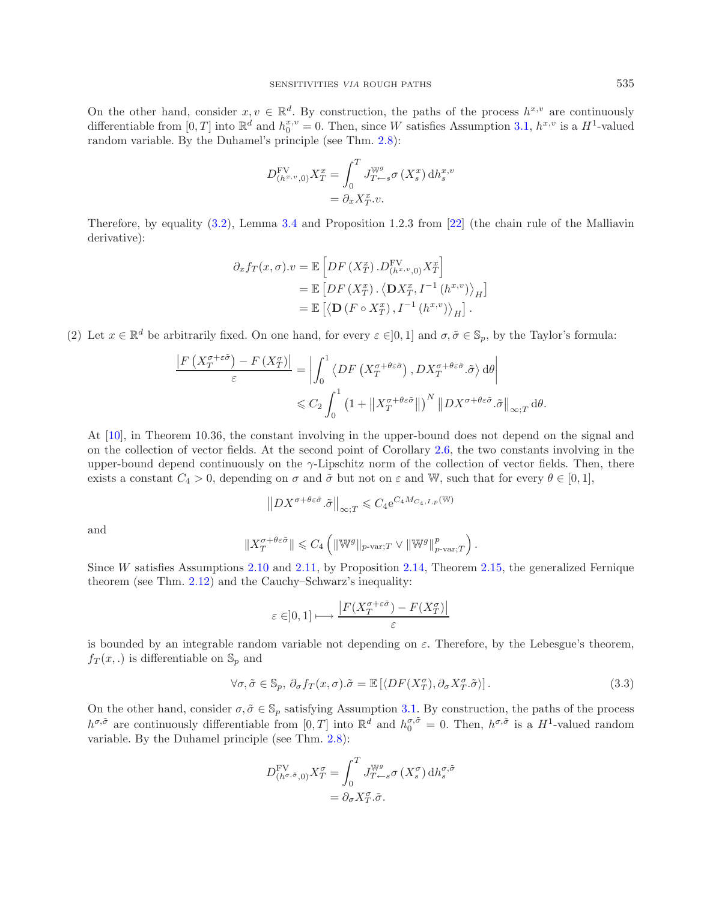On the other hand, consider $x, v \in \mathbb{R}^d$. By construction, the paths of the process $h^{x,v}$ are continuously differentiable from $[0,T]$ into $\mathbb{R}^d$ and $h_0^{x,v} = 0$. Then, since $W$ satisfies Assumption 3.1, $h^{x,v}$ is a $H^1$-valued random variable. By the Duhamel's principle (see Thm. 2.8):

$$\begin{aligned}
D^{\mathrm{FV}}_{(h^{x,v},0)} X_T^x &= \int_0^T J^{\mathbb{W}^g}_{T\leftarrow s} \sigma\left(X_s^x\right) \mathrm{d}h_s^{x,v} \\
&= \partial_x X_T^x . v.
\end{aligned}$$

Therefore, by equality (3.2), Lemma 3.4 and Proposition 1.2.3 from [22] (the chain rule of the Malliavin derivative):

$$\begin{aligned}
\partial_x f_T(x,\sigma).v &= \mathbb{E}\left[DF\left(X_T^x\right).D^{\mathrm{FV}}_{(h^{x,v},0)} X_T^x\right] \\
&= \mathbb{E}\left[DF\left(X_T^x\right).\left\langle \mathbf{D} X_T^x, I^{-1}\left(h^{x,v}\right)\right\rangle_H\right] \\
&= \mathbb{E}\left[\left\langle \mathbf{D}\left(F \circ X_T^x\right), I^{-1}\left(h^{x,v}\right)\right\rangle_H\right].
\end{aligned}$$

(2) Let $x \in \mathbb{R}^d$ be arbitrarily fixed. On one hand, for every $\varepsilon \in ]0,1]$ and $\sigma, \tilde{\sigma} \in \mathbb{S}_p$, by the Taylor's formula:

$$\begin{aligned}
\frac{\left|F\left(X_T^{\sigma+\varepsilon\tilde{\sigma}}\right) - F\left(X_T^{\sigma}\right)\right|}{\varepsilon} &= \left|\int_0^1 \left\langle DF\left(X_T^{\sigma+\theta\varepsilon\tilde{\sigma}}\right), DX_T^{\sigma+\theta\varepsilon\tilde{\sigma}}.\tilde{\sigma}\right\rangle \mathrm{d}\theta\right| \\
&\leqslant C_2 \int_0^1 \left(1 + \left\|X_T^{\sigma+\theta\varepsilon\tilde{\sigma}}\right\|\right)^N \left\|DX^{\sigma+\theta\varepsilon\tilde{\sigma}}.\tilde{\sigma}\right\|_{\infty;T} \mathrm{d}\theta.
\end{aligned}$$

At [10], in Theorem 10.36, the constant involving in the upper-bound does not depend on the signal and on the collection of vector fields. At the second point of Corollary 2.6, the two constants involving in the upper-bound depend continuously on the $\gamma$-Lipschitz norm of the collection of vector fields. Then, there exists a constant $C_4 > 0$, depending on $\sigma$ and $\tilde{\sigma}$ but not on $\varepsilon$ and $\mathbb{W}$, such that for every $\theta \in [0,1]$,

$$\left\|DX^{\sigma+\theta\varepsilon\tilde{\sigma}}.\tilde{\sigma}\right\|_{\infty;T} \leqslant C_4 \mathrm{e}^{C_4 M_{C_4,I,p}(\mathbb{W})}$$

and

$$\|X_T^{\sigma+\theta\varepsilon\tilde{\sigma}}\| \leqslant C_4\left(\|\mathbb{W}^g\|_{p\text{-var};T} \vee \|\mathbb{W}^g\|_{p\text{-var};T}^p\right).$$

Since $W$ satisfies Assumptions 2.10 and 2.11, by Proposition 2.14, Theorem 2.15, the generalized Fernique theorem (see Thm. 2.12) and the Cauchy–Schwarz's inequality:

$$\varepsilon \in ]0,1] \longmapsto \frac{\left|F(X_T^{\sigma+\varepsilon\tilde{\sigma}}) - F(X_T^{\sigma})\right|}{\varepsilon}$$

is bounded by an integrable random variable not depending on $\varepsilon$. Therefore, by the Lebesgue's theorem, $f_T(x,.)$ is differentiable on $\mathbb{S}_p$ and

$$\forall \sigma, \tilde{\sigma} \in \mathbb{S}_p,\ \partial_\sigma f_T(x,\sigma).\tilde{\sigma} = \mathbb{E}\left[\langle DF(X_T^{\sigma}), \partial_\sigma X_T^{\sigma}.\tilde{\sigma}\rangle\right]. \tag{3.3}$$

On the other hand, consider $\sigma, \tilde{\sigma} \in \mathbb{S}_p$ satisfying Assumption 3.1. By construction, the paths of the process $h^{\sigma,\tilde{\sigma}}$ are continuously differentiable from $[0,T]$ into $\mathbb{R}^d$ and $h_0^{\sigma,\tilde{\sigma}} = 0$. Then, $h^{\sigma,\tilde{\sigma}}$ is a $H^1$-valued random variable. By the Duhamel principle (see Thm. 2.8):

$$\begin{aligned}
D^{\mathrm{FV}}_{(h^{\sigma,\tilde{\sigma}},0)} X_T^{\sigma} &= \int_0^T J^{\mathbb{W}^g}_{T\leftarrow s} \sigma\left(X_s^{\sigma}\right) \mathrm{d}h_s^{\sigma,\tilde{\sigma}} \\
&= \partial_\sigma X_T^{\sigma}.\tilde{\sigma}.
\end{aligned}$$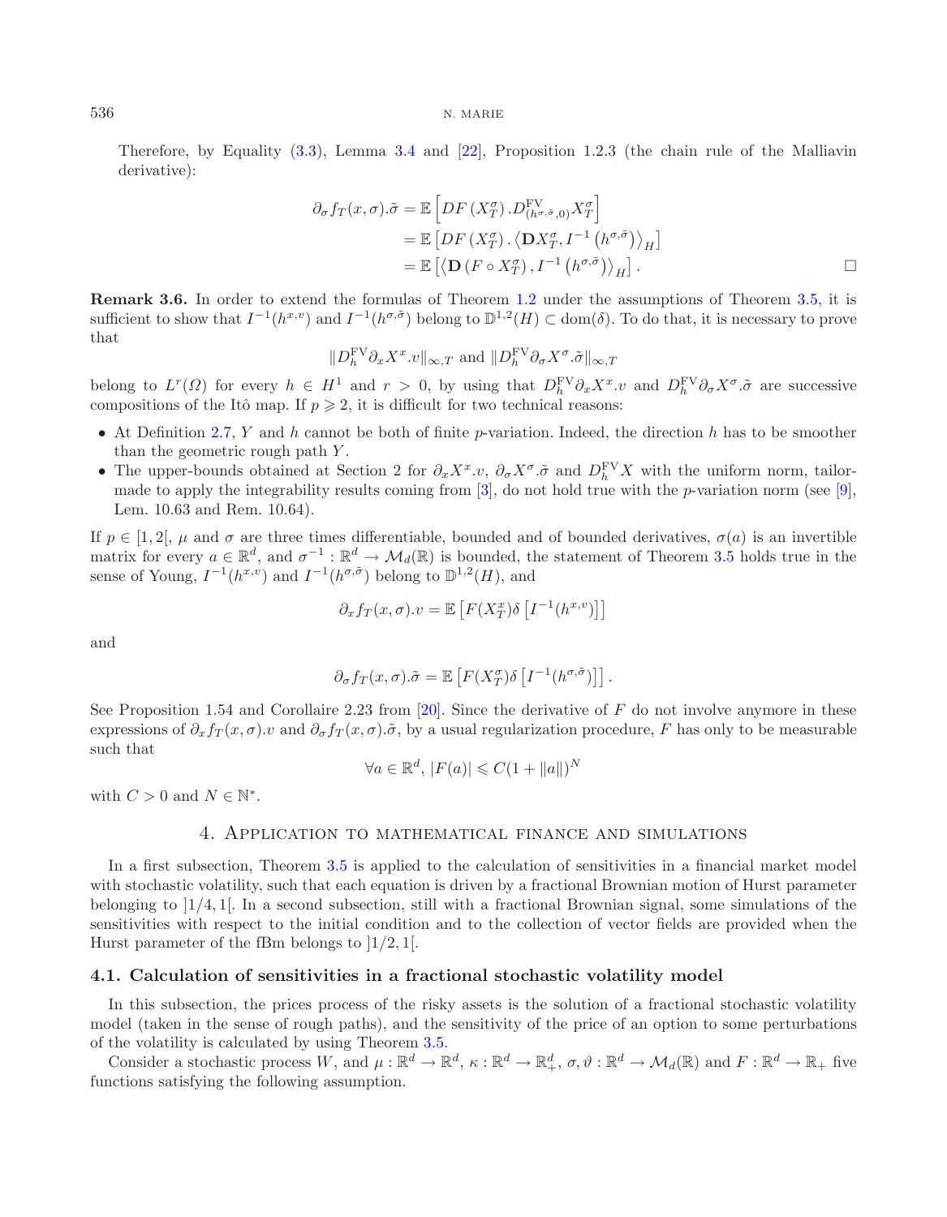Therefore, by Equality (3.3), Lemma 3.4 and [22], Proposition 1.2.3 (the chain rule of the Malliavin derivative):

$$
\begin{aligned}
\partial_\sigma f_T(x,\sigma).\tilde{\sigma} &= \mathbb{E}\left[DF\left(X_T^\sigma\right).D^{\mathrm{FV}}_{(h^{\sigma,\tilde{\sigma}},0)}X_T^\sigma\right] \\
&= \mathbb{E}\left[DF\left(X_T^\sigma\right).\left\langle \mathbf{D}X_T^\sigma, I^{-1}\left(h^{\sigma,\tilde{\sigma}}\right)\right\rangle_H\right] \\
&= \mathbb{E}\left[\left\langle \mathbf{D}\left(F\circ X_T^\sigma\right), I^{-1}\left(h^{\sigma,\tilde{\sigma}}\right)\right\rangle_H\right].
\end{aligned}
$$

□

**Remark 3.6.** In order to extend the formulas of Theorem 1.2 under the assumptions of Theorem 3.5, it is sufficient to show that $I^{-1}(h^{x,v})$ and $I^{-1}(h^{\sigma,\tilde{\sigma}})$ belong to $\mathbb{D}^{1,2}(H)\subset \mathrm{dom}(\delta)$. To do that, it is necessary to prove that

$$
\|D_h^{\mathrm{FV}}\partial_x X^x.v\|_{\infty,T} \text{ and } \|D_h^{\mathrm{FV}}\partial_\sigma X^\sigma.\tilde{\sigma}\|_{\infty,T}
$$

belong to $L^r(\Omega)$ for every $h\in H^1$ and $r>0$, by using that $D_h^{\mathrm{FV}}\partial_x X^x.v$ and $D_h^{\mathrm{FV}}\partial_\sigma X^\sigma.\tilde{\sigma}$ are successive compositions of the Itô map. If $p\geqslant 2$, it is difficult for two technical reasons:

- At Definition 2.7, $Y$ and $h$ cannot be both of finite $p$-variation. Indeed, the direction $h$ has to be smoother than the geometric rough path $Y$.
- The upper-bounds obtained at Section 2 for $\partial_x X^x.v$, $\partial_\sigma X^\sigma.\tilde{\sigma}$ and $D_h^{\mathrm{FV}}X$ with the uniform norm, tailor-made to apply the integrability results coming from [3], do not hold true with the $p$-variation norm (see [9], Lem. 10.63 and Rem. 10.64).

If $p\in[1,2[$, $\mu$ and $\sigma$ are three times differentiable, bounded and of bounded derivatives, $\sigma(a)$ is an invertible matrix for every $a\in\mathbb{R}^d$, and $\sigma^{-1}:\mathbb{R}^d\to\mathcal{M}_d(\mathbb{R})$ is bounded, the statement of Theorem 3.5 holds true in the sense of Young, $I^{-1}(h^{x,v})$ and $I^{-1}(h^{\sigma,\tilde{\sigma}})$ belong to $\mathbb{D}^{1,2}(H)$, and

$$
\partial_x f_T(x,\sigma).v = \mathbb{E}\left[F(X_T^x)\delta\left[I^{-1}(h^{x,v})\right]\right]
$$

and

$$
\partial_\sigma f_T(x,\sigma).\tilde{\sigma} = \mathbb{E}\left[F(X_T^\sigma)\delta\left[I^{-1}(h^{\sigma,\tilde{\sigma}})\right]\right].
$$

See Proposition 1.54 and Corollaire 2.23 from [20]. Since the derivative of $F$ do not involve anymore in these expressions of $\partial_x f_T(x,\sigma).v$ and $\partial_\sigma f_T(x,\sigma).\tilde{\sigma}$, by a usual regularization procedure, $F$ has only to be measurable such that

$$
\forall a\in\mathbb{R}^d,\ |F(a)|\leqslant C(1+\|a\|)^N
$$

with $C>0$ and $N\in\mathbb{N}^*$.

## 4. Application to mathematical finance and simulations

In a first subsection, Theorem 3.5 is applied to the calculation of sensitivities in a financial market model with stochastic volatility, such that each equation is driven by a fractional Brownian motion of Hurst parameter belonging to $]1/4,1[$. In a second subsection, still with a fractional Brownian signal, some simulations of the sensitivities with respect to the initial condition and to the collection of vector fields are provided when the Hurst parameter of the fBm belongs to $]1/2,1[$.

### 4.1. Calculation of sensitivities in a fractional stochastic volatility model

In this subsection, the prices process of the risky assets is the solution of a fractional stochastic volatility model (taken in the sense of rough paths), and the sensitivity of the price of an option to some perturbations of the volatility is calculated by using Theorem 3.5.

Consider a stochastic process $W$, and $\mu:\mathbb{R}^d\to\mathbb{R}^d$, $\kappa:\mathbb{R}^d\to\mathbb{R}_+^d$, $\sigma,\vartheta:\mathbb{R}^d\to\mathcal{M}_d(\mathbb{R})$ and $F:\mathbb{R}^d\to\mathbb{R}_+$ five functions satisfying the following assumption.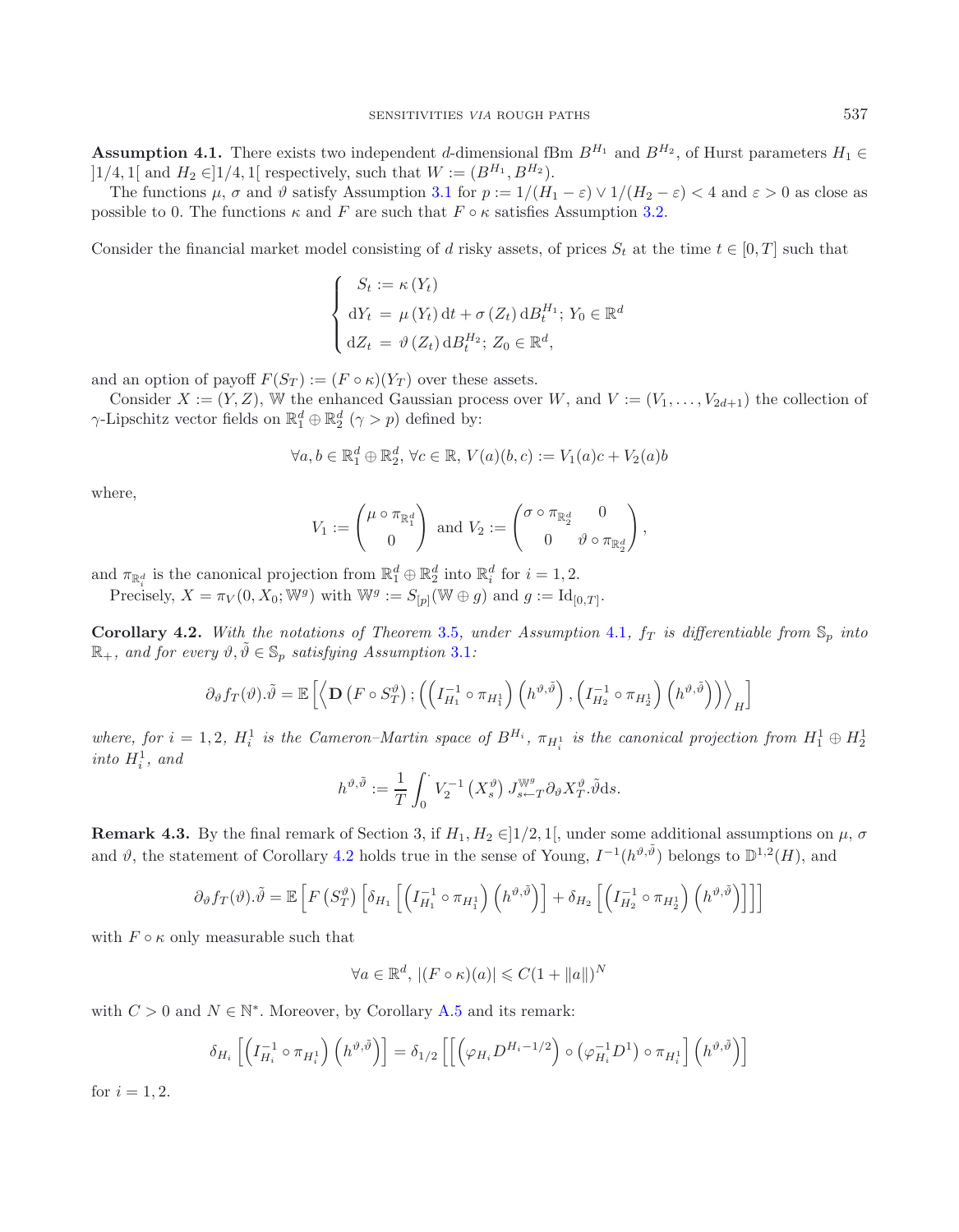**Assumption 4.1.** There exists two independent $d$-dimensional fBm $B^{H_1}$ and $B^{H_2}$, of Hurst parameters $H_1 \in ]1/4,1[$ and $H_2 \in ]1/4,1[$ respectively, such that $W := (B^{H_1}, B^{H_2})$.

The functions $\mu$, $\sigma$ and $\vartheta$ satisfy Assumption 3.1 for $p := 1/(H_1 - \varepsilon) \vee 1/(H_2 - \varepsilon) < 4$ and $\varepsilon > 0$ as close as possible to 0. The functions $\kappa$ and $F$ are such that $F \circ \kappa$ satisfies Assumption 3.2.

Consider the financial market model consisting of $d$ risky assets, of prices $S_t$ at the time $t \in [0,T]$ such that

$$\begin{cases} S_t := \kappa(Y_t) \\ \mathrm{d}Y_t = \mu(Y_t)\,\mathrm{d}t + \sigma(Z_t)\,\mathrm{d}B_t^{H_1};\ Y_0 \in \mathbb{R}^d \\ \mathrm{d}Z_t = \vartheta(Z_t)\,\mathrm{d}B_t^{H_2};\ Z_0 \in \mathbb{R}^d, \end{cases}$$

and an option of payoff $F(S_T) := (F \circ \kappa)(Y_T)$ over these assets.

Consider $X := (Y, Z)$, $\mathbb{W}$ the enhanced Gaussian process over $W$, and $V := (V_1, \dots, V_{2d+1})$ the collection of $\gamma$-Lipschitz vector fields on $\mathbb{R}_1^d \oplus \mathbb{R}_2^d$ ($\gamma > p$) defined by:

$$\forall a, b \in \mathbb{R}_1^d \oplus \mathbb{R}_2^d,\ \forall c \in \mathbb{R},\ V(a)(b,c) := V_1(a)c + V_2(a)b$$

where,

$$V_1 := \begin{pmatrix} \mu \circ \pi_{\mathbb{R}_1^d} \\ 0 \end{pmatrix} \text{ and } V_2 := \begin{pmatrix} \sigma \circ \pi_{\mathbb{R}_2^d} & 0 \\ 0 & \vartheta \circ \pi_{\mathbb{R}_2^d} \end{pmatrix},$$

and $\pi_{\mathbb{R}_i^d}$ is the canonical projection from $\mathbb{R}_1^d \oplus \mathbb{R}_2^d$ into $\mathbb{R}_i^d$ for $i = 1, 2$.

Precisely, $X = \pi_V(0, X_0; \mathbb{W}^g)$ with $\mathbb{W}^g := S_{[p]}(\mathbb{W} \oplus g)$ and $g := \mathrm{Id}_{[0,T]}$.

**Corollary 4.2.** *With the notations of Theorem 3.5, under Assumption 4.1, $f_T$ is differentiable from $\mathbb{S}_p$ into $\mathbb{R}_+$, and for every $\vartheta, \tilde{\vartheta} \in \mathbb{S}_p$ satisfying Assumption 3.1:*

$$\partial_\vartheta f_T(\vartheta).\tilde{\vartheta} = \mathbb{E}\left[\left\langle \mathbf{D}\left(F \circ S_T^\vartheta\right); \left(\left(I_{H_1}^{-1} \circ \pi_{H_1^1}\right)\left(h^{\vartheta,\tilde{\vartheta}}\right), \left(I_{H_2}^{-1} \circ \pi_{H_2^1}\right)\left(h^{\vartheta,\tilde{\vartheta}}\right)\right)\right\rangle_H\right]$$

*where, for $i = 1, 2$, $H_i^1$ is the Cameron–Martin space of $B^{H_i}$, $\pi_{H_i^1}$ is the canonical projection from $H_1^1 \oplus H_2^1$ into $H_i^1$, and*

$$h^{\vartheta,\tilde{\vartheta}} := \frac{1}{T}\int_0^{\cdot} V_2^{-1}\left(X_s^\vartheta\right) J_{s \leftarrow T}^{\mathbb{W}^g} \partial_\vartheta X_T^\vartheta.\tilde{\vartheta}\,\mathrm{d}s.$$

**Remark 4.3.** By the final remark of Section 3, if $H_1, H_2 \in ]1/2, 1[$, under some additional assumptions on $\mu$, $\sigma$ and $\vartheta$, the statement of Corollary 4.2 holds true in the sense of Young, $I^{-1}(h^{\vartheta,\tilde{\vartheta}})$ belongs to $\mathbb{D}^{1,2}(H)$, and

$$\partial_\vartheta f_T(\vartheta).\tilde{\vartheta} = \mathbb{E}\left[F\left(S_T^\vartheta\right)\left[\delta_{H_1}\left[\left(I_{H_1}^{-1} \circ \pi_{H_1^1}\right)\left(h^{\vartheta,\tilde{\vartheta}}\right)\right] + \delta_{H_2}\left[\left(I_{H_2}^{-1} \circ \pi_{H_2^1}\right)\left(h^{\vartheta,\tilde{\vartheta}}\right)\right]\right]\right]$$

with $F \circ \kappa$ only measurable such that

$$\forall a \in \mathbb{R}^d,\ |(F \circ \kappa)(a)| \leqslant C(1 + \|a\|)^N$$

with $C > 0$ and $N \in \mathbb{N}^*$. Moreover, by Corollary A.5 and its remark:

$$\delta_{H_i}\left[\left(I_{H_i}^{-1} \circ \pi_{H_i^1}\right)\left(h^{\vartheta,\tilde{\vartheta}}\right)\right] = \delta_{1/2}\left[\left[\left(\varphi_{H_i} D^{H_i - 1/2}\right) \circ \left(\varphi_{H_i}^{-1} D^1\right) \circ \pi_{H_i^1}\right]\left(h^{\vartheta,\tilde{\vartheta}}\right)\right]$$

for $i = 1, 2$.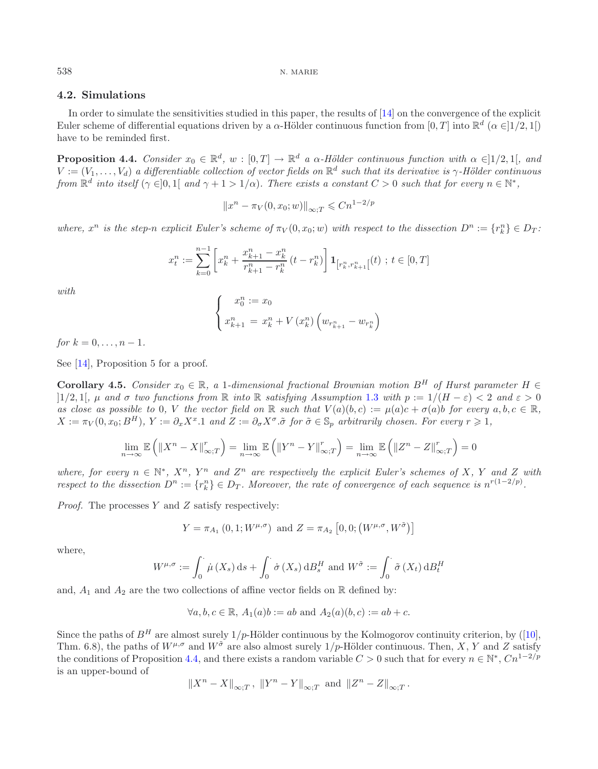### 4.2. Simulations

In order to simulate the sensitivities studied in this paper, the results of [14] on the convergence of the explicit Euler scheme of differential equations driven by a $\alpha$-Hölder continuous function from $[0,T]$ into $\mathbb{R}^d$ ($\alpha \in ]1/2,1[$) have to be reminded first.

**Proposition 4.4.** *Consider $x_0 \in \mathbb{R}^d$, $w : [0,T] \rightarrow \mathbb{R}^d$ a $\alpha$-Hölder continuous function with $\alpha \in ]1/2,1[$, and $V := (V_1,\dots,V_d)$ a differentiable collection of vector fields on $\mathbb{R}^d$ such that its derivative is $\gamma$-Hölder continuous from $\mathbb{R}^d$ into itself ($\gamma \in ]0,1[$ and $\gamma + 1 > 1/\alpha$). There exists a constant $C > 0$ such that for every $n \in \mathbb{N}^*$,*

$$\|x^n - \pi_V(0,x_0;w)\|_{\infty;T} \leqslant Cn^{1-2/p}$$

*where, $x^n$ is the step-$n$ explicit Euler's scheme of $\pi_V(0,x_0;w)$ with respect to the dissection $D^n := \{r_k^n\} \in D_T$:*

$$x_t^n := \sum_{k=0}^{n-1} \left[ x_k^n + \frac{x_{k+1}^n - x_k^n}{r_{k+1}^n - r_k^n} \left(t - r_k^n\right) \right] \mathbf{1}_{[r_k^n, r_{k+1}^n[}(t) \ ; \ t \in [0,T]$$

*with*

$$\begin{cases} x_0^n := x_0 \\ x_{k+1}^n = x_k^n + V\left(x_k^n\right)\left(w_{r_{k+1}^n} - w_{r_k^n}\right) \end{cases}$$

*for $k = 0,\dots,n-1$.*

See [14], Proposition 5 for a proof.

**Corollary 4.5.** *Consider $x_0 \in \mathbb{R}$, a 1-dimensional fractional Brownian motion $B^H$ of Hurst parameter $H \in ]1/2,1[$, $\mu$ and $\sigma$ two functions from $\mathbb{R}$ into $\mathbb{R}$ satisfying Assumption 1.3 with $p := 1/(H-\varepsilon) < 2$ and $\varepsilon > 0$ as close as possible to 0, $V$ the vector field on $\mathbb{R}$ such that $V(a)(b,c) := \mu(a)c + \sigma(a)b$ for every $a,b,c \in \mathbb{R}$, $X := \pi_V(0,x_0;B^H)$, $Y := \partial_x X^x.1$ and $Z := \partial_\sigma X^\sigma.\tilde{\sigma}$ for $\tilde{\sigma} \in \mathbb{S}_p$ arbitrarily chosen. For every $r \geqslant 1$,*

$$\lim_{n\rightarrow\infty} \mathbb{E}\left(\|X^n - X\|_{\infty;T}^r\right) = \lim_{n\rightarrow\infty} \mathbb{E}\left(\|Y^n - Y\|_{\infty;T}^r\right) = \lim_{n\rightarrow\infty} \mathbb{E}\left(\|Z^n - Z\|_{\infty;T}^r\right) = 0$$

*where, for every $n \in \mathbb{N}^*$, $X^n$, $Y^n$ and $Z^n$ are respectively the explicit Euler's schemes of $X$, $Y$ and $Z$ with respect to the dissection $D^n := \{r_k^n\} \in D_T$. Moreover, the rate of convergence of each sequence is $n^{r(1-2/p)}$.*

*Proof.* The processes $Y$ and $Z$ satisfy respectively:

$$Y = \pi_{A_1}\left(0,1;W^{\mu,\sigma}\right) \text{ and } Z = \pi_{A_2}\left[0,0;\left(W^{\mu,\sigma},W^{\tilde{\sigma}}\right)\right]$$

where,

$$W^{\mu,\sigma} := \int_0^{\cdot} \dot{\mu}\left(X_s\right)\mathrm{d}s + \int_0^{\cdot} \dot{\sigma}\left(X_s\right)\mathrm{d}B_s^H \text{ and } W^{\tilde{\sigma}} := \int_0^{\cdot} \tilde{\sigma}\left(X_t\right)\mathrm{d}B_t^H$$

and, $A_1$ and $A_2$ are the two collections of affine vector fields on $\mathbb{R}$ defined by:

$$\forall a,b,c \in \mathbb{R},\ A_1(a)b := ab \text{ and } A_2(a)(b,c) := ab + c.$$

Since the paths of $B^H$ are almost surely $1/p$-Hölder continuous by the Kolmogorov continuity criterion, by ([10], Thm. 6.8), the paths of $W^{\mu,\sigma}$ and $W^{\tilde{\sigma}}$ are also almost surely $1/p$-Hölder continuous. Then, $X$, $Y$ and $Z$ satisfy the conditions of Proposition 4.4, and there exists a random variable $C > 0$ such that for every $n \in \mathbb{N}^*$, $Cn^{1-2/p}$ is an upper-bound of

$$\|X^n - X\|_{\infty;T},\ \|Y^n - Y\|_{\infty;T} \text{ and } \|Z^n - Z\|_{\infty;T}.$$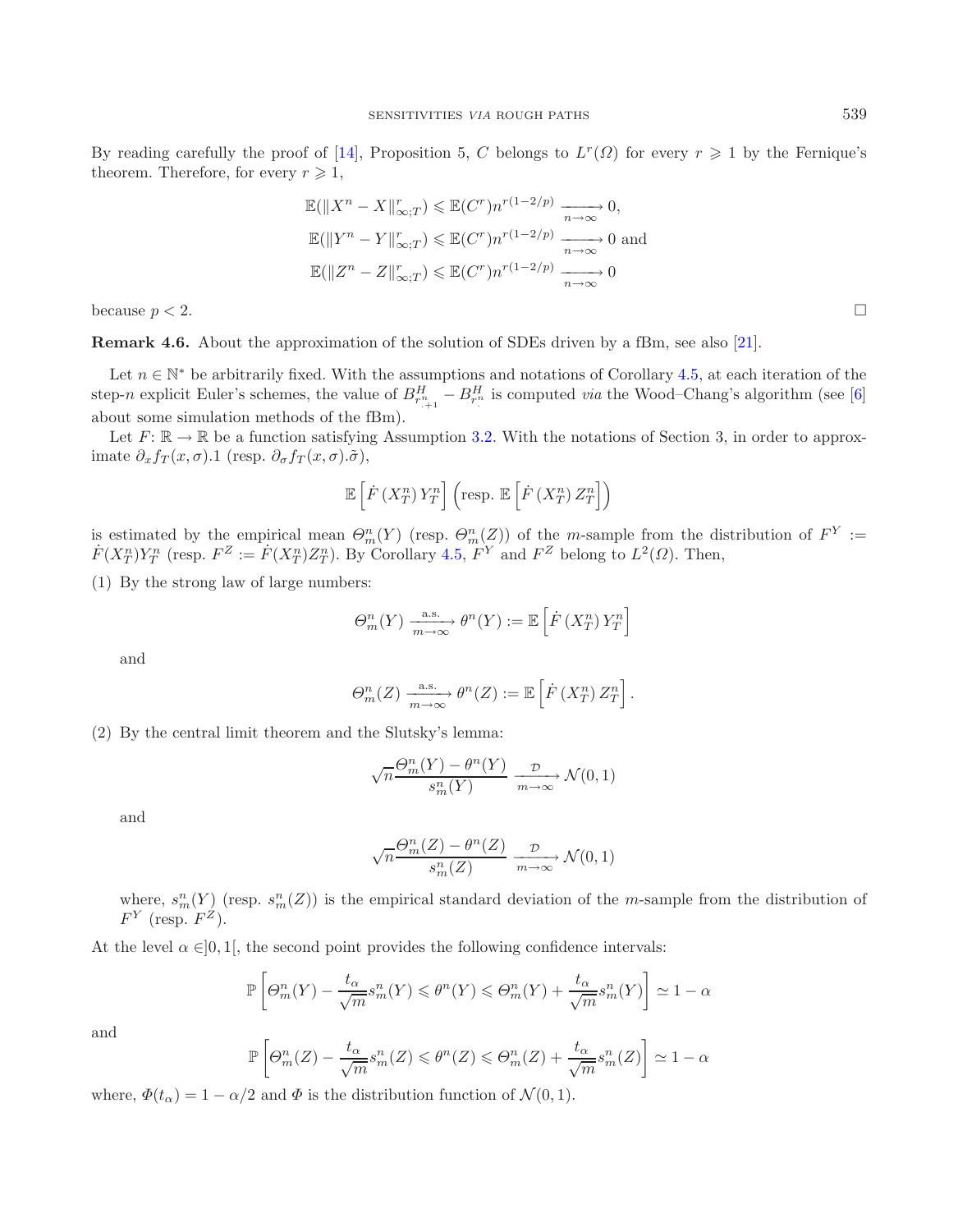By reading carefully the proof of [14], Proposition 5, $C$ belongs to $L^r(\Omega)$ for every $r \geqslant 1$ by the Fernique's theorem. Therefore, for every $r \geqslant 1$,

$$\mathbb{E}(\|X^n - X\|_{\infty;T}^r) \leqslant \mathbb{E}(C^r) n^{r(1-2/p)} \xrightarrow[n\to\infty]{} 0,$$

$$\mathbb{E}(\|Y^n - Y\|_{\infty;T}^r) \leqslant \mathbb{E}(C^r) n^{r(1-2/p)} \xrightarrow[n\to\infty]{} 0 \text{ and}$$

$$\mathbb{E}(\|Z^n - Z\|_{\infty;T}^r) \leqslant \mathbb{E}(C^r) n^{r(1-2/p)} \xrightarrow[n\to\infty]{} 0$$

because $p < 2$. $\square$

**Remark 4.6.** About the approximation of the solution of SDEs driven by a fBm, see also [21].

Let $n \in \mathbb{N}^*$ be arbitrarily fixed. With the assumptions and notations of Corollary 4.5, at each iteration of the step-$n$ explicit Euler's schemes, the value of $B^H_{r^n_{.+1}} - B^H_{r^n_.}$ is computed *via* the Wood–Chang's algorithm (see [6] about some simulation methods of the fBm).

Let $F\colon \mathbb{R} \to \mathbb{R}$ be a function satisfying Assumption 3.2. With the notations of Section 3, in order to approximate $\partial_x f_T(x,\sigma).1$ (resp. $\partial_\sigma f_T(x,\sigma).\tilde{\sigma}$),

$$\mathbb{E}\left[\dot{F}\left(X^n_T\right) Y^n_T\right] \left(\text{resp. } \mathbb{E}\left[\dot{F}\left(X^n_T\right) Z^n_T\right]\right)$$

is estimated by the empirical mean $\Theta^n_m(Y)$ (resp. $\Theta^n_m(Z)$) of the $m$-sample from the distribution of $F^Y := \dot{F}(X^n_T)Y^n_T$ (resp. $F^Z := \dot{F}(X^n_T)Z^n_T$). By Corollary 4.5, $F^Y$ and $F^Z$ belong to $L^2(\Omega)$. Then,

(1) By the strong law of large numbers:

$$\Theta^n_m(Y) \xrightarrow[m\to\infty]{\text{a.s.}} \theta^n(Y) := \mathbb{E}\left[\dot{F}\left(X^n_T\right) Y^n_T\right]$$

and

$$\Theta^n_m(Z) \xrightarrow[m\to\infty]{\text{a.s.}} \theta^n(Z) := \mathbb{E}\left[\dot{F}\left(X^n_T\right) Z^n_T\right].$$

(2) By the central limit theorem and the Slutsky's lemma:

$$\sqrt{n}\frac{\Theta^n_m(Y) - \theta^n(Y)}{s^n_m(Y)} \xrightarrow[m\to\infty]{\mathcal{D}} \mathcal{N}(0,1)$$

and

$$\sqrt{n}\frac{\Theta^n_m(Z) - \theta^n(Z)}{s^n_m(Z)} \xrightarrow[m\to\infty]{\mathcal{D}} \mathcal{N}(0,1)$$

where, $s^n_m(Y)$ (resp. $s^n_m(Z)$) is the empirical standard deviation of the $m$-sample from the distribution of $F^Y$ (resp. $F^Z$).

At the level $\alpha \in ]0,1[$, the second point provides the following confidence intervals:

$$\mathbb{P}\left[\Theta^n_m(Y) - \frac{t_\alpha}{\sqrt{m}} s^n_m(Y) \leqslant \theta^n(Y) \leqslant \Theta^n_m(Y) + \frac{t_\alpha}{\sqrt{m}} s^n_m(Y)\right] \simeq 1 - \alpha$$

and

$$\mathbb{P}\left[\Theta^n_m(Z) - \frac{t_\alpha}{\sqrt{m}} s^n_m(Z) \leqslant \theta^n(Z) \leqslant \Theta^n_m(Z) + \frac{t_\alpha}{\sqrt{m}} s^n_m(Z)\right] \simeq 1 - \alpha$$

where, $\Phi(t_\alpha) = 1 - \alpha/2$ and $\Phi$ is the distribution function of $\mathcal{N}(0,1)$.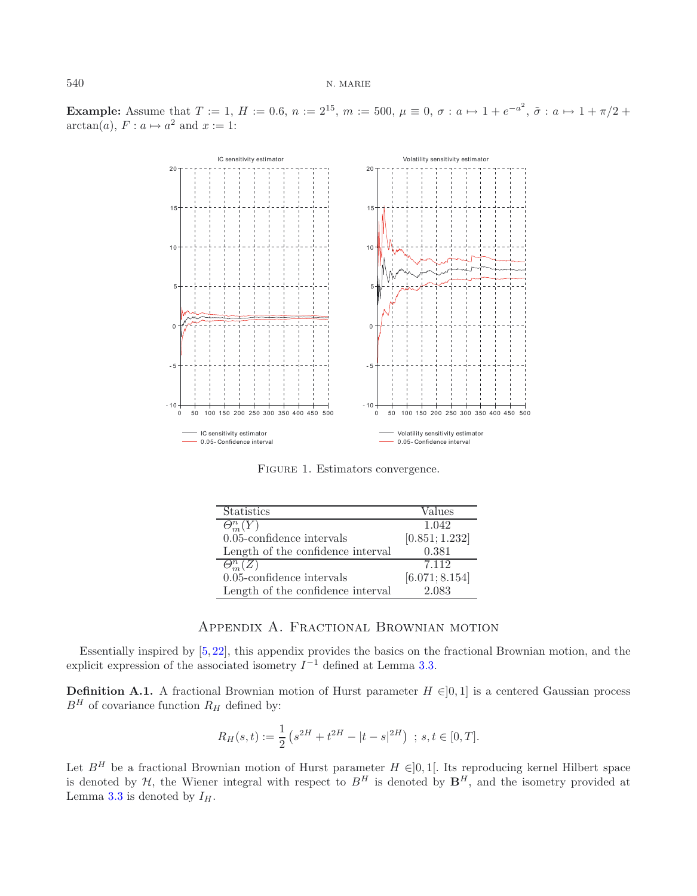**Example:** Assume that $T := 1$, $H := 0.6$, $n := 2^{15}$, $m := 500$, $\mu \equiv 0$, $\sigma : a \mapsto 1 + e^{-a^2}$, $\tilde{\sigma} : a \mapsto 1 + \pi/2 + \arctan(a)$, $F : a \mapsto a^2$ and $x := 1$:

FIGURE 1. Estimators convergence.

| Statistics | Values |
|---|---|
| $\Theta_m^n(Y)$ | 1.042 |
| 0.05-confidence intervals | $[0.851; 1.232]$ |
| Length of the confidence interval | 0.381 |
| $\Theta_m^n(Z)$ | 7.112 |
| 0.05-confidence intervals | $[6.071; 8.154]$ |
| Length of the confidence interval | 2.083 |

## Appendix A. Fractional Brownian motion

Essentially inspired by [5,22], this appendix provides the basics on the fractional Brownian motion, and the explicit expression of the associated isometry $I^{-1}$ defined at Lemma 3.3.

**Definition A.1.** A fractional Brownian motion of Hurst parameter $H \in ]0,1]$ is a centered Gaussian process $B^H$ of covariance function $R_H$ defined by:

$$R_H(s,t) := \frac{1}{2}\left(s^{2H} + t^{2H} - |t-s|^{2H}\right) \;;\; s,t \in [0,T].$$

Let $B^H$ be a fractional Brownian motion of Hurst parameter $H \in ]0,1[$. Its reproducing kernel Hilbert space is denoted by $\mathcal{H}$, the Wiener integral with respect to $B^H$ is denoted by $\mathbf{B}^H$, and the isometry provided at Lemma 3.3 is denoted by $I_H$.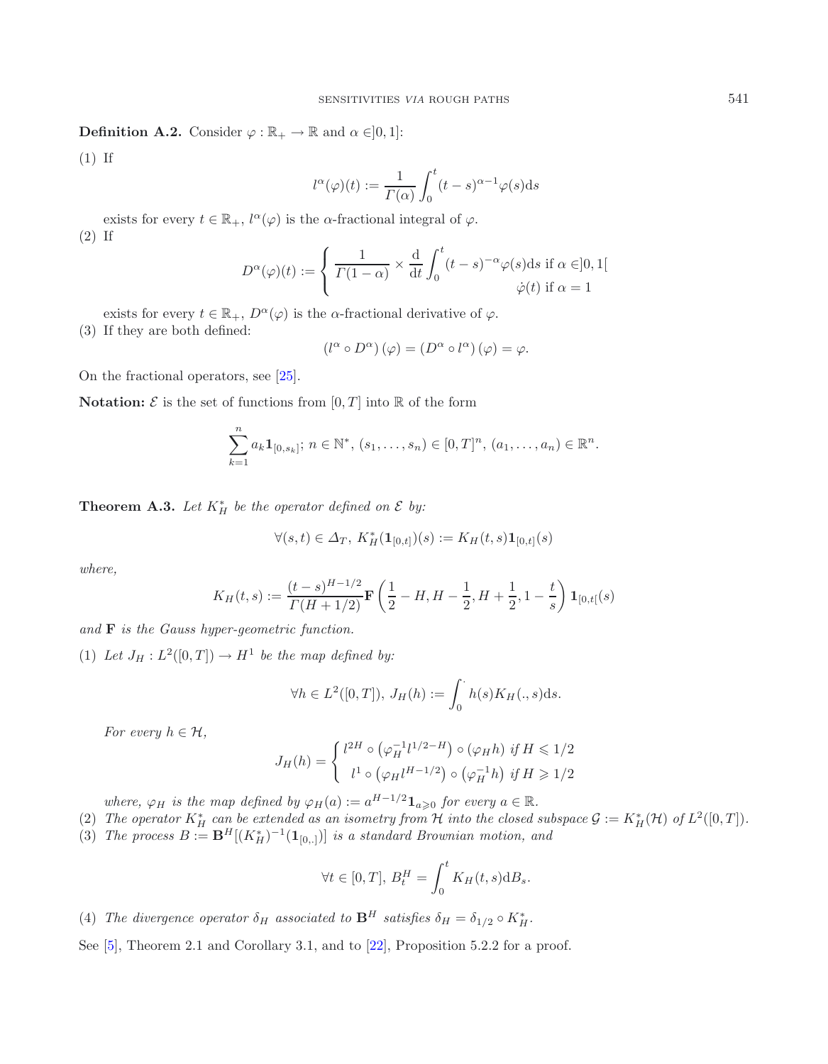**Definition A.2.** Consider $\varphi : \mathbb{R}_+ \to \mathbb{R}$ and $\alpha \in ]0,1]$:

(1) If

$$l^{\alpha}(\varphi)(t) := \frac{1}{\Gamma(\alpha)} \int_0^t (t-s)^{\alpha-1} \varphi(s) \mathrm{d}s$$

exists for every $t \in \mathbb{R}_+$, $l^{\alpha}(\varphi)$ is the $\alpha$-fractional integral of $\varphi$.

(2) If

$$D^{\alpha}(\varphi)(t) := \begin{cases} \dfrac{1}{\Gamma(1-\alpha)} \times \dfrac{\mathrm{d}}{\mathrm{d}t} \displaystyle\int_0^t (t-s)^{-\alpha} \varphi(s) \mathrm{d}s & \text{if } \alpha \in ]0,1[ \\ \dot{\varphi}(t) & \text{if } \alpha = 1 \end{cases}$$

exists for every $t \in \mathbb{R}_+$, $D^{\alpha}(\varphi)$ is the $\alpha$-fractional derivative of $\varphi$.

(3) If they are both defined:

$$\left(l^{\alpha} \circ D^{\alpha}\right)(\varphi) = \left(D^{\alpha} \circ l^{\alpha}\right)(\varphi) = \varphi.$$

On the fractional operators, see [25].

**Notation:** $\mathcal{E}$ is the set of functions from $[0,T]$ into $\mathbb{R}$ of the form

$$\sum_{k=1}^{n} a_k \mathbf{1}_{[0,s_k]};\ n \in \mathbb{N}^*,\ (s_1,\dots,s_n) \in [0,T]^n,\ (a_1,\dots,a_n) \in \mathbb{R}^n.$$

**Theorem A.3.** *Let $K_H^*$ be the operator defined on $\mathcal{E}$ by:*

$$\forall (s,t) \in \Delta_T,\ K_H^*(\mathbf{1}_{[0,t]})(s) := K_H(t,s)\mathbf{1}_{[0,t]}(s)$$

*where,*

$$K_H(t,s) := \frac{(t-s)^{H-1/2}}{\Gamma(H+1/2)} \mathbf{F}\left(\frac{1}{2}-H, H-\frac{1}{2}, H+\frac{1}{2}, 1-\frac{t}{s}\right) \mathbf{1}_{[0,t[}(s)$$

*and $\mathbf{F}$ is the Gauss hyper-geometric function.*

(1) *Let $J_H : L^2([0,T]) \to H^1$ be the map defined by:*

$$\forall h \in L^2([0,T]),\ J_H(h) := \int_0^{\cdot} h(s) K_H(.,s) \mathrm{d}s.$$

*For every $h \in \mathcal{H}$,*

$$J_H(h) = \begin{cases} l^{2H} \circ \left(\varphi_H^{-1} l^{1/2-H}\right) \circ (\varphi_H h) & \text{if } H \leqslant 1/2 \\ l^1 \circ \left(\varphi_H l^{H-1/2}\right) \circ \left(\varphi_H^{-1} h\right) & \text{if } H \geqslant 1/2 \end{cases}$$

*where, $\varphi_H$ is the map defined by $\varphi_H(a) := a^{H-1/2}\mathbf{1}_{a \geqslant 0}$ for every $a \in \mathbb{R}$.*

(2) *The operator $K_H^*$ can be extended as an isometry from $\mathcal{H}$ into the closed subspace $\mathcal{G} := K_H^*(\mathcal{H})$ of $L^2([0,T])$.*

(3) *The process $B := \mathbf{B}^H[(K_H^*)^{-1}(\mathbf{1}_{[0,.]})]$ is a standard Brownian motion, and*

$$\forall t \in [0,T],\ B_t^H = \int_0^t K_H(t,s) \mathrm{d}B_s.$$

(4) *The divergence operator $\delta_H$ associated to $\mathbf{B}^H$ satisfies $\delta_H = \delta_{1/2} \circ K_H^*$.*

See [5], Theorem 2.1 and Corollary 3.1, and to [22], Proposition 5.2.2 for a proof.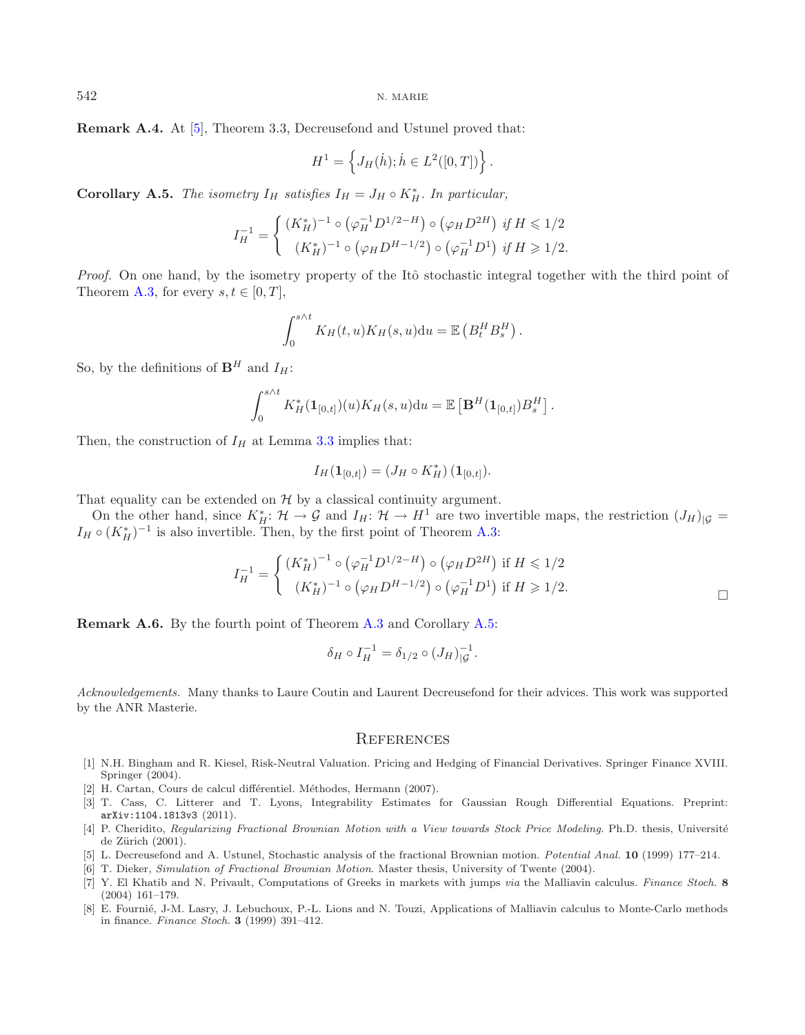**Remark A.4.** At [5], Theorem 3.3, Decreusefond and Ustunel proved that:

$$H^1 = \left\{ J_H(\dot{h}); \dot{h} \in L^2([0,T]) \right\}.$$

**Corollary A.5.** *The isometry $I_H$ satisfies $I_H = J_H \circ K_H^*$. In particular,*

$$I_H^{-1} = \begin{cases} (K_H^*)^{-1} \circ \left(\varphi_H^{-1} D^{1/2-H}\right) \circ \left(\varphi_H D^{2H}\right) \text{ if } H \leqslant 1/2 \\ (K_H^*)^{-1} \circ \left(\varphi_H D^{H-1/2}\right) \circ \left(\varphi_H^{-1} D^1\right) \text{ if } H \geqslant 1/2. \end{cases}$$

*Proof.* On one hand, by the isometry property of the Itô stochastic integral together with the third point of Theorem A.3, for every $s, t \in [0,T]$,

$$\int_0^{s\wedge t} K_H(t,u) K_H(s,u) \mathrm{d}u = \mathbb{E}\left(B_t^H B_s^H\right).$$

So, by the definitions of $\mathbf{B}^H$ and $I_H$:

$$\int_0^{s\wedge t} K_H^*(\mathbf{1}_{[0,t]})(u) K_H(s,u) \mathrm{d}u = \mathbb{E}\left[\mathbf{B}^H(\mathbf{1}_{[0,t]}) B_s^H\right].$$

Then, the construction of $I_H$ at Lemma 3.3 implies that:

$$I_H(\mathbf{1}_{[0,t]}) = (J_H \circ K_H^*)(\mathbf{1}_{[0,t]}).$$

That equality can be extended on $\mathcal{H}$ by a classical continuity argument.

On the other hand, since $K_H^*\colon \mathcal{H} \to \mathcal{G}$ and $I_H\colon \mathcal{H} \to H^1$ are two invertible maps, the restriction $(J_H)_{|\mathcal{G}} = I_H \circ (K_H^*)^{-1}$ is also invertible. Then, by the first point of Theorem A.3:

$$I_H^{-1} = \begin{cases} (K_H^*)^{-1} \circ \left(\varphi_H^{-1} D^{1/2-H}\right) \circ \left(\varphi_H D^{2H}\right) \text{ if } H \leqslant 1/2 \\ (K_H^*)^{-1} \circ \left(\varphi_H D^{H-1/2}\right) \circ \left(\varphi_H^{-1} D^1\right) \text{ if } H \geqslant 1/2. \end{cases}$$

□

**Remark A.6.** By the fourth point of Theorem A.3 and Corollary A.5:

$$\delta_H \circ I_H^{-1} = \delta_{1/2} \circ (J_H)_{|\mathcal{G}}^{-1}.$$

*Acknowledgements.* Many thanks to Laure Coutin and Laurent Decreusefond for their advices. This work was supported by the ANR Masterie.

## References

[1] N.H. Bingham and R. Kiesel, Risk-Neutral Valuation. Pricing and Hedging of Financial Derivatives. Springer Finance XVIII. Springer (2004).

[2] H. Cartan, Cours de calcul différentiel. Méthodes, Hermann (2007).

[3] T. Cass, C. Litterer and T. Lyons, Integrability Estimates for Gaussian Rough Differential Equations. Preprint: arXiv:1104.1813v3 (2011).

[4] P. Cheridito, *Regularizing Fractional Brownian Motion with a View towards Stock Price Modeling*. Ph.D. thesis, Université de Zürich (2001).

[5] L. Decreusefond and A. Ustunel, Stochastic analysis of the fractional Brownian motion. *Potential Anal.* **10** (1999) 177–214.

[6] T. Dieker, *Simulation of Fractional Brownian Motion*. Master thesis, University of Twente (2004).

[7] Y. El Khatib and N. Privault, Computations of Greeks in markets with jumps *via* the Malliavin calculus. *Finance Stoch.* **8** (2004) 161–179.

[8] E. Fournié, J-M. Lasry, J. Lebuchoux, P.-L. Lions and N. Touzi, Applications of Malliavin calculus to Monte-Carlo methods in finance. *Finance Stoch.* **3** (1999) 391–412.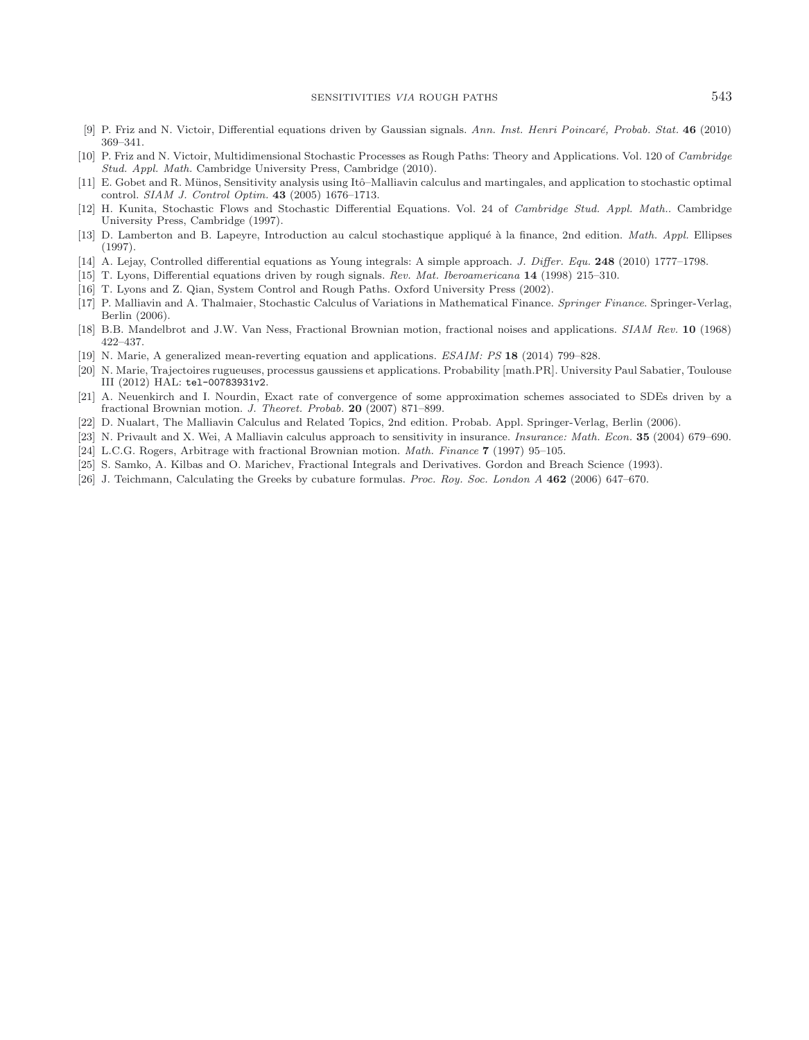[9] P. Friz and N. Victoir, Differential equations driven by Gaussian signals. *Ann. Inst. Henri Poincaré, Probab. Stat.* **46** (2010) 369–341.

[10] P. Friz and N. Victoir, Multidimensional Stochastic Processes as Rough Paths: Theory and Applications. Vol. 120 of *Cambridge Stud. Appl. Math.* Cambridge University Press, Cambridge (2010).

[11] E. Gobet and R. Münos, Sensitivity analysis using Itô–Malliavin calculus and martingales, and application to stochastic optimal control. *SIAM J. Control Optim.* **43** (2005) 1676–1713.

[12] H. Kunita, Stochastic Flows and Stochastic Differential Equations. Vol. 24 of *Cambridge Stud. Appl. Math.*. Cambridge University Press, Cambridge (1997).

[13] D. Lamberton and B. Lapeyre, Introduction au calcul stochastique appliqué à la finance, 2nd edition. *Math. Appl.* Ellipses (1997).

[14] A. Lejay, Controlled differential equations as Young integrals: A simple approach. *J. Differ. Equ.* **248** (2010) 1777–1798.

[15] T. Lyons, Differential equations driven by rough signals. *Rev. Mat. Iberoamericana* **14** (1998) 215–310.

[16] T. Lyons and Z. Qian, System Control and Rough Paths. Oxford University Press (2002).

[17] P. Malliavin and A. Thalmaier, Stochastic Calculus of Variations in Mathematical Finance. *Springer Finance*. Springer-Verlag, Berlin (2006).

[18] B.B. Mandelbrot and J.W. Van Ness, Fractional Brownian motion, fractional noises and applications. *SIAM Rev.* **10** (1968) 422–437.

[19] N. Marie, A generalized mean-reverting equation and applications. *ESAIM: PS* **18** (2014) 799–828.

[20] N. Marie, Trajectoires rugueuses, processus gaussiens et applications. Probability [math.PR]. University Paul Sabatier, Toulouse III (2012) HAL: tel-00783931v2.

[21] A. Neuenkirch and I. Nourdin, Exact rate of convergence of some approximation schemes associated to SDEs driven by a fractional Brownian motion. *J. Theoret. Probab.* **20** (2007) 871–899.

[22] D. Nualart, The Malliavin Calculus and Related Topics, 2nd edition. Probab. Appl. Springer-Verlag, Berlin (2006).

[23] N. Privault and X. Wei, A Malliavin calculus approach to sensitivity in insurance. *Insurance: Math. Econ.* **35** (2004) 679–690.

[24] L.C.G. Rogers, Arbitrage with fractional Brownian motion. *Math. Finance* **7** (1997) 95–105.

[25] S. Samko, A. Kilbas and O. Marichev, Fractional Integrals and Derivatives. Gordon and Breach Science (1993).

[26] J. Teichmann, Calculating the Greeks by cubature formulas. *Proc. Roy. Soc. London A* **462** (2006) 647–670.